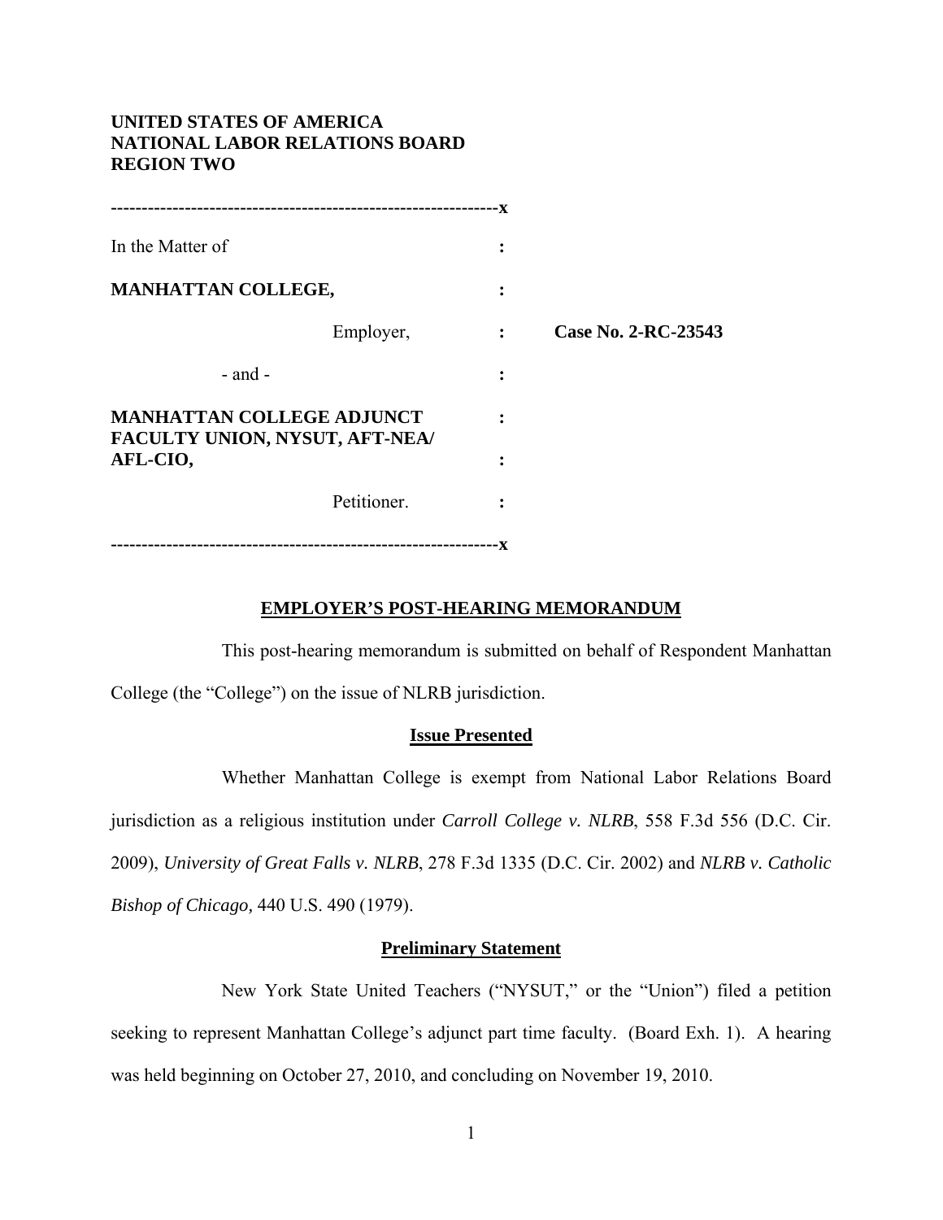**UNITED STATES OF AMERICA**
**NATIONAL LABOR RELATIONS BOARD**
**REGION TWO**

| | | |
|---|---|---|
| In the Matter of | : | |
| **MANHATTAN COLLEGE,** | : | |
| Employer, | : | **Case No. 2-RC-23543** |
| - and - | : | |
| **MANHATTAN COLLEGE ADJUNCT FACULTY UNION, NYSUT, AFT-NEA/ AFL-CIO,** | : | |
| Petitioner. | : | |

## EMPLOYER'S POST-HEARING MEMORANDUM

This post-hearing memorandum is submitted on behalf of Respondent Manhattan College (the "College") on the issue of NLRB jurisdiction.

### Issue Presented

Whether Manhattan College is exempt from National Labor Relations Board jurisdiction as a religious institution under *Carroll College v. NLRB*, 558 F.3d 556 (D.C. Cir. 2009), *University of Great Falls v. NLRB*, 278 F.3d 1335 (D.C. Cir. 2002) and *NLRB v. Catholic Bishop of Chicago*, 440 U.S. 490 (1979).

### Preliminary Statement

New York State United Teachers ("NYSUT," or the "Union") filed a petition seeking to represent Manhattan College's adjunct part time faculty. (Board Exh. 1). A hearing was held beginning on October 27, 2010, and concluding on November 19, 2010.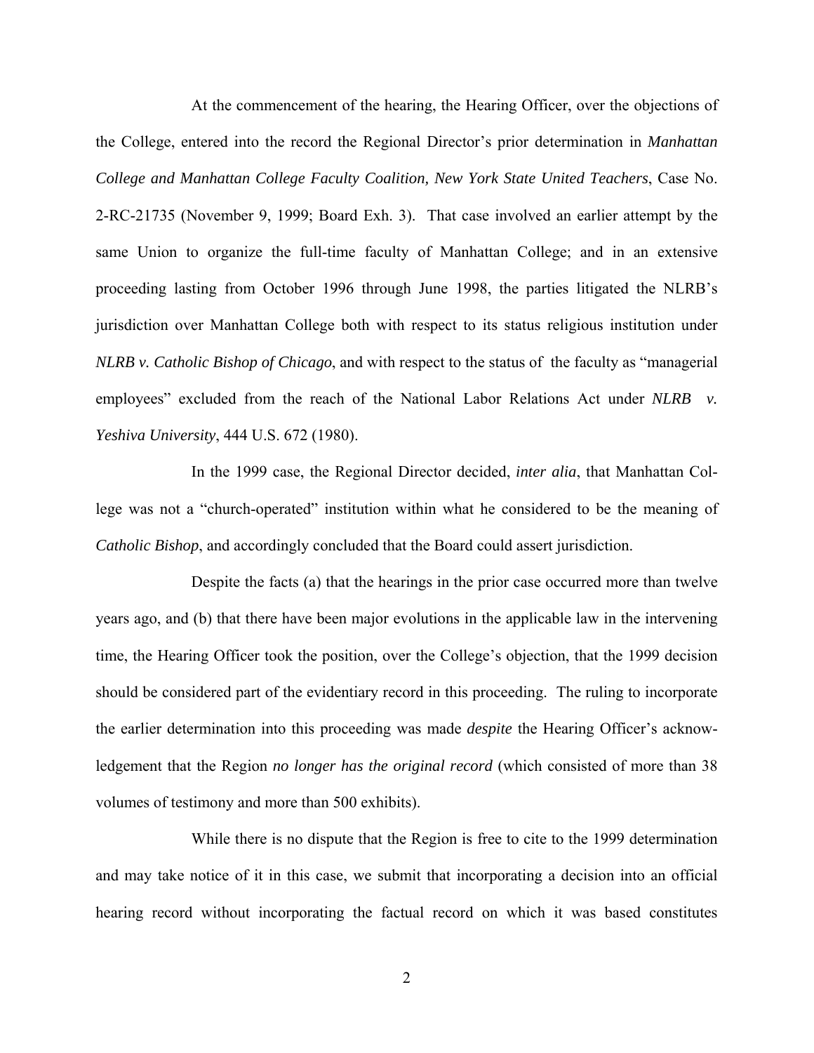At the commencement of the hearing, the Hearing Officer, over the objections of the College, entered into the record the Regional Director's prior determination in *Manhattan College and Manhattan College Faculty Coalition, New York State United Teachers*, Case No. 2-RC-21735 (November 9, 1999; Board Exh. 3). That case involved an earlier attempt by the same Union to organize the full-time faculty of Manhattan College; and in an extensive proceeding lasting from October 1996 through June 1998, the parties litigated the NLRB's jurisdiction over Manhattan College both with respect to its status religious institution under *NLRB v. Catholic Bishop of Chicago*, and with respect to the status of the faculty as "managerial employees" excluded from the reach of the National Labor Relations Act under *NLRB v. Yeshiva University*, 444 U.S. 672 (1980).

In the 1999 case, the Regional Director decided, *inter alia*, that Manhattan College was not a "church-operated" institution within what he considered to be the meaning of *Catholic Bishop*, and accordingly concluded that the Board could assert jurisdiction.

Despite the facts (a) that the hearings in the prior case occurred more than twelve years ago, and (b) that there have been major evolutions in the applicable law in the intervening time, the Hearing Officer took the position, over the College's objection, that the 1999 decision should be considered part of the evidentiary record in this proceeding. The ruling to incorporate the earlier determination into this proceeding was made *despite* the Hearing Officer's acknowledgement that the Region *no longer has the original record* (which consisted of more than 38 volumes of testimony and more than 500 exhibits).

While there is no dispute that the Region is free to cite to the 1999 determination and may take notice of it in this case, we submit that incorporating a decision into an official hearing record without incorporating the factual record on which it was based constitutes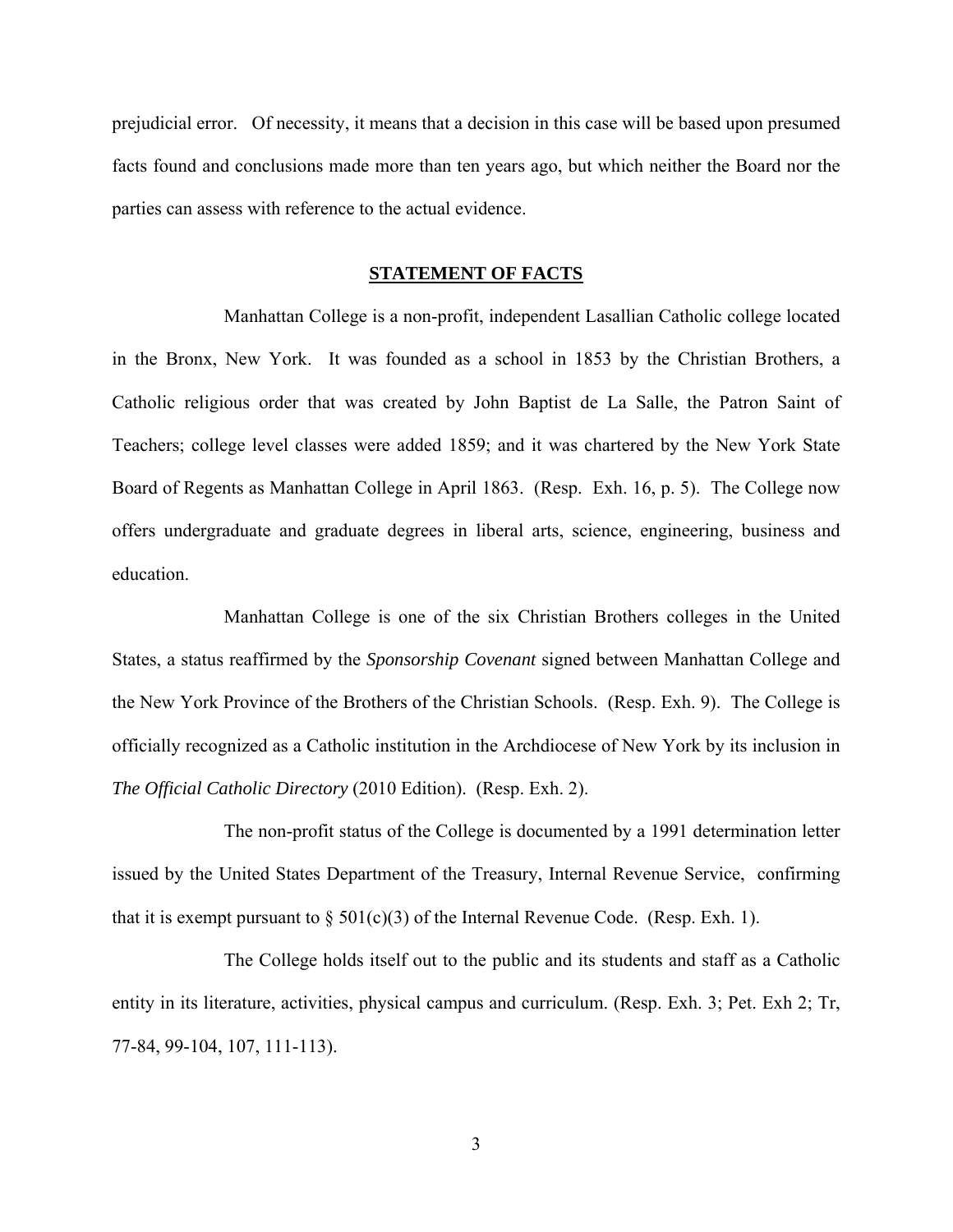prejudicial error. Of necessity, it means that a decision in this case will be based upon presumed facts found and conclusions made more than ten years ago, but which neither the Board nor the parties can assess with reference to the actual evidence.

## STATEMENT OF FACTS

Manhattan College is a non-profit, independent Lasallian Catholic college located in the Bronx, New York. It was founded as a school in 1853 by the Christian Brothers, a Catholic religious order that was created by John Baptist de La Salle, the Patron Saint of Teachers; college level classes were added 1859; and it was chartered by the New York State Board of Regents as Manhattan College in April 1863. (Resp. Exh. 16, p. 5). The College now offers undergraduate and graduate degrees in liberal arts, science, engineering, business and education.

Manhattan College is one of the six Christian Brothers colleges in the United States, a status reaffirmed by the *Sponsorship Covenant* signed between Manhattan College and the New York Province of the Brothers of the Christian Schools. (Resp. Exh. 9). The College is officially recognized as a Catholic institution in the Archdiocese of New York by its inclusion in *The Official Catholic Directory* (2010 Edition). (Resp. Exh. 2).

The non-profit status of the College is documented by a 1991 determination letter issued by the United States Department of the Treasury, Internal Revenue Service, confirming that it is exempt pursuant to § 501(c)(3) of the Internal Revenue Code. (Resp. Exh. 1).

The College holds itself out to the public and its students and staff as a Catholic entity in its literature, activities, physical campus and curriculum. (Resp. Exh. 3; Pet. Exh 2; Tr, 77-84, 99-104, 107, 111-113).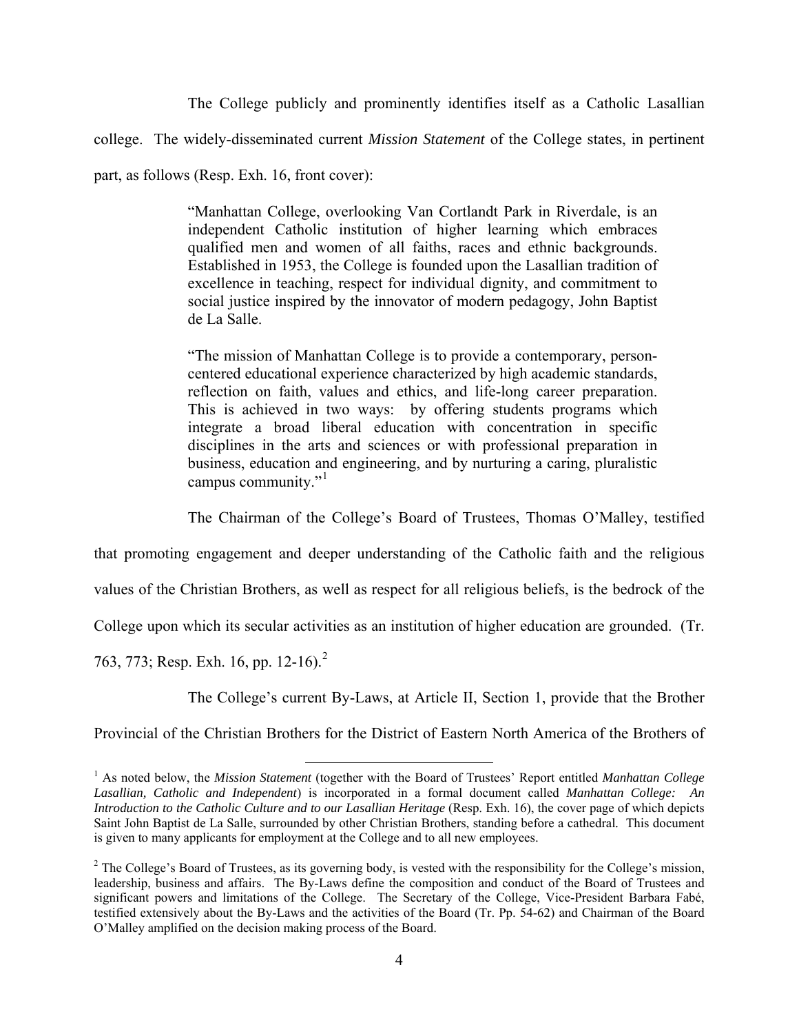The College publicly and prominently identifies itself as a Catholic Lasallian college. The widely-disseminated current *Mission Statement* of the College states, in pertinent part, as follows (Resp. Exh. 16, front cover):

> "Manhattan College, overlooking Van Cortlandt Park in Riverdale, is an independent Catholic institution of higher learning which embraces qualified men and women of all faiths, races and ethnic backgrounds. Established in 1953, the College is founded upon the Lasallian tradition of excellence in teaching, respect for individual dignity, and commitment to social justice inspired by the innovator of modern pedagogy, John Baptist de La Salle.
>
> "The mission of Manhattan College is to provide a contemporary, person-centered educational experience characterized by high academic standards, reflection on faith, values and ethics, and life-long career preparation. This is achieved in two ways: by offering students programs which integrate a broad liberal education with concentration in specific disciplines in the arts and sciences or with professional preparation in business, education and engineering, and by nurturing a caring, pluralistic campus community."[1]

The Chairman of the College's Board of Trustees, Thomas O'Malley, testified that promoting engagement and deeper understanding of the Catholic faith and the religious values of the Christian Brothers, as well as respect for all religious beliefs, is the bedrock of the College upon which its secular activities as an institution of higher education are grounded. (Tr. 763, 773; Resp. Exh. 16, pp. 12-16).[2]

The College's current By-Laws, at Article II, Section 1, provide that the Brother Provincial of the Christian Brothers for the District of Eastern North America of the Brothers of

---

[1] As noted below, the *Mission Statement* (together with the Board of Trustees' Report entitled *Manhattan College Lasallian, Catholic and Independent*) is incorporated in a formal document called *Manhattan College: An Introduction to the Catholic Culture and to our Lasallian Heritage* (Resp. Exh. 16), the cover page of which depicts Saint John Baptist de La Salle, surrounded by other Christian Brothers, standing before a cathedral. This document is given to many applicants for employment at the College and to all new employees.

[2] The College's Board of Trustees, as its governing body, is vested with the responsibility for the College's mission, leadership, business and affairs. The By-Laws define the composition and conduct of the Board of Trustees and significant powers and limitations of the College. The Secretary of the College, Vice-President Barbara Fabé, testified extensively about the By-Laws and the activities of the Board (Tr. Pp. 54-62) and Chairman of the Board O'Malley amplified on the decision making process of the Board.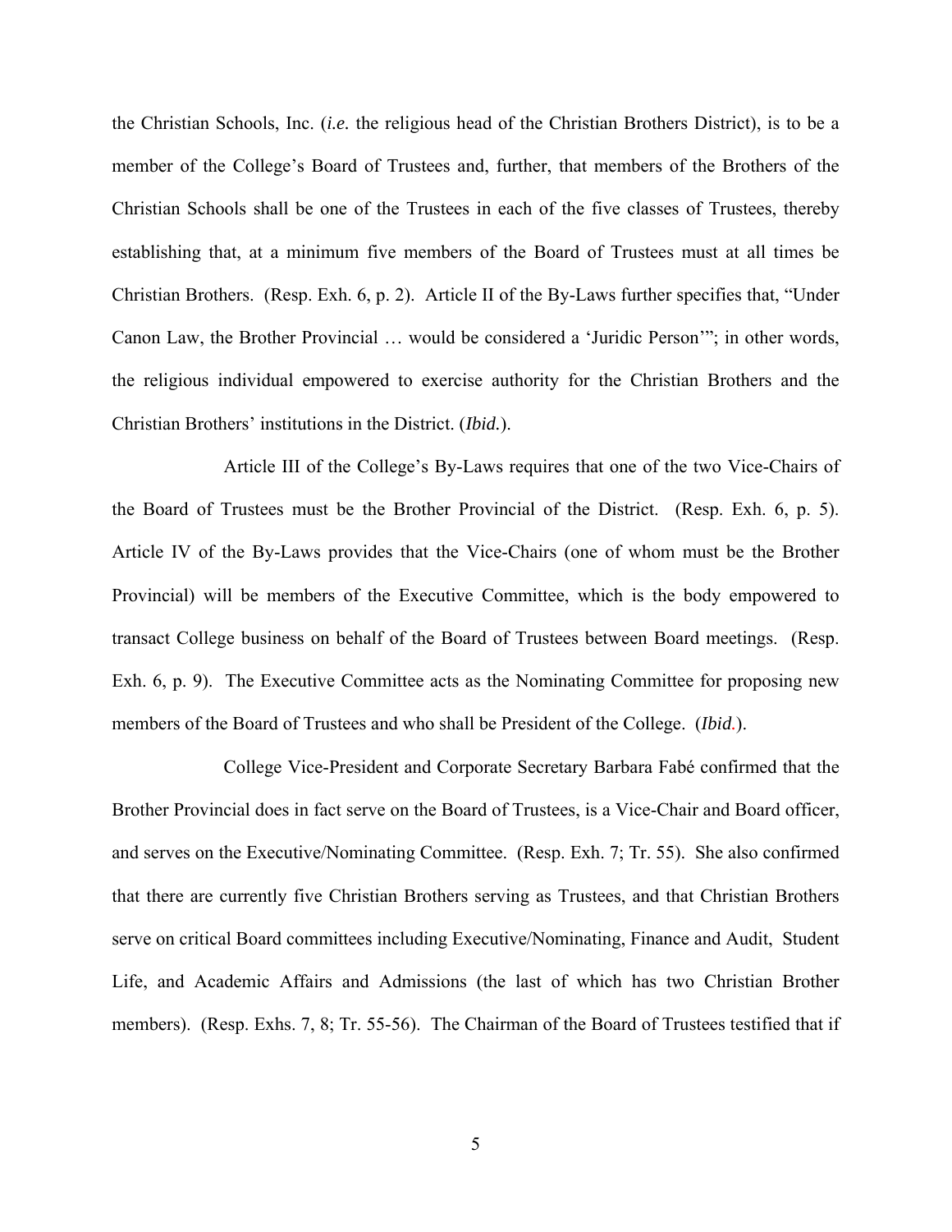the Christian Schools, Inc. (*i.e.* the religious head of the Christian Brothers District), is to be a member of the College's Board of Trustees and, further, that members of the Brothers of the Christian Schools shall be one of the Trustees in each of the five classes of Trustees, thereby establishing that, at a minimum five members of the Board of Trustees must at all times be Christian Brothers. (Resp. Exh. 6, p. 2). Article II of the By-Laws further specifies that, "Under Canon Law, the Brother Provincial … would be considered a 'Juridic Person'"; in other words, the religious individual empowered to exercise authority for the Christian Brothers and the Christian Brothers' institutions in the District. (*Ibid.*).

Article III of the College's By-Laws requires that one of the two Vice-Chairs of the Board of Trustees must be the Brother Provincial of the District. (Resp. Exh. 6, p. 5). Article IV of the By-Laws provides that the Vice-Chairs (one of whom must be the Brother Provincial) will be members of the Executive Committee, which is the body empowered to transact College business on behalf of the Board of Trustees between Board meetings. (Resp. Exh. 6, p. 9). The Executive Committee acts as the Nominating Committee for proposing new members of the Board of Trustees and who shall be President of the College. (*Ibid.*).

College Vice-President and Corporate Secretary Barbara Fabé confirmed that the Brother Provincial does in fact serve on the Board of Trustees, is a Vice-Chair and Board officer, and serves on the Executive/Nominating Committee. (Resp. Exh. 7; Tr. 55). She also confirmed that there are currently five Christian Brothers serving as Trustees, and that Christian Brothers serve on critical Board committees including Executive/Nominating, Finance and Audit, Student Life, and Academic Affairs and Admissions (the last of which has two Christian Brother members). (Resp. Exhs. 7, 8; Tr. 55-56). The Chairman of the Board of Trustees testified that if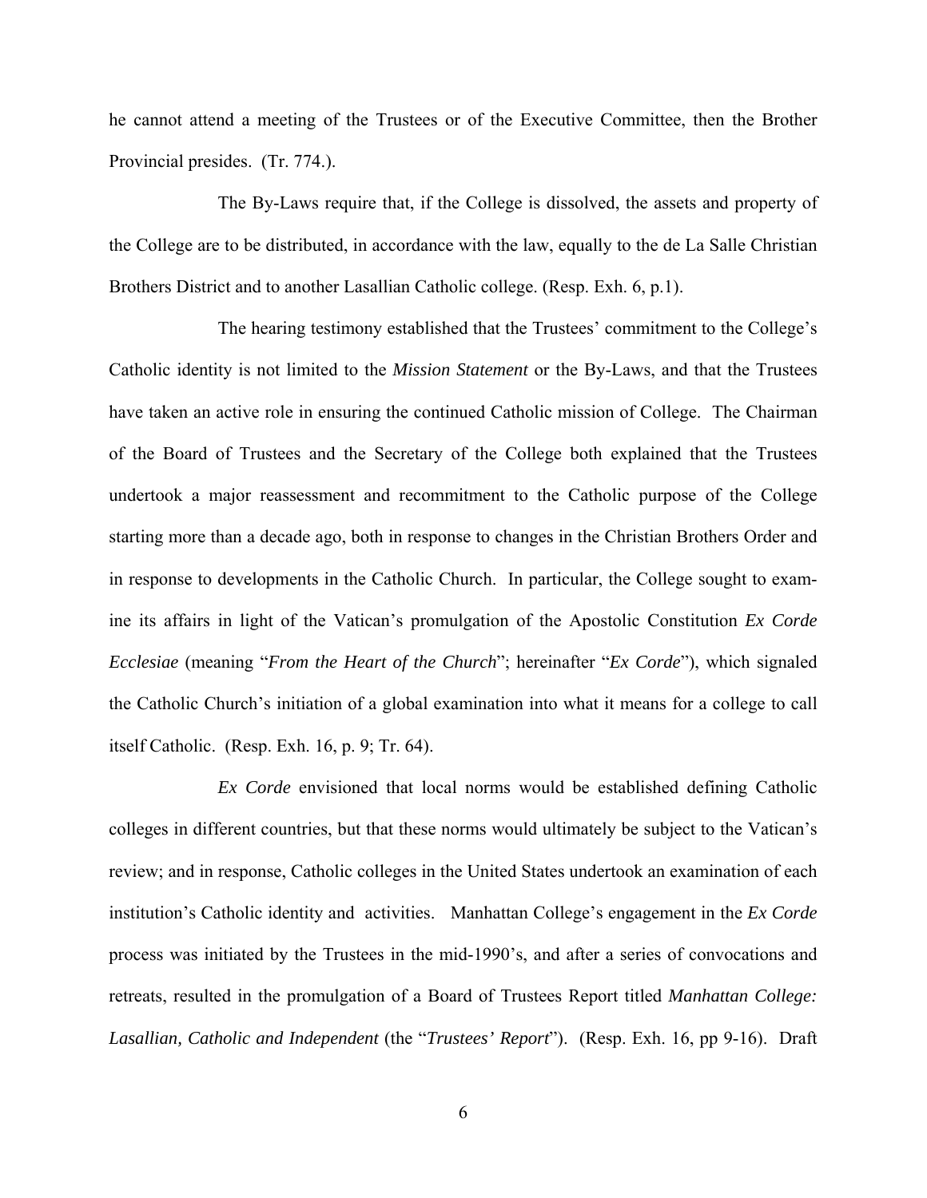he cannot attend a meeting of the Trustees or of the Executive Committee, then the Brother Provincial presides. (Tr. 774.).

The By-Laws require that, if the College is dissolved, the assets and property of the College are to be distributed, in accordance with the law, equally to the de La Salle Christian Brothers District and to another Lasallian Catholic college. (Resp. Exh. 6, p.1).

The hearing testimony established that the Trustees' commitment to the College's Catholic identity is not limited to the *Mission Statement* or the By-Laws, and that the Trustees have taken an active role in ensuring the continued Catholic mission of College. The Chairman of the Board of Trustees and the Secretary of the College both explained that the Trustees undertook a major reassessment and recommitment to the Catholic purpose of the College starting more than a decade ago, both in response to changes in the Christian Brothers Order and in response to developments in the Catholic Church. In particular, the College sought to examine its affairs in light of the Vatican's promulgation of the Apostolic Constitution *Ex Corde Ecclesiae* (meaning "*From the Heart of the Church*"; hereinafter "*Ex Corde*"), which signaled the Catholic Church's initiation of a global examination into what it means for a college to call itself Catholic. (Resp. Exh. 16, p. 9; Tr. 64).

*Ex Corde* envisioned that local norms would be established defining Catholic colleges in different countries, but that these norms would ultimately be subject to the Vatican's review; and in response, Catholic colleges in the United States undertook an examination of each institution's Catholic identity and activities. Manhattan College's engagement in the *Ex Corde* process was initiated by the Trustees in the mid-1990's, and after a series of convocations and retreats, resulted in the promulgation of a Board of Trustees Report titled *Manhattan College: Lasallian, Catholic and Independent* (the "*Trustees' Report*"). (Resp. Exh. 16, pp 9-16). Draft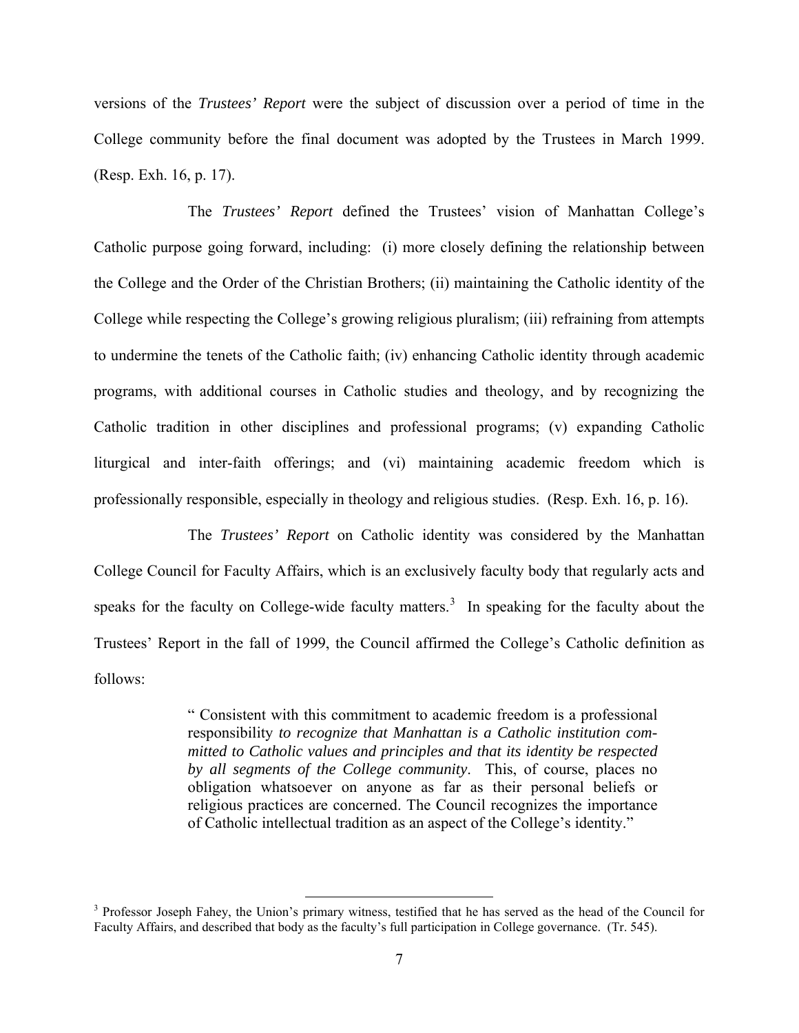versions of the *Trustees' Report* were the subject of discussion over a period of time in the College community before the final document was adopted by the Trustees in March 1999. (Resp. Exh. 16, p. 17).

The *Trustees' Report* defined the Trustees' vision of Manhattan College's Catholic purpose going forward, including: (i) more closely defining the relationship between the College and the Order of the Christian Brothers; (ii) maintaining the Catholic identity of the College while respecting the College's growing religious pluralism; (iii) refraining from attempts to undermine the tenets of the Catholic faith; (iv) enhancing Catholic identity through academic programs, with additional courses in Catholic studies and theology, and by recognizing the Catholic tradition in other disciplines and professional programs; (v) expanding Catholic liturgical and inter-faith offerings; and (vi) maintaining academic freedom which is professionally responsible, especially in theology and religious studies. (Resp. Exh. 16, p. 16).

The *Trustees' Report* on Catholic identity was considered by the Manhattan College Council for Faculty Affairs, which is an exclusively faculty body that regularly acts and speaks for the faculty on College-wide faculty matters.[3] In speaking for the faculty about the Trustees' Report in the fall of 1999, the Council affirmed the College's Catholic definition as follows:

> " Consistent with this commitment to academic freedom is a professional responsibility *to recognize that Manhattan is a Catholic institution committed to Catholic values and principles and that its identity be respected by all segments of the College community*. This, of course, places no obligation whatsoever on anyone as far as their personal beliefs or religious practices are concerned. The Council recognizes the importance of Catholic intellectual tradition as an aspect of the College's identity."

[3] Professor Joseph Fahey, the Union's primary witness, testified that he has served as the head of the Council for Faculty Affairs, and described that body as the faculty's full participation in College governance. (Tr. 545).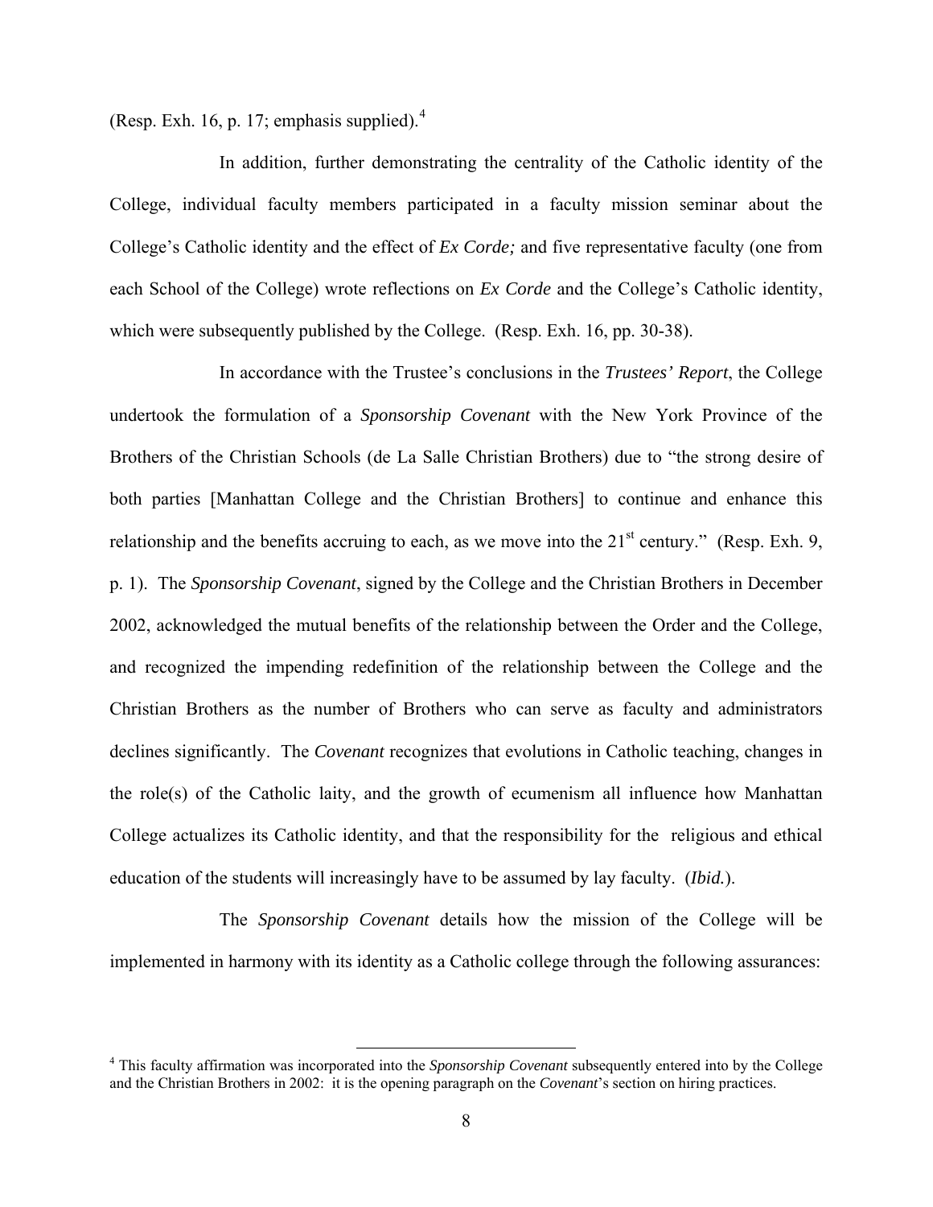(Resp. Exh. 16, p. 17; emphasis supplied).[4]

In addition, further demonstrating the centrality of the Catholic identity of the College, individual faculty members participated in a faculty mission seminar about the College's Catholic identity and the effect of *Ex Corde;* and five representative faculty (one from each School of the College) wrote reflections on *Ex Corde* and the College's Catholic identity, which were subsequently published by the College. (Resp. Exh. 16, pp. 30-38).

In accordance with the Trustee's conclusions in the *Trustees' Report*, the College undertook the formulation of a *Sponsorship Covenant* with the New York Province of the Brothers of the Christian Schools (de La Salle Christian Brothers) due to "the strong desire of both parties [Manhattan College and the Christian Brothers] to continue and enhance this relationship and the benefits accruing to each, as we move into the 21st century." (Resp. Exh. 9, p. 1). The *Sponsorship Covenant*, signed by the College and the Christian Brothers in December 2002, acknowledged the mutual benefits of the relationship between the Order and the College, and recognized the impending redefinition of the relationship between the College and the Christian Brothers as the number of Brothers who can serve as faculty and administrators declines significantly. The *Covenant* recognizes that evolutions in Catholic teaching, changes in the role(s) of the Catholic laity, and the growth of ecumenism all influence how Manhattan College actualizes its Catholic identity, and that the responsibility for the religious and ethical education of the students will increasingly have to be assumed by lay faculty. (*Ibid.*).

The *Sponsorship Covenant* details how the mission of the College will be implemented in harmony with its identity as a Catholic college through the following assurances:

---

[4] This faculty affirmation was incorporated into the *Sponsorship Covenant* subsequently entered into by the College and the Christian Brothers in 2002: it is the opening paragraph on the *Covenant*'s section on hiring practices.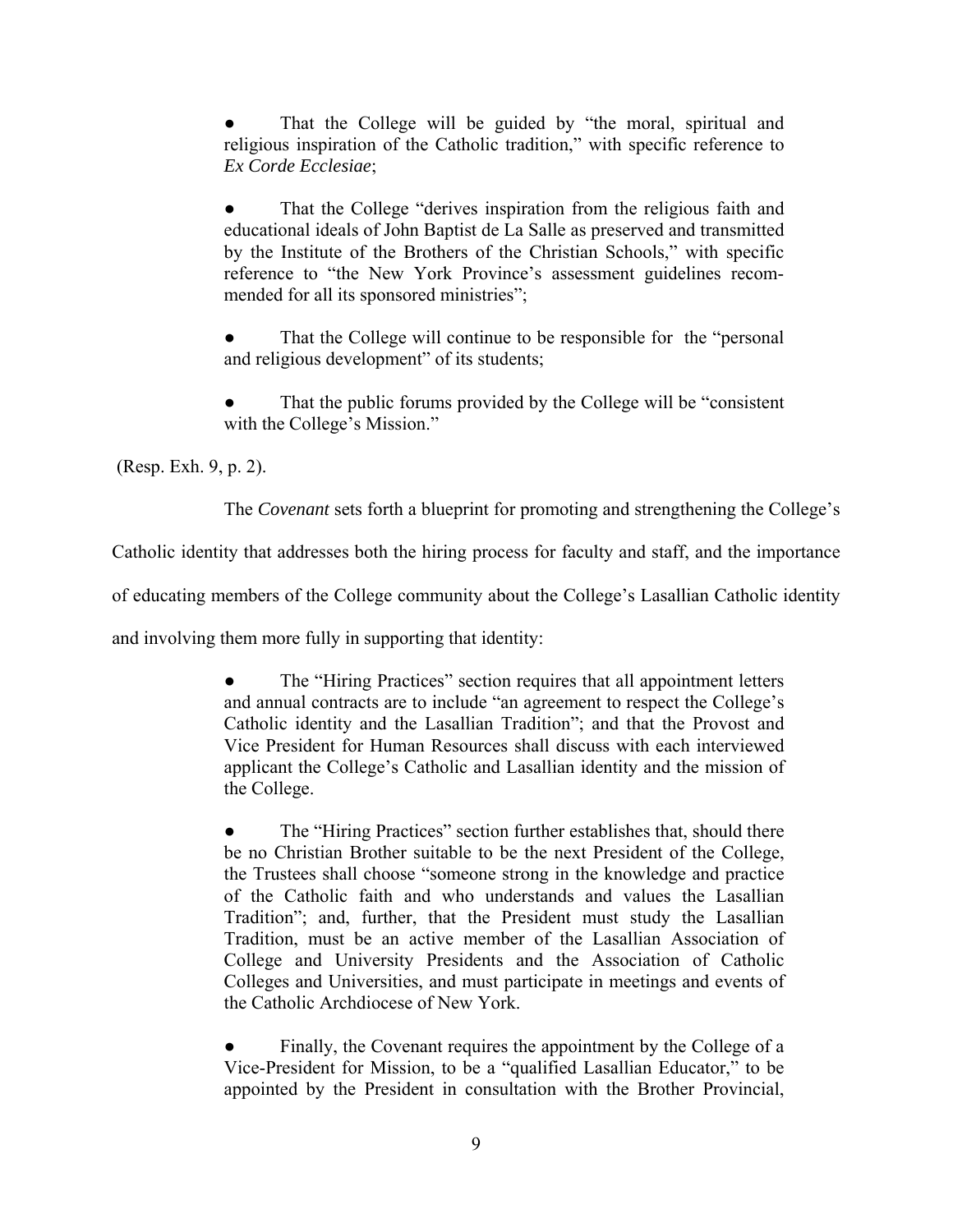- That the College will be guided by "the moral, spiritual and religious inspiration of the Catholic tradition," with specific reference to *Ex Corde Ecclesiae*;

- That the College "derives inspiration from the religious faith and educational ideals of John Baptist de La Salle as preserved and transmitted by the Institute of the Brothers of the Christian Schools," with specific reference to "the New York Province's assessment guidelines recommended for all its sponsored ministries";

- That the College will continue to be responsible for the "personal and religious development" of its students;

- That the public forums provided by the College will be "consistent with the College's Mission."

(Resp. Exh. 9, p. 2).

The *Covenant* sets forth a blueprint for promoting and strengthening the College's Catholic identity that addresses both the hiring process for faculty and staff, and the importance of educating members of the College community about the College's Lasallian Catholic identity and involving them more fully in supporting that identity:

- The "Hiring Practices" section requires that all appointment letters and annual contracts are to include "an agreement to respect the College's Catholic identity and the Lasallian Tradition"; and that the Provost and Vice President for Human Resources shall discuss with each interviewed applicant the College's Catholic and Lasallian identity and the mission of the College.

- The "Hiring Practices" section further establishes that, should there be no Christian Brother suitable to be the next President of the College, the Trustees shall choose "someone strong in the knowledge and practice of the Catholic faith and who understands and values the Lasallian Tradition"; and, further, that the President must study the Lasallian Tradition, must be an active member of the Lasallian Association of College and University Presidents and the Association of Catholic Colleges and Universities, and must participate in meetings and events of the Catholic Archdiocese of New York.

- Finally, the Covenant requires the appointment by the College of a Vice-President for Mission, to be a "qualified Lasallian Educator," to be appointed by the President in consultation with the Brother Provincial,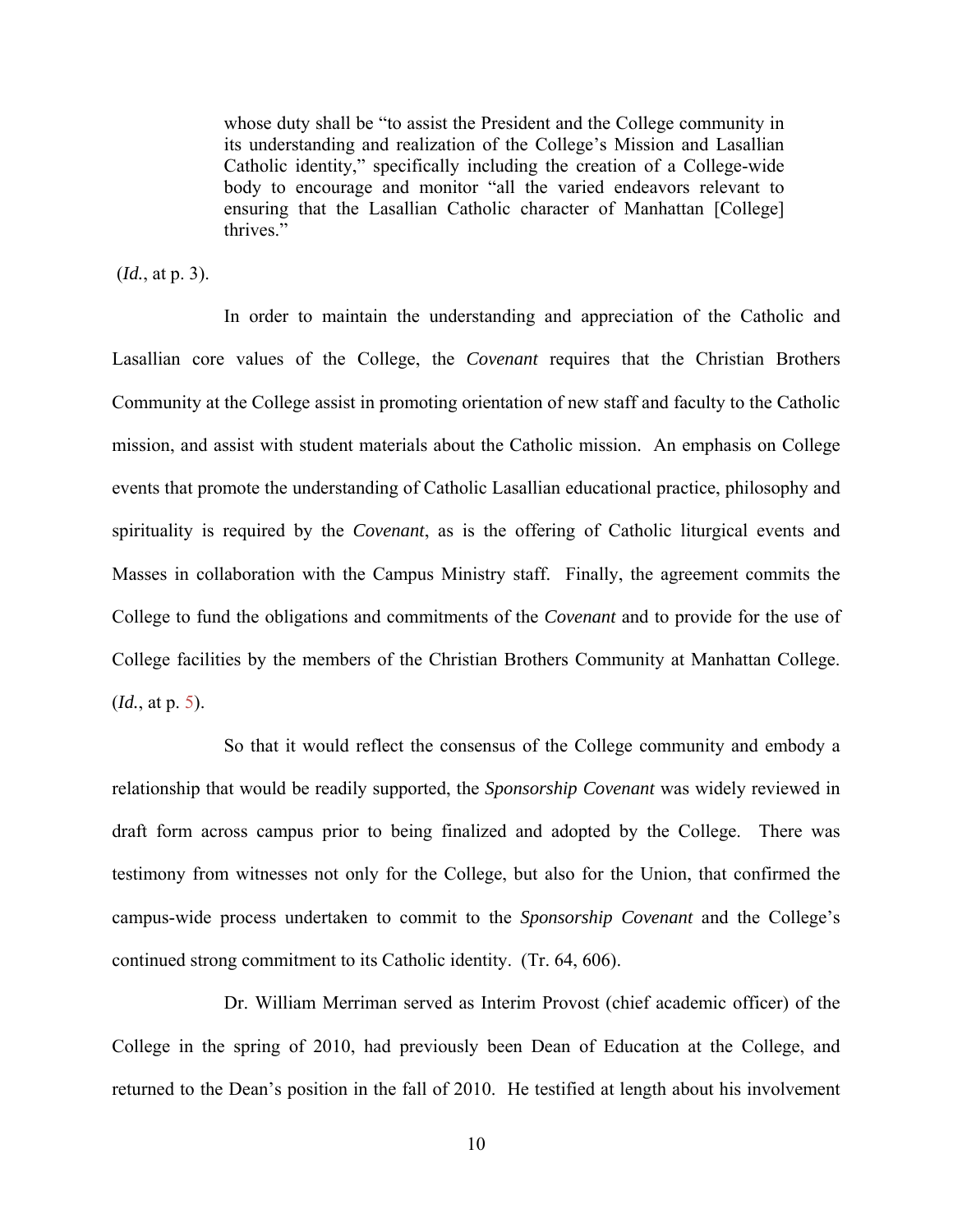> whose duty shall be "to assist the President and the College community in its understanding and realization of the College's Mission and Lasallian Catholic identity," specifically including the creation of a College-wide body to encourage and monitor "all the varied endeavors relevant to ensuring that the Lasallian Catholic character of Manhattan [College] thrives."

(*Id.*, at p. 3).

In order to maintain the understanding and appreciation of the Catholic and Lasallian core values of the College, the *Covenant* requires that the Christian Brothers Community at the College assist in promoting orientation of new staff and faculty to the Catholic mission, and assist with student materials about the Catholic mission. An emphasis on College events that promote the understanding of Catholic Lasallian educational practice, philosophy and spirituality is required by the *Covenant*, as is the offering of Catholic liturgical events and Masses in collaboration with the Campus Ministry staff. Finally, the agreement commits the College to fund the obligations and commitments of the *Covenant* and to provide for the use of College facilities by the members of the Christian Brothers Community at Manhattan College. (*Id.*, at p. 5).

So that it would reflect the consensus of the College community and embody a relationship that would be readily supported, the *Sponsorship Covenant* was widely reviewed in draft form across campus prior to being finalized and adopted by the College. There was testimony from witnesses not only for the College, but also for the Union, that confirmed the campus-wide process undertaken to commit to the *Sponsorship Covenant* and the College's continued strong commitment to its Catholic identity. (Tr. 64, 606).

Dr. William Merriman served as Interim Provost (chief academic officer) of the College in the spring of 2010, had previously been Dean of Education at the College, and returned to the Dean's position in the fall of 2010. He testified at length about his involvement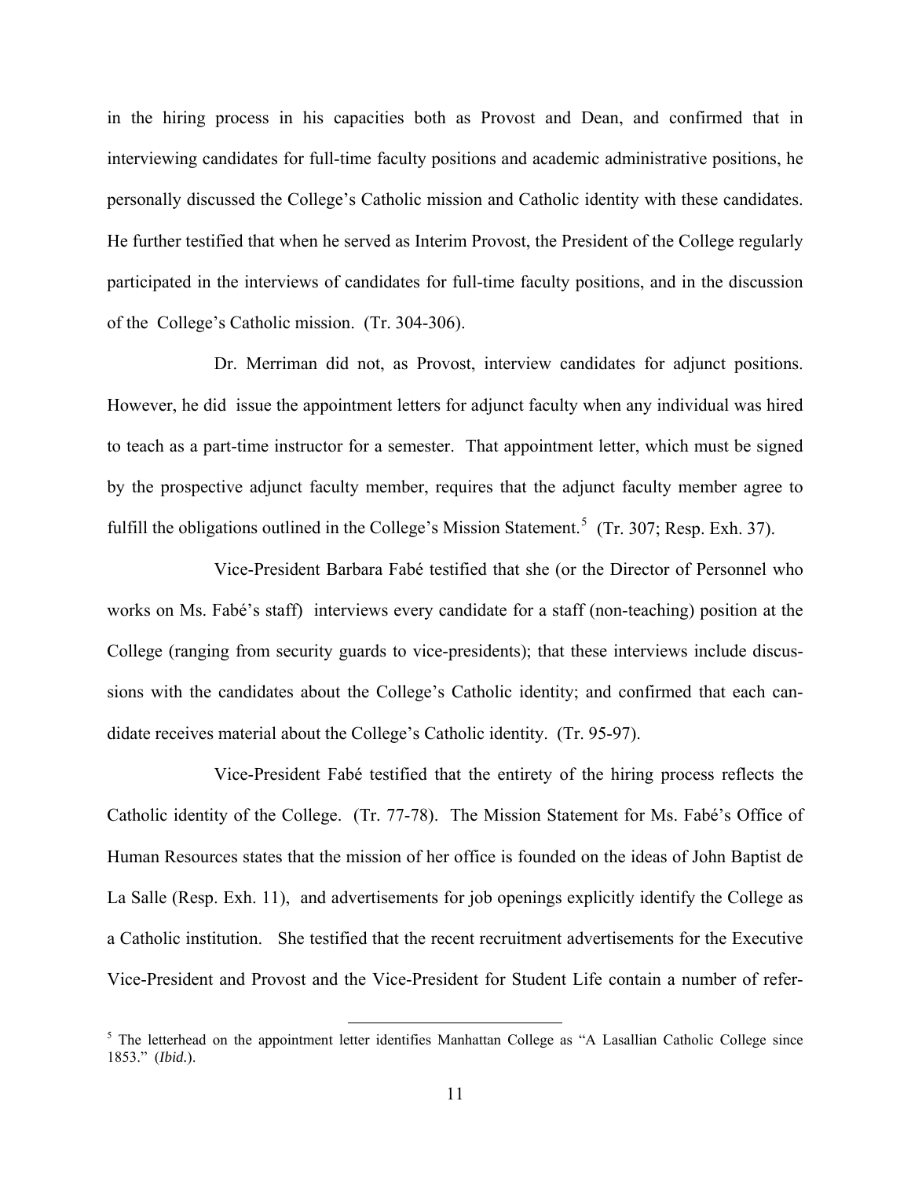in the hiring process in his capacities both as Provost and Dean, and confirmed that in interviewing candidates for full-time faculty positions and academic administrative positions, he personally discussed the College's Catholic mission and Catholic identity with these candidates. He further testified that when he served as Interim Provost, the President of the College regularly participated in the interviews of candidates for full-time faculty positions, and in the discussion of the College's Catholic mission. (Tr. 304-306).

Dr. Merriman did not, as Provost, interview candidates for adjunct positions. However, he did issue the appointment letters for adjunct faculty when any individual was hired to teach as a part-time instructor for a semester. That appointment letter, which must be signed by the prospective adjunct faculty member, requires that the adjunct faculty member agree to fulfill the obligations outlined in the College's Mission Statement.[5] (Tr. 307; Resp. Exh. 37).

Vice-President Barbara Fabé testified that she (or the Director of Personnel who works on Ms. Fabé's staff) interviews every candidate for a staff (non-teaching) position at the College (ranging from security guards to vice-presidents); that these interviews include discussions with the candidates about the College's Catholic identity; and confirmed that each candidate receives material about the College's Catholic identity. (Tr. 95-97).

Vice-President Fabé testified that the entirety of the hiring process reflects the Catholic identity of the College. (Tr. 77-78). The Mission Statement for Ms. Fabé's Office of Human Resources states that the mission of her office is founded on the ideas of John Baptist de La Salle (Resp. Exh. 11), and advertisements for job openings explicitly identify the College as a Catholic institution. She testified that the recent recruitment advertisements for the Executive Vice-President and Provost and the Vice-President for Student Life contain a number of refer-

[5] The letterhead on the appointment letter identifies Manhattan College as "A Lasallian Catholic College since 1853." (*Ibid.*).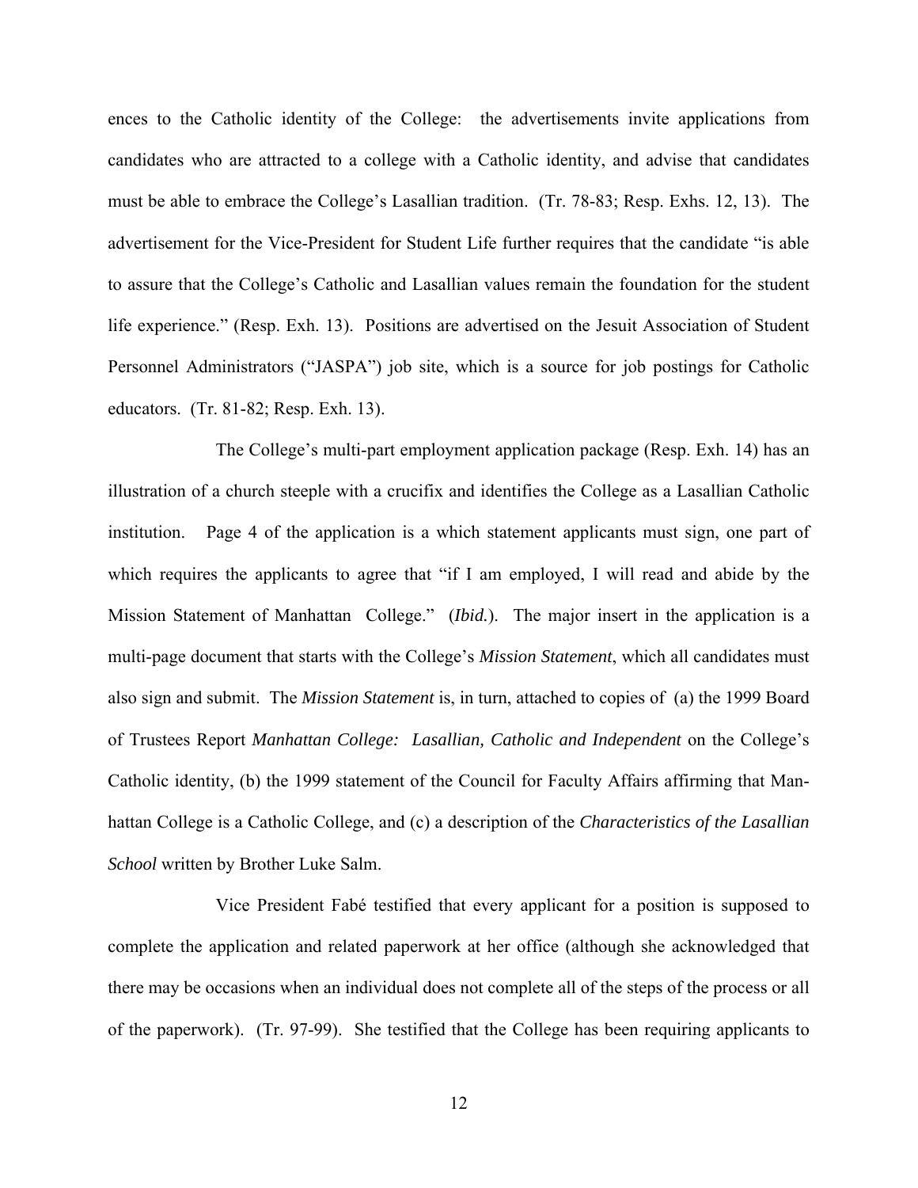ences to the Catholic identity of the College: the advertisements invite applications from candidates who are attracted to a college with a Catholic identity, and advise that candidates must be able to embrace the College's Lasallian tradition. (Tr. 78-83; Resp. Exhs. 12, 13). The advertisement for the Vice-President for Student Life further requires that the candidate "is able to assure that the College's Catholic and Lasallian values remain the foundation for the student life experience." (Resp. Exh. 13). Positions are advertised on the Jesuit Association of Student Personnel Administrators ("JASPA") job site, which is a source for job postings for Catholic educators. (Tr. 81-82; Resp. Exh. 13).

The College's multi-part employment application package (Resp. Exh. 14) has an illustration of a church steeple with a crucifix and identifies the College as a Lasallian Catholic institution. Page 4 of the application is a which statement applicants must sign, one part of which requires the applicants to agree that "if I am employed, I will read and abide by the Mission Statement of Manhattan College." (*Ibid.*). The major insert in the application is a multi-page document that starts with the College's *Mission Statement*, which all candidates must also sign and submit. The *Mission Statement* is, in turn, attached to copies of (a) the 1999 Board of Trustees Report *Manhattan College: Lasallian, Catholic and Independent* on the College's Catholic identity, (b) the 1999 statement of the Council for Faculty Affairs affirming that Manhattan College is a Catholic College, and (c) a description of the *Characteristics of the Lasallian School* written by Brother Luke Salm.

Vice President Fabé testified that every applicant for a position is supposed to complete the application and related paperwork at her office (although she acknowledged that there may be occasions when an individual does not complete all of the steps of the process or all of the paperwork). (Tr. 97-99). She testified that the College has been requiring applicants to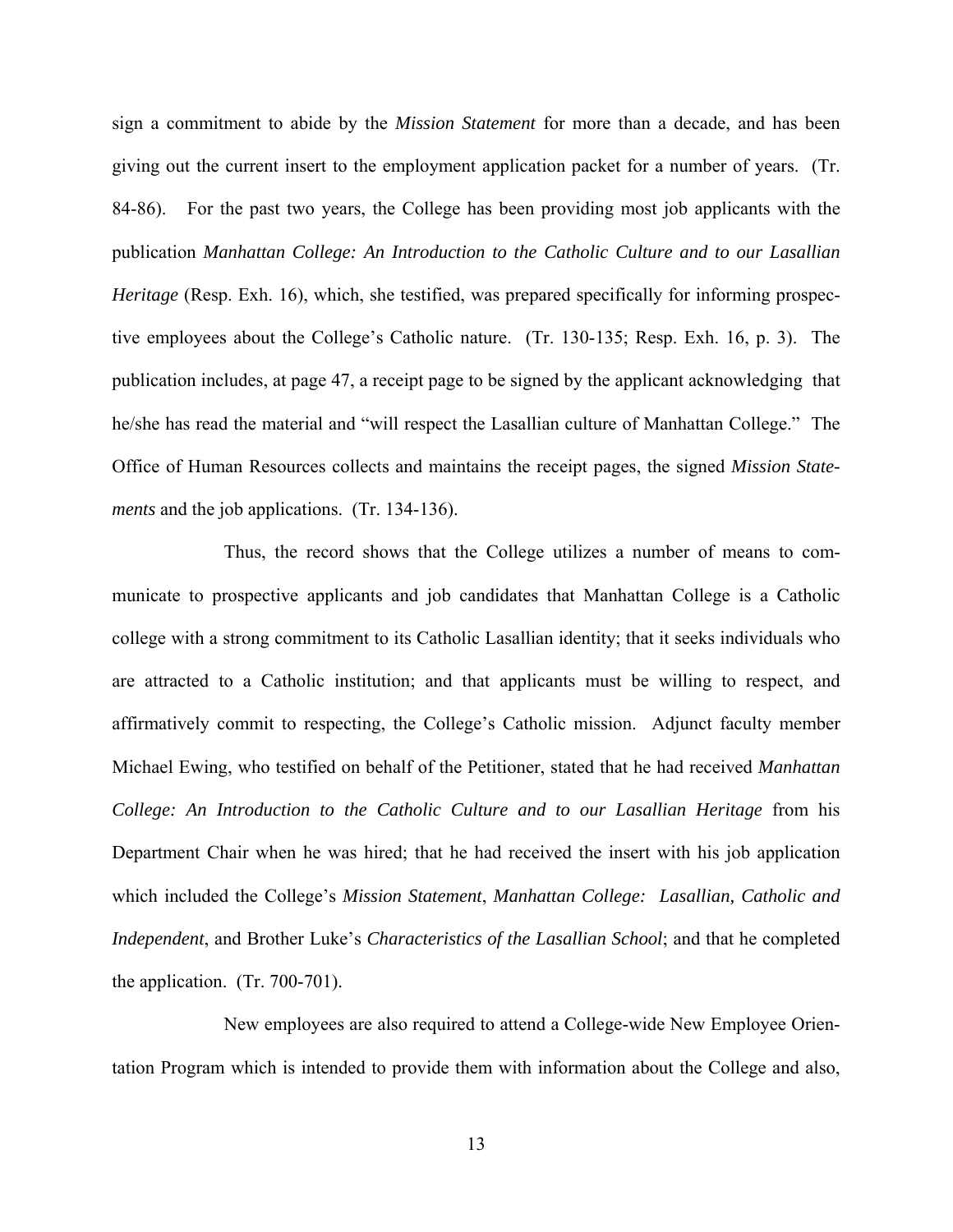sign a commitment to abide by the *Mission Statement* for more than a decade, and has been giving out the current insert to the employment application packet for a number of years. (Tr. 84-86). For the past two years, the College has been providing most job applicants with the publication *Manhattan College: An Introduction to the Catholic Culture and to our Lasallian Heritage* (Resp. Exh. 16), which, she testified, was prepared specifically for informing prospective employees about the College's Catholic nature. (Tr. 130-135; Resp. Exh. 16, p. 3). The publication includes, at page 47, a receipt page to be signed by the applicant acknowledging that he/she has read the material and "will respect the Lasallian culture of Manhattan College." The Office of Human Resources collects and maintains the receipt pages, the signed *Mission Statements* and the job applications. (Tr. 134-136).

Thus, the record shows that the College utilizes a number of means to communicate to prospective applicants and job candidates that Manhattan College is a Catholic college with a strong commitment to its Catholic Lasallian identity; that it seeks individuals who are attracted to a Catholic institution; and that applicants must be willing to respect, and affirmatively commit to respecting, the College's Catholic mission. Adjunct faculty member Michael Ewing, who testified on behalf of the Petitioner, stated that he had received *Manhattan College: An Introduction to the Catholic Culture and to our Lasallian Heritage* from his Department Chair when he was hired; that he had received the insert with his job application which included the College's *Mission Statement*, *Manhattan College: Lasallian, Catholic and Independent*, and Brother Luke's *Characteristics of the Lasallian School*; and that he completed the application. (Tr. 700-701).

New employees are also required to attend a College-wide New Employee Orientation Program which is intended to provide them with information about the College and also,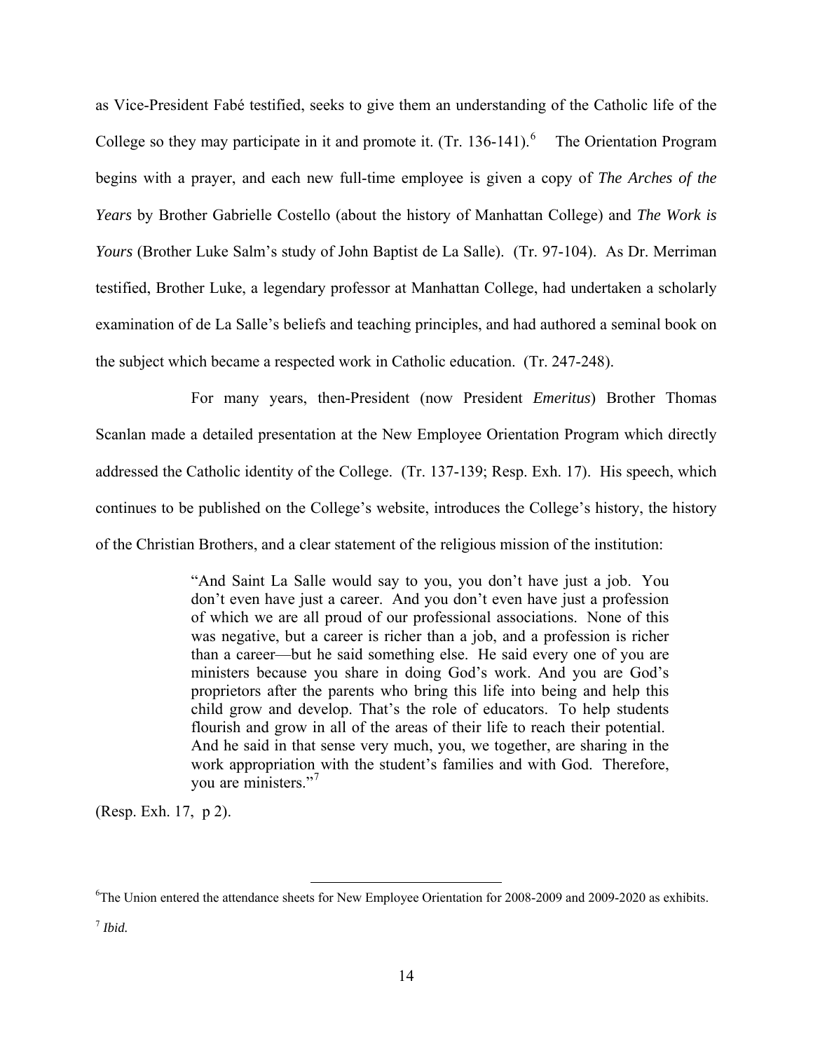as Vice-President Fabé testified, seeks to give them an understanding of the Catholic life of the College so they may participate in it and promote it. (Tr. 136-141).[6] The Orientation Program begins with a prayer, and each new full-time employee is given a copy of *The Arches of the Years* by Brother Gabrielle Costello (about the history of Manhattan College) and *The Work is Yours* (Brother Luke Salm's study of John Baptist de La Salle). (Tr. 97-104). As Dr. Merriman testified, Brother Luke, a legendary professor at Manhattan College, had undertaken a scholarly examination of de La Salle's beliefs and teaching principles, and had authored a seminal book on the subject which became a respected work in Catholic education. (Tr. 247-248).

For many years, then-President (now President *Emeritus*) Brother Thomas Scanlan made a detailed presentation at the New Employee Orientation Program which directly addressed the Catholic identity of the College. (Tr. 137-139; Resp. Exh. 17). His speech, which continues to be published on the College's website, introduces the College's history, the history of the Christian Brothers, and a clear statement of the religious mission of the institution:

> "And Saint La Salle would say to you, you don't have just a job. You don't even have just a career. And you don't even have just a profession of which we are all proud of our professional associations. None of this was negative, but a career is richer than a job, and a profession is richer than a career—but he said something else. He said every one of you are ministers because you share in doing God's work. And you are God's proprietors after the parents who bring this life into being and help this child grow and develop. That's the role of educators. To help students flourish and grow in all of the areas of their life to reach their potential. And he said in that sense very much, you, we together, are sharing in the work appropriation with the student's families and with God. Therefore, you are ministers."[7]

(Resp. Exh. 17, p 2).

---

[6] The Union entered the attendance sheets for New Employee Orientation for 2008-2009 and 2009-2020 as exhibits.

[7] *Ibid.*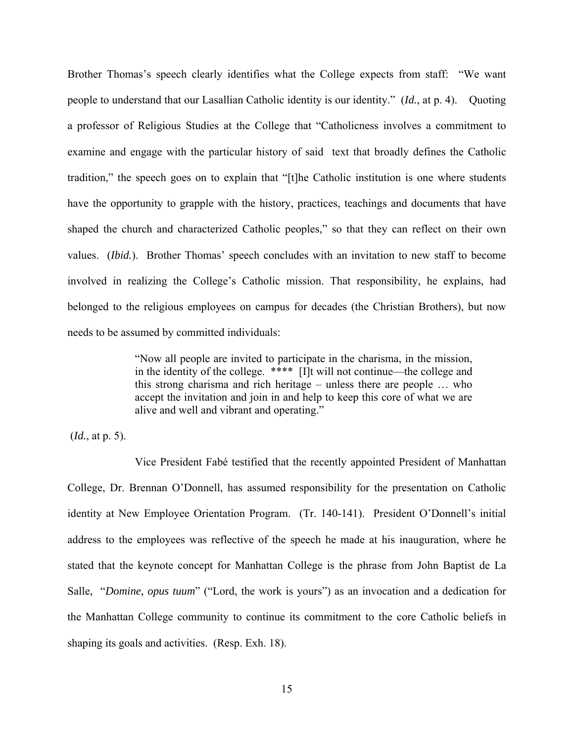Brother Thomas's speech clearly identifies what the College expects from staff: "We want people to understand that our Lasallian Catholic identity is our identity." (*Id.*, at p. 4). Quoting a professor of Religious Studies at the College that "Catholicness involves a commitment to examine and engage with the particular history of said text that broadly defines the Catholic tradition," the speech goes on to explain that "[t]he Catholic institution is one where students have the opportunity to grapple with the history, practices, teachings and documents that have shaped the church and characterized Catholic peoples," so that they can reflect on their own values. (*Ibid.*). Brother Thomas' speech concludes with an invitation to new staff to become involved in realizing the College's Catholic mission. That responsibility, he explains, had belonged to the religious employees on campus for decades (the Christian Brothers), but now needs to be assumed by committed individuals:

> "Now all people are invited to participate in the charisma, in the mission, in the identity of the college. **** [I]t will not continue—the college and this strong charisma and rich heritage – unless there are people … who accept the invitation and join in and help to keep this core of what we are alive and well and vibrant and operating."

(*Id.*, at p. 5).

Vice President Fabé testified that the recently appointed President of Manhattan College, Dr. Brennan O'Donnell, has assumed responsibility for the presentation on Catholic identity at New Employee Orientation Program. (Tr. 140-141). President O'Donnell's initial address to the employees was reflective of the speech he made at his inauguration, where he stated that the keynote concept for Manhattan College is the phrase from John Baptist de La Salle, "*Domine, opus tuum*" ("Lord, the work is yours") as an invocation and a dedication for the Manhattan College community to continue its commitment to the core Catholic beliefs in shaping its goals and activities. (Resp. Exh. 18).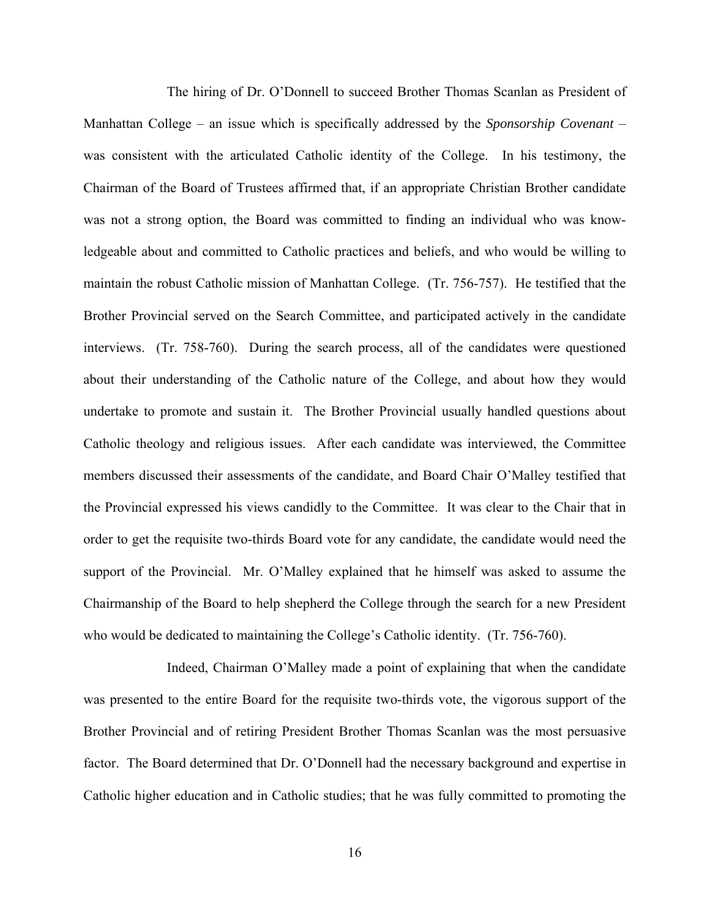The hiring of Dr. O'Donnell to succeed Brother Thomas Scanlan as President of Manhattan College – an issue which is specifically addressed by the *Sponsorship Covenant* – was consistent with the articulated Catholic identity of the College. In his testimony, the Chairman of the Board of Trustees affirmed that, if an appropriate Christian Brother candidate was not a strong option, the Board was committed to finding an individual who was knowledgeable about and committed to Catholic practices and beliefs, and who would be willing to maintain the robust Catholic mission of Manhattan College. (Tr. 756-757). He testified that the Brother Provincial served on the Search Committee, and participated actively in the candidate interviews. (Tr. 758-760). During the search process, all of the candidates were questioned about their understanding of the Catholic nature of the College, and about how they would undertake to promote and sustain it. The Brother Provincial usually handled questions about Catholic theology and religious issues. After each candidate was interviewed, the Committee members discussed their assessments of the candidate, and Board Chair O'Malley testified that the Provincial expressed his views candidly to the Committee. It was clear to the Chair that in order to get the requisite two-thirds Board vote for any candidate, the candidate would need the support of the Provincial. Mr. O'Malley explained that he himself was asked to assume the Chairmanship of the Board to help shepherd the College through the search for a new President who would be dedicated to maintaining the College's Catholic identity. (Tr. 756-760).

Indeed, Chairman O'Malley made a point of explaining that when the candidate was presented to the entire Board for the requisite two-thirds vote, the vigorous support of the Brother Provincial and of retiring President Brother Thomas Scanlan was the most persuasive factor. The Board determined that Dr. O'Donnell had the necessary background and expertise in Catholic higher education and in Catholic studies; that he was fully committed to promoting the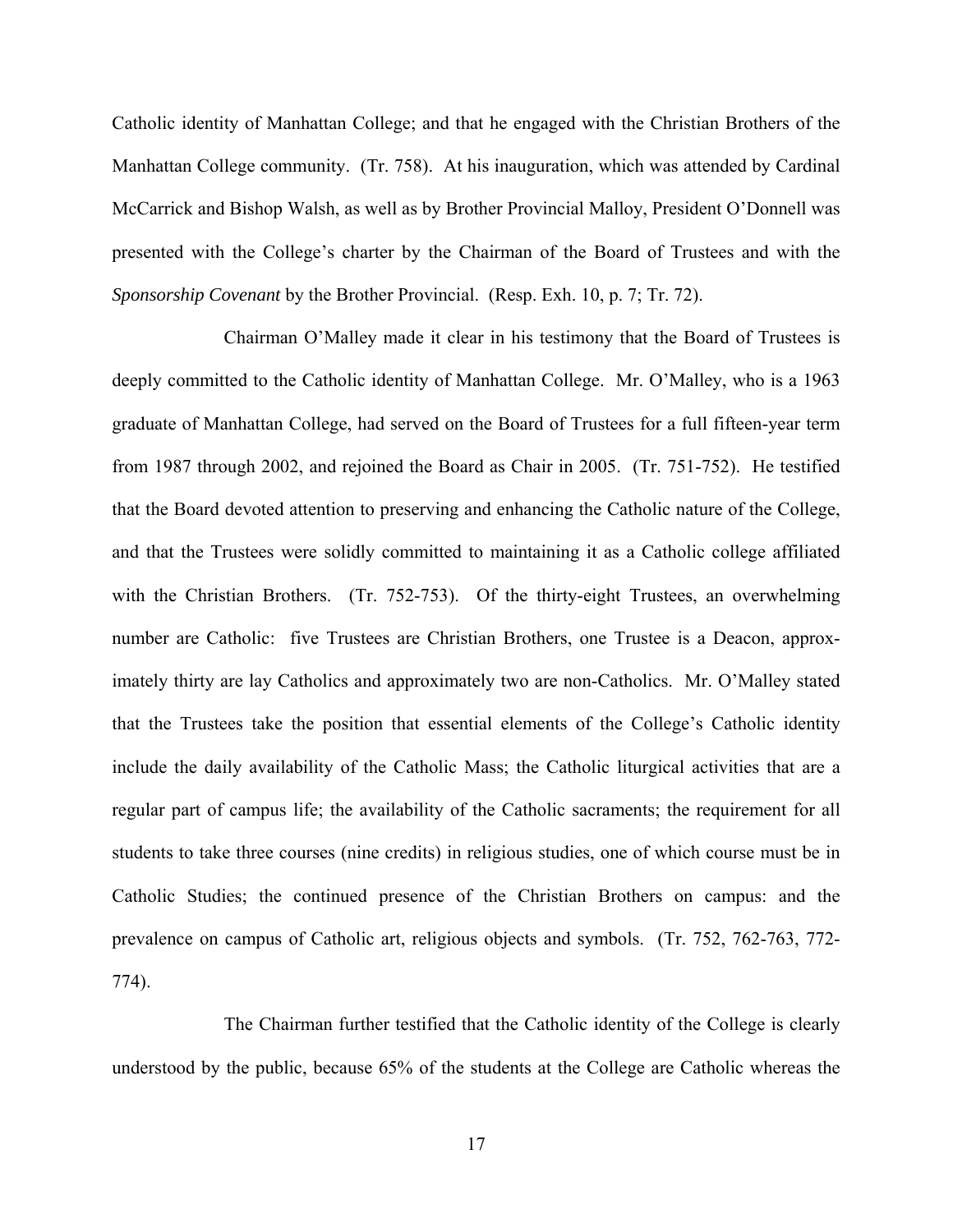Catholic identity of Manhattan College; and that he engaged with the Christian Brothers of the Manhattan College community. (Tr. 758). At his inauguration, which was attended by Cardinal McCarrick and Bishop Walsh, as well as by Brother Provincial Malloy, President O'Donnell was presented with the College's charter by the Chairman of the Board of Trustees and with the *Sponsorship Covenant* by the Brother Provincial. (Resp. Exh. 10, p. 7; Tr. 72).

Chairman O'Malley made it clear in his testimony that the Board of Trustees is deeply committed to the Catholic identity of Manhattan College. Mr. O'Malley, who is a 1963 graduate of Manhattan College, had served on the Board of Trustees for a full fifteen-year term from 1987 through 2002, and rejoined the Board as Chair in 2005. (Tr. 751-752). He testified that the Board devoted attention to preserving and enhancing the Catholic nature of the College, and that the Trustees were solidly committed to maintaining it as a Catholic college affiliated with the Christian Brothers. (Tr. 752-753). Of the thirty-eight Trustees, an overwhelming number are Catholic: five Trustees are Christian Brothers, one Trustee is a Deacon, approximately thirty are lay Catholics and approximately two are non-Catholics. Mr. O'Malley stated that the Trustees take the position that essential elements of the College's Catholic identity include the daily availability of the Catholic Mass; the Catholic liturgical activities that are a regular part of campus life; the availability of the Catholic sacraments; the requirement for all students to take three courses (nine credits) in religious studies, one of which course must be in Catholic Studies; the continued presence of the Christian Brothers on campus: and the prevalence on campus of Catholic art, religious objects and symbols. (Tr. 752, 762-763, 772-774).

The Chairman further testified that the Catholic identity of the College is clearly understood by the public, because 65% of the students at the College are Catholic whereas the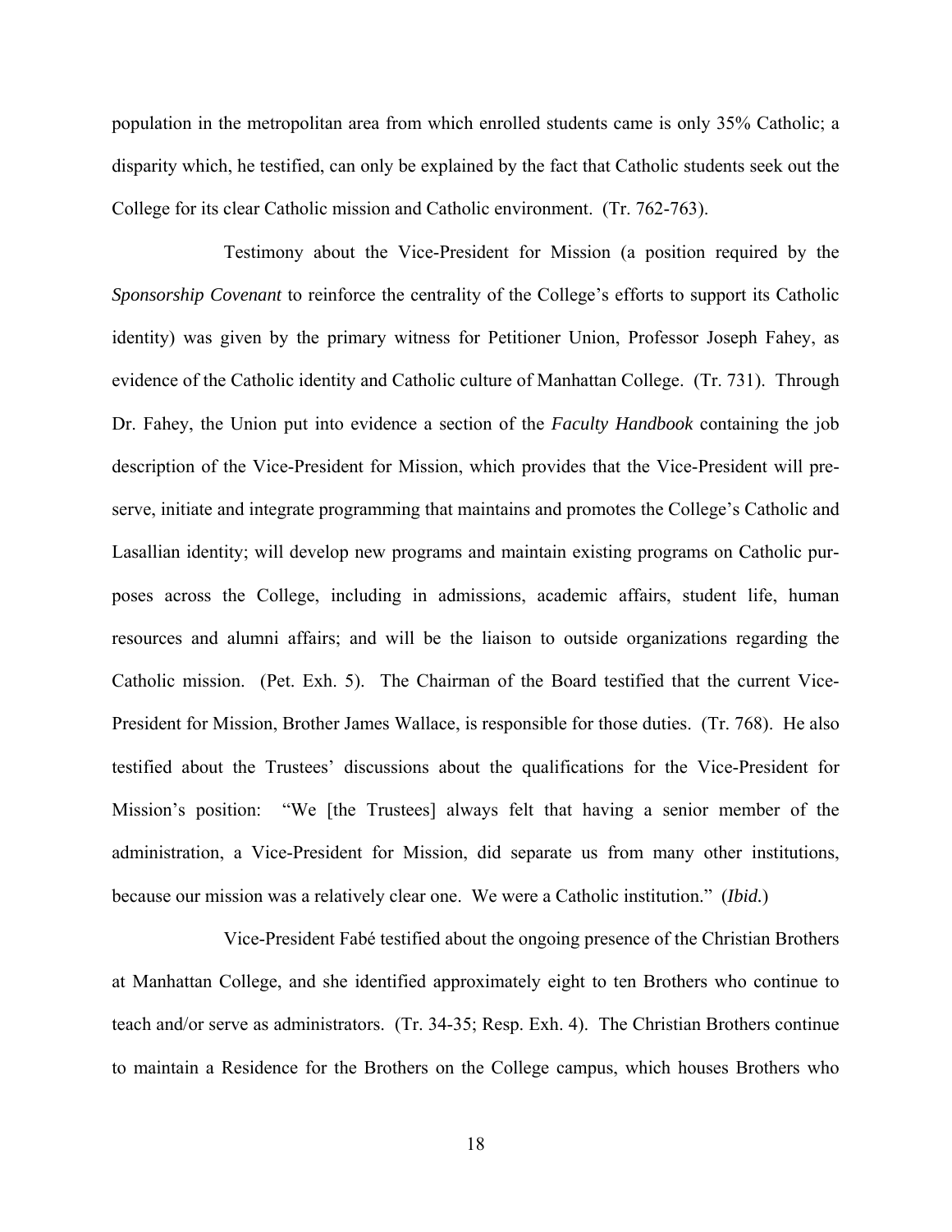population in the metropolitan area from which enrolled students came is only 35% Catholic; a disparity which, he testified, can only be explained by the fact that Catholic students seek out the College for its clear Catholic mission and Catholic environment. (Tr. 762-763).

Testimony about the Vice-President for Mission (a position required by the *Sponsorship Covenant* to reinforce the centrality of the College's efforts to support its Catholic identity) was given by the primary witness for Petitioner Union, Professor Joseph Fahey, as evidence of the Catholic identity and Catholic culture of Manhattan College. (Tr. 731). Through Dr. Fahey, the Union put into evidence a section of the *Faculty Handbook* containing the job description of the Vice-President for Mission, which provides that the Vice-President will preserve, initiate and integrate programming that maintains and promotes the College's Catholic and Lasallian identity; will develop new programs and maintain existing programs on Catholic purposes across the College, including in admissions, academic affairs, student life, human resources and alumni affairs; and will be the liaison to outside organizations regarding the Catholic mission. (Pet. Exh. 5). The Chairman of the Board testified that the current Vice-President for Mission, Brother James Wallace, is responsible for those duties. (Tr. 768). He also testified about the Trustees' discussions about the qualifications for the Vice-President for Mission's position: "We [the Trustees] always felt that having a senior member of the administration, a Vice-President for Mission, did separate us from many other institutions, because our mission was a relatively clear one. We were a Catholic institution." (*Ibid.*)

Vice-President Fabé testified about the ongoing presence of the Christian Brothers at Manhattan College, and she identified approximately eight to ten Brothers who continue to teach and/or serve as administrators. (Tr. 34-35; Resp. Exh. 4). The Christian Brothers continue to maintain a Residence for the Brothers on the College campus, which houses Brothers who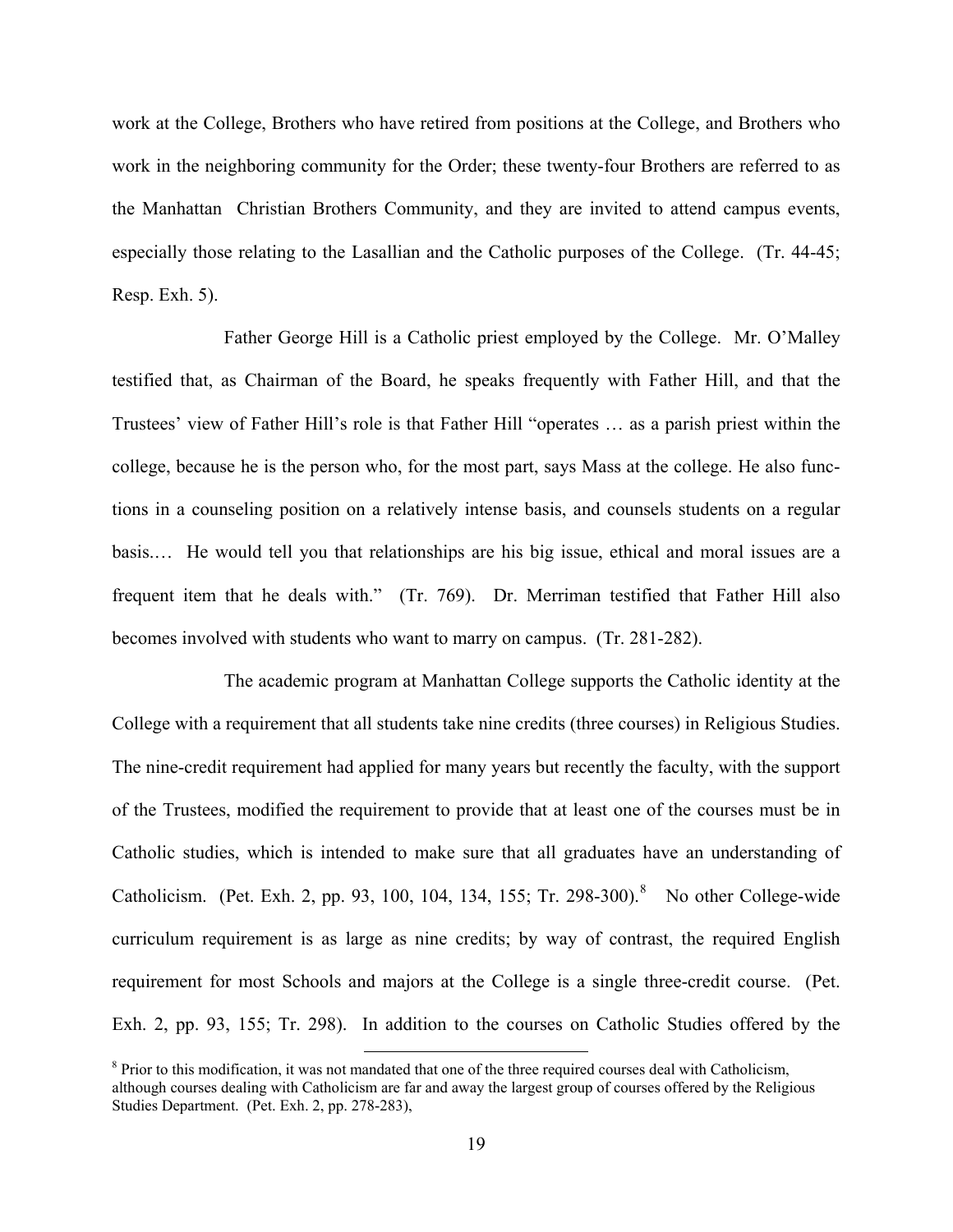work at the College, Brothers who have retired from positions at the College, and Brothers who work in the neighboring community for the Order; these twenty-four Brothers are referred to as the Manhattan Christian Brothers Community, and they are invited to attend campus events, especially those relating to the Lasallian and the Catholic purposes of the College. (Tr. 44-45; Resp. Exh. 5).

Father George Hill is a Catholic priest employed by the College. Mr. O'Malley testified that, as Chairman of the Board, he speaks frequently with Father Hill, and that the Trustees' view of Father Hill's role is that Father Hill "operates … as a parish priest within the college, because he is the person who, for the most part, says Mass at the college. He also functions in a counseling position on a relatively intense basis, and counsels students on a regular basis.… He would tell you that relationships are his big issue, ethical and moral issues are a frequent item that he deals with." (Tr. 769). Dr. Merriman testified that Father Hill also becomes involved with students who want to marry on campus. (Tr. 281-282).

The academic program at Manhattan College supports the Catholic identity at the College with a requirement that all students take nine credits (three courses) in Religious Studies. The nine-credit requirement had applied for many years but recently the faculty, with the support of the Trustees, modified the requirement to provide that at least one of the courses must be in Catholic studies, which is intended to make sure that all graduates have an understanding of Catholicism. (Pet. Exh. 2, pp. 93, 100, 104, 134, 155; Tr. 298-300).[8] No other College-wide curriculum requirement is as large as nine credits; by way of contrast, the required English requirement for most Schools and majors at the College is a single three-credit course. (Pet. Exh. 2, pp. 93, 155; Tr. 298). In addition to the courses on Catholic Studies offered by the

[8] Prior to this modification, it was not mandated that one of the three required courses deal with Catholicism, although courses dealing with Catholicism are far and away the largest group of courses offered by the Religious Studies Department. (Pet. Exh. 2, pp. 278-283),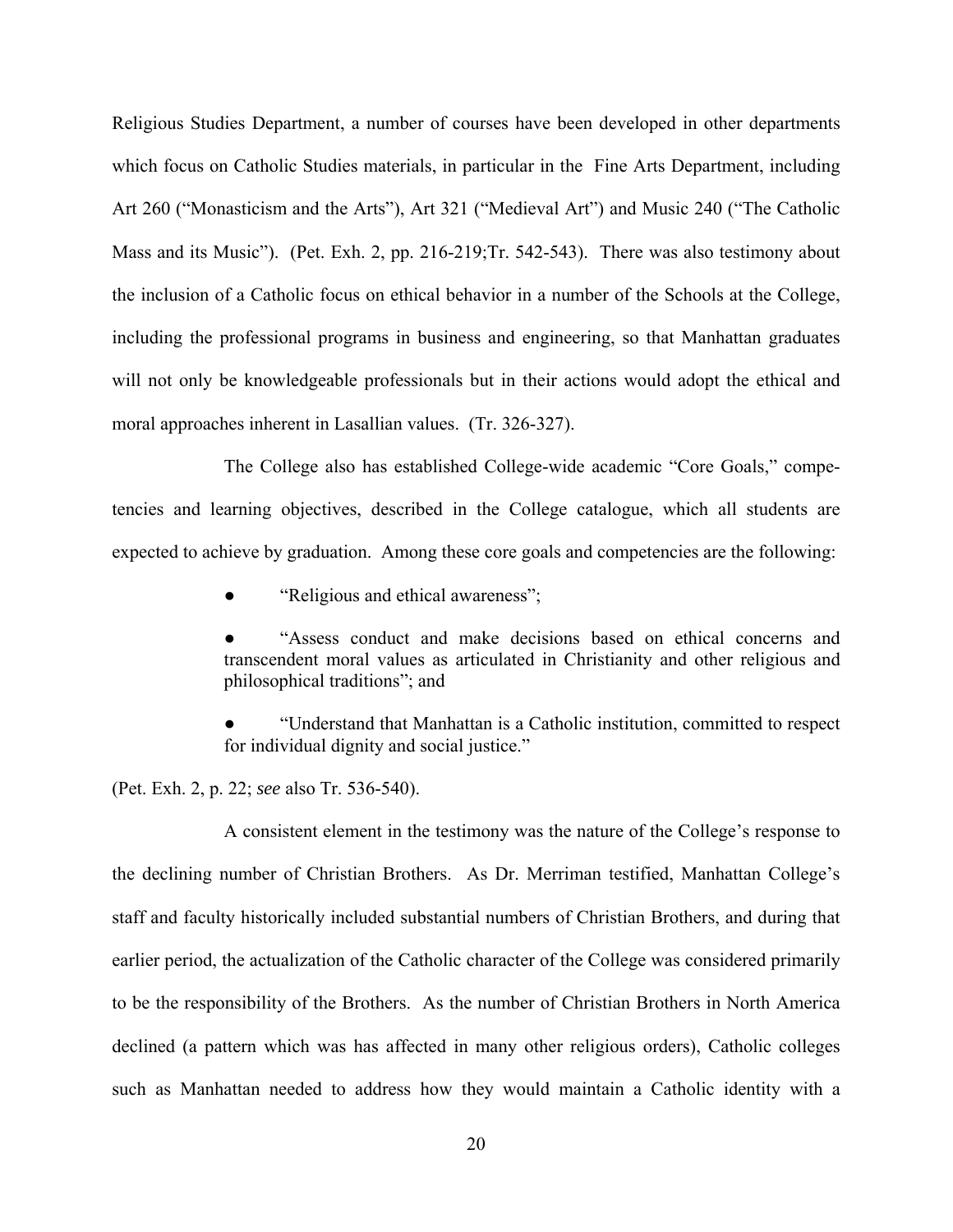Religious Studies Department, a number of courses have been developed in other departments which focus on Catholic Studies materials, in particular in the Fine Arts Department, including Art 260 ("Monasticism and the Arts"), Art 321 ("Medieval Art") and Music 240 ("The Catholic Mass and its Music"). (Pet. Exh. 2, pp. 216-219;Tr. 542-543). There was also testimony about the inclusion of a Catholic focus on ethical behavior in a number of the Schools at the College, including the professional programs in business and engineering, so that Manhattan graduates will not only be knowledgeable professionals but in their actions would adopt the ethical and moral approaches inherent in Lasallian values. (Tr. 326-327).

The College also has established College-wide academic "Core Goals," competencies and learning objectives, described in the College catalogue, which all students are expected to achieve by graduation. Among these core goals and competencies are the following:

- "Religious and ethical awareness";
- "Assess conduct and make decisions based on ethical concerns and transcendent moral values as articulated in Christianity and other religious and philosophical traditions"; and
- "Understand that Manhattan is a Catholic institution, committed to respect for individual dignity and social justice."

(Pet. Exh. 2, p. 22; *see* also Tr. 536-540).

A consistent element in the testimony was the nature of the College's response to the declining number of Christian Brothers. As Dr. Merriman testified, Manhattan College's staff and faculty historically included substantial numbers of Christian Brothers, and during that earlier period, the actualization of the Catholic character of the College was considered primarily to be the responsibility of the Brothers. As the number of Christian Brothers in North America declined (a pattern which was has affected in many other religious orders), Catholic colleges such as Manhattan needed to address how they would maintain a Catholic identity with a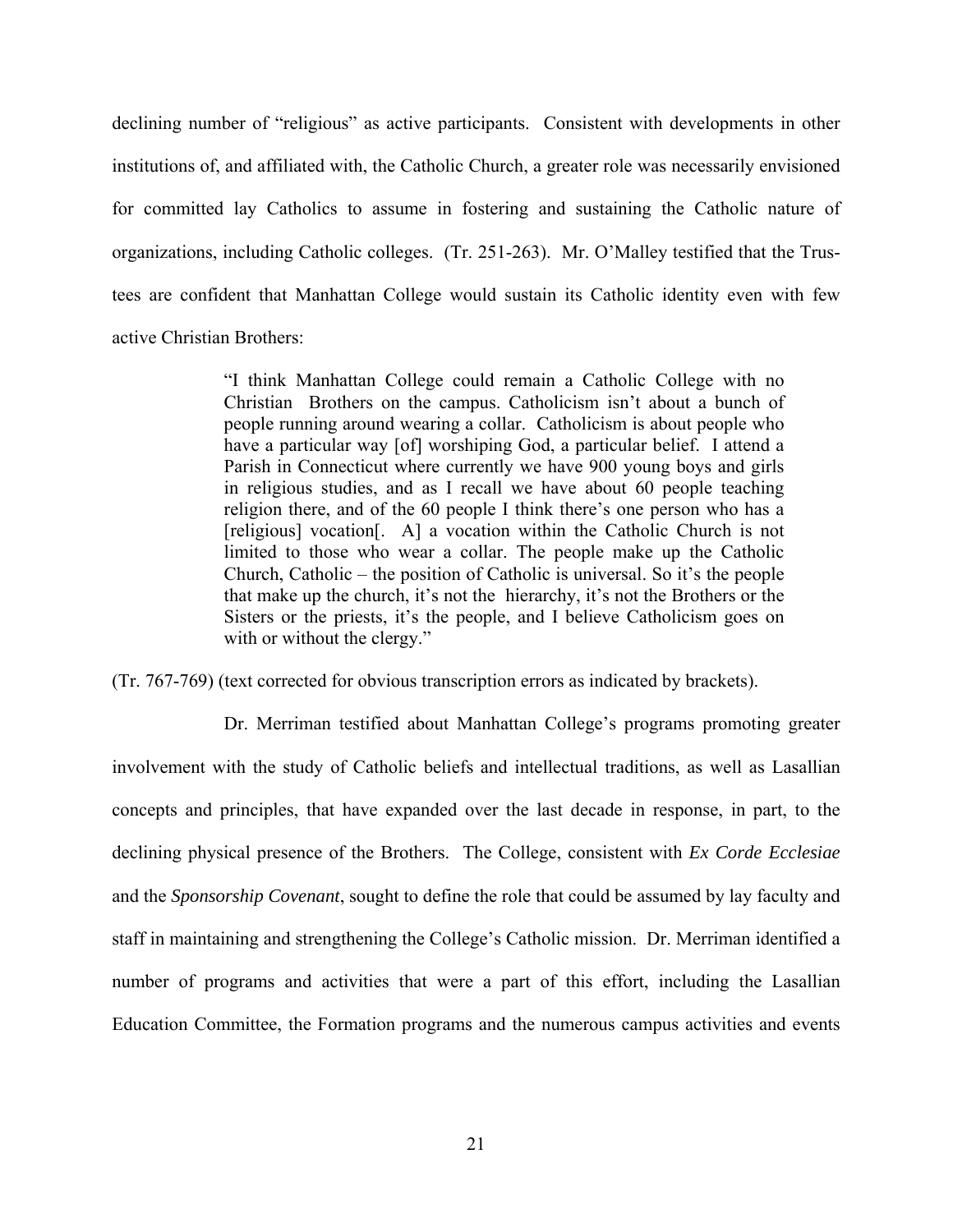declining number of "religious" as active participants. Consistent with developments in other institutions of, and affiliated with, the Catholic Church, a greater role was necessarily envisioned for committed lay Catholics to assume in fostering and sustaining the Catholic nature of organizations, including Catholic colleges. (Tr. 251-263). Mr. O'Malley testified that the Trustees are confident that Manhattan College would sustain its Catholic identity even with few active Christian Brothers:

> "I think Manhattan College could remain a Catholic College with no Christian Brothers on the campus. Catholicism isn't about a bunch of people running around wearing a collar. Catholicism is about people who have a particular way [of] worshiping God, a particular belief. I attend a Parish in Connecticut where currently we have 900 young boys and girls in religious studies, and as I recall we have about 60 people teaching religion there, and of the 60 people I think there's one person who has a [religious] vocation[. A] a vocation within the Catholic Church is not limited to those who wear a collar. The people make up the Catholic Church, Catholic – the position of Catholic is universal. So it's the people that make up the church, it's not the hierarchy, it's not the Brothers or the Sisters or the priests, it's the people, and I believe Catholicism goes on with or without the clergy."

(Tr. 767-769) (text corrected for obvious transcription errors as indicated by brackets).

Dr. Merriman testified about Manhattan College's programs promoting greater involvement with the study of Catholic beliefs and intellectual traditions, as well as Lasallian concepts and principles, that have expanded over the last decade in response, in part, to the declining physical presence of the Brothers. The College, consistent with *Ex Corde Ecclesiae* and the *Sponsorship Covenant*, sought to define the role that could be assumed by lay faculty and staff in maintaining and strengthening the College's Catholic mission. Dr. Merriman identified a number of programs and activities that were a part of this effort, including the Lasallian Education Committee, the Formation programs and the numerous campus activities and events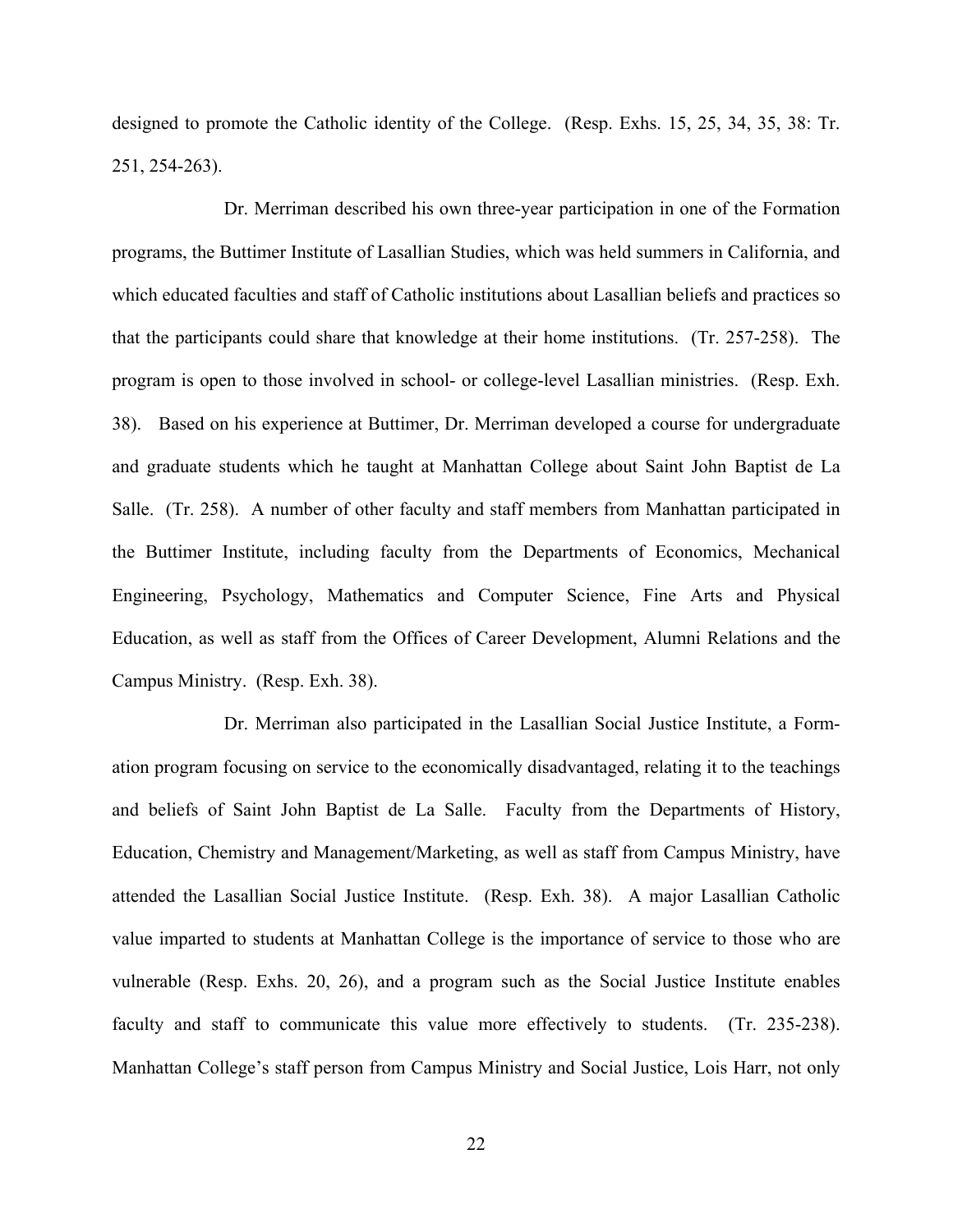designed to promote the Catholic identity of the College. (Resp. Exhs. 15, 25, 34, 35, 38: Tr. 251, 254-263).

Dr. Merriman described his own three-year participation in one of the Formation programs, the Buttimer Institute of Lasallian Studies, which was held summers in California, and which educated faculties and staff of Catholic institutions about Lasallian beliefs and practices so that the participants could share that knowledge at their home institutions. (Tr. 257-258). The program is open to those involved in school- or college-level Lasallian ministries. (Resp. Exh. 38). Based on his experience at Buttimer, Dr. Merriman developed a course for undergraduate and graduate students which he taught at Manhattan College about Saint John Baptist de La Salle. (Tr. 258). A number of other faculty and staff members from Manhattan participated in the Buttimer Institute, including faculty from the Departments of Economics, Mechanical Engineering, Psychology, Mathematics and Computer Science, Fine Arts and Physical Education, as well as staff from the Offices of Career Development, Alumni Relations and the Campus Ministry. (Resp. Exh. 38).

Dr. Merriman also participated in the Lasallian Social Justice Institute, a Formation program focusing on service to the economically disadvantaged, relating it to the teachings and beliefs of Saint John Baptist de La Salle. Faculty from the Departments of History, Education, Chemistry and Management/Marketing, as well as staff from Campus Ministry, have attended the Lasallian Social Justice Institute. (Resp. Exh. 38). A major Lasallian Catholic value imparted to students at Manhattan College is the importance of service to those who are vulnerable (Resp. Exhs. 20, 26), and a program such as the Social Justice Institute enables faculty and staff to communicate this value more effectively to students. (Tr. 235-238). Manhattan College's staff person from Campus Ministry and Social Justice, Lois Harr, not only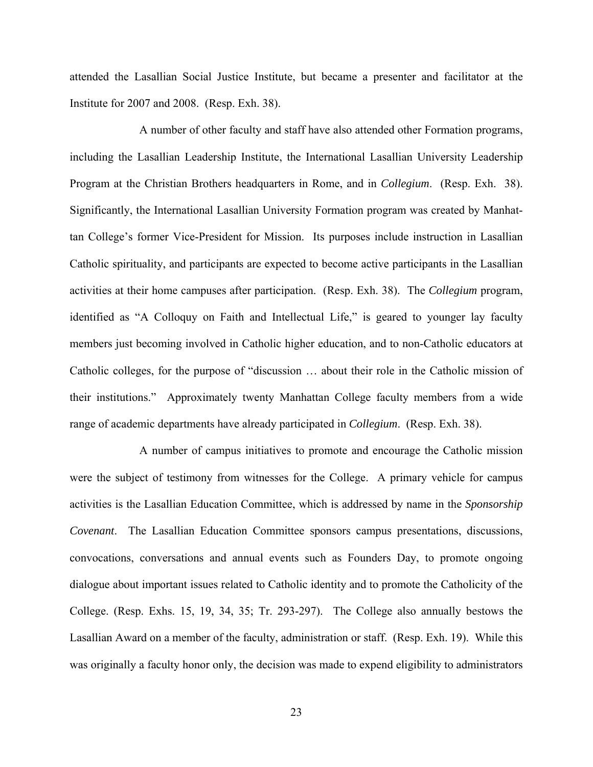attended the Lasallian Social Justice Institute, but became a presenter and facilitator at the Institute for 2007 and 2008. (Resp. Exh. 38).

A number of other faculty and staff have also attended other Formation programs, including the Lasallian Leadership Institute, the International Lasallian University Leadership Program at the Christian Brothers headquarters in Rome, and in *Collegium*. (Resp. Exh. 38). Significantly, the International Lasallian University Formation program was created by Manhattan College's former Vice-President for Mission. Its purposes include instruction in Lasallian Catholic spirituality, and participants are expected to become active participants in the Lasallian activities at their home campuses after participation. (Resp. Exh. 38). The *Collegium* program, identified as "A Colloquy on Faith and Intellectual Life," is geared to younger lay faculty members just becoming involved in Catholic higher education, and to non-Catholic educators at Catholic colleges, for the purpose of "discussion … about their role in the Catholic mission of their institutions." Approximately twenty Manhattan College faculty members from a wide range of academic departments have already participated in *Collegium*. (Resp. Exh. 38).

A number of campus initiatives to promote and encourage the Catholic mission were the subject of testimony from witnesses for the College. A primary vehicle for campus activities is the Lasallian Education Committee, which is addressed by name in the *Sponsorship Covenant*. The Lasallian Education Committee sponsors campus presentations, discussions, convocations, conversations and annual events such as Founders Day, to promote ongoing dialogue about important issues related to Catholic identity and to promote the Catholicity of the College. (Resp. Exhs. 15, 19, 34, 35; Tr. 293-297). The College also annually bestows the Lasallian Award on a member of the faculty, administration or staff. (Resp. Exh. 19). While this was originally a faculty honor only, the decision was made to expend eligibility to administrators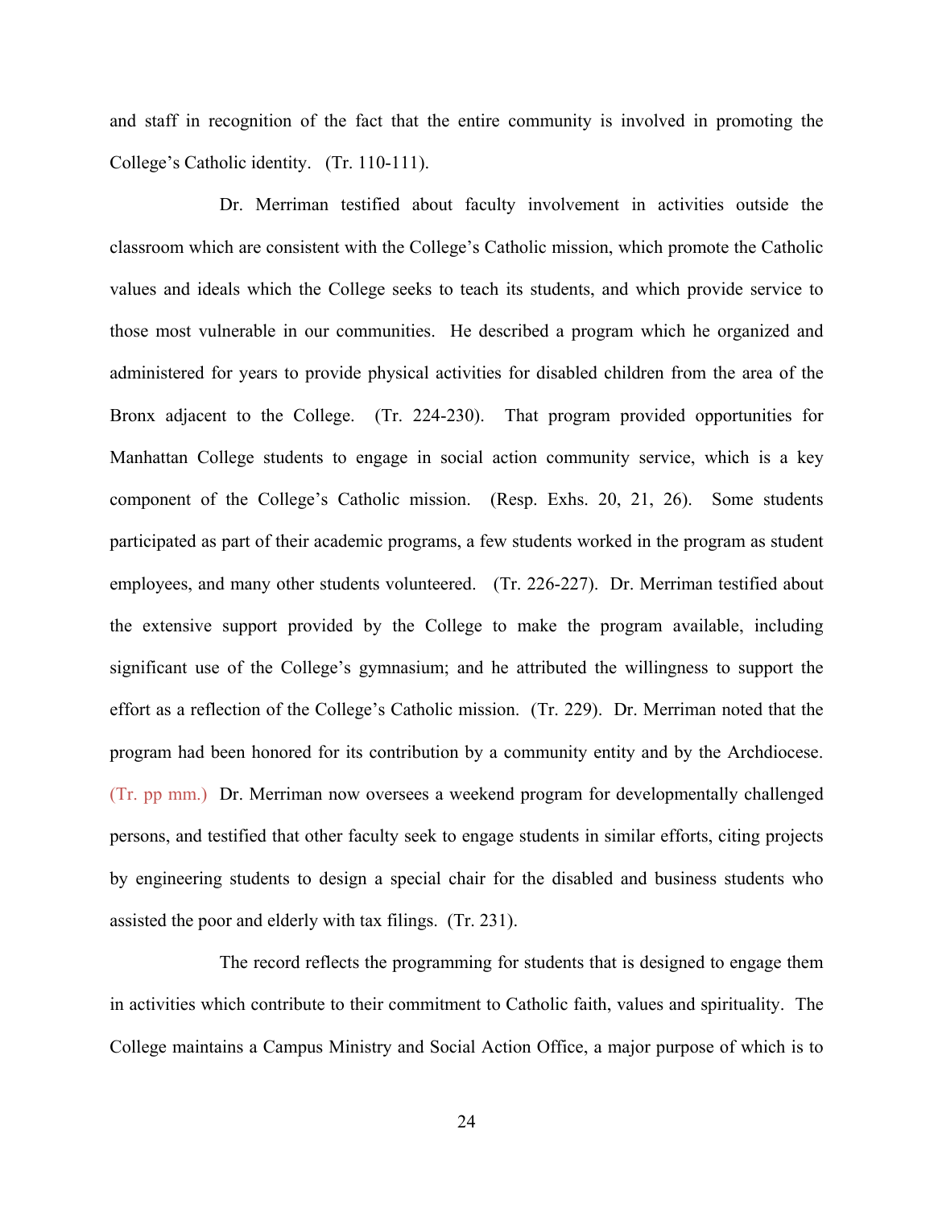and staff in recognition of the fact that the entire community is involved in promoting the College's Catholic identity. (Tr. 110-111).

Dr. Merriman testified about faculty involvement in activities outside the classroom which are consistent with the College's Catholic mission, which promote the Catholic values and ideals which the College seeks to teach its students, and which provide service to those most vulnerable in our communities. He described a program which he organized and administered for years to provide physical activities for disabled children from the area of the Bronx adjacent to the College. (Tr. 224-230). That program provided opportunities for Manhattan College students to engage in social action community service, which is a key component of the College's Catholic mission. (Resp. Exhs. 20, 21, 26). Some students participated as part of their academic programs, a few students worked in the program as student employees, and many other students volunteered. (Tr. 226-227). Dr. Merriman testified about the extensive support provided by the College to make the program available, including significant use of the College's gymnasium; and he attributed the willingness to support the effort as a reflection of the College's Catholic mission. (Tr. 229). Dr. Merriman noted that the program had been honored for its contribution by a community entity and by the Archdiocese. (Tr. pp mm.) Dr. Merriman now oversees a weekend program for developmentally challenged persons, and testified that other faculty seek to engage students in similar efforts, citing projects by engineering students to design a special chair for the disabled and business students who assisted the poor and elderly with tax filings. (Tr. 231).

The record reflects the programming for students that is designed to engage them in activities which contribute to their commitment to Catholic faith, values and spirituality. The College maintains a Campus Ministry and Social Action Office, a major purpose of which is to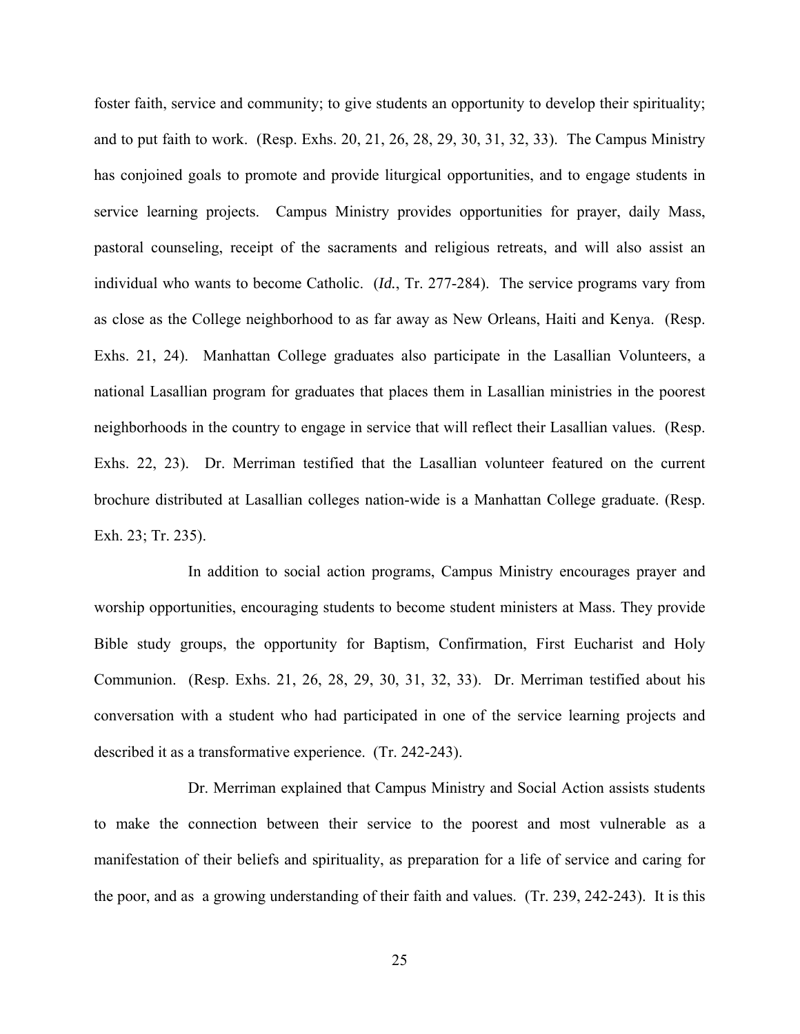foster faith, service and community; to give students an opportunity to develop their spirituality; and to put faith to work. (Resp. Exhs. 20, 21, 26, 28, 29, 30, 31, 32, 33). The Campus Ministry has conjoined goals to promote and provide liturgical opportunities, and to engage students in service learning projects. Campus Ministry provides opportunities for prayer, daily Mass, pastoral counseling, receipt of the sacraments and religious retreats, and will also assist an individual who wants to become Catholic. (*Id.*, Tr. 277-284). The service programs vary from as close as the College neighborhood to as far away as New Orleans, Haiti and Kenya. (Resp. Exhs. 21, 24). Manhattan College graduates also participate in the Lasallian Volunteers, a national Lasallian program for graduates that places them in Lasallian ministries in the poorest neighborhoods in the country to engage in service that will reflect their Lasallian values. (Resp. Exhs. 22, 23). Dr. Merriman testified that the Lasallian volunteer featured on the current brochure distributed at Lasallian colleges nation-wide is a Manhattan College graduate. (Resp. Exh. 23; Tr. 235).

In addition to social action programs, Campus Ministry encourages prayer and worship opportunities, encouraging students to become student ministers at Mass. They provide Bible study groups, the opportunity for Baptism, Confirmation, First Eucharist and Holy Communion. (Resp. Exhs. 21, 26, 28, 29, 30, 31, 32, 33). Dr. Merriman testified about his conversation with a student who had participated in one of the service learning projects and described it as a transformative experience. (Tr. 242-243).

Dr. Merriman explained that Campus Ministry and Social Action assists students to make the connection between their service to the poorest and most vulnerable as a manifestation of their beliefs and spirituality, as preparation for a life of service and caring for the poor, and as a growing understanding of their faith and values. (Tr. 239, 242-243). It is this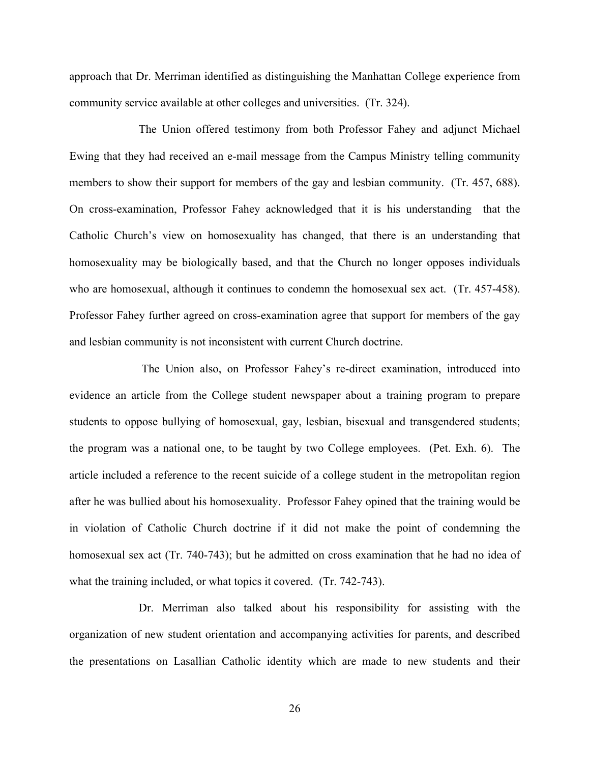approach that Dr. Merriman identified as distinguishing the Manhattan College experience from community service available at other colleges and universities. (Tr. 324).

The Union offered testimony from both Professor Fahey and adjunct Michael Ewing that they had received an e-mail message from the Campus Ministry telling community members to show their support for members of the gay and lesbian community. (Tr. 457, 688). On cross-examination, Professor Fahey acknowledged that it is his understanding that the Catholic Church's view on homosexuality has changed, that there is an understanding that homosexuality may be biologically based, and that the Church no longer opposes individuals who are homosexual, although it continues to condemn the homosexual sex act. (Tr. 457-458). Professor Fahey further agreed on cross-examination agree that support for members of the gay and lesbian community is not inconsistent with current Church doctrine.

The Union also, on Professor Fahey's re-direct examination, introduced into evidence an article from the College student newspaper about a training program to prepare students to oppose bullying of homosexual, gay, lesbian, bisexual and transgendered students; the program was a national one, to be taught by two College employees. (Pet. Exh. 6). The article included a reference to the recent suicide of a college student in the metropolitan region after he was bullied about his homosexuality. Professor Fahey opined that the training would be in violation of Catholic Church doctrine if it did not make the point of condemning the homosexual sex act (Tr. 740-743); but he admitted on cross examination that he had no idea of what the training included, or what topics it covered. (Tr. 742-743).

Dr. Merriman also talked about his responsibility for assisting with the organization of new student orientation and accompanying activities for parents, and described the presentations on Lasallian Catholic identity which are made to new students and their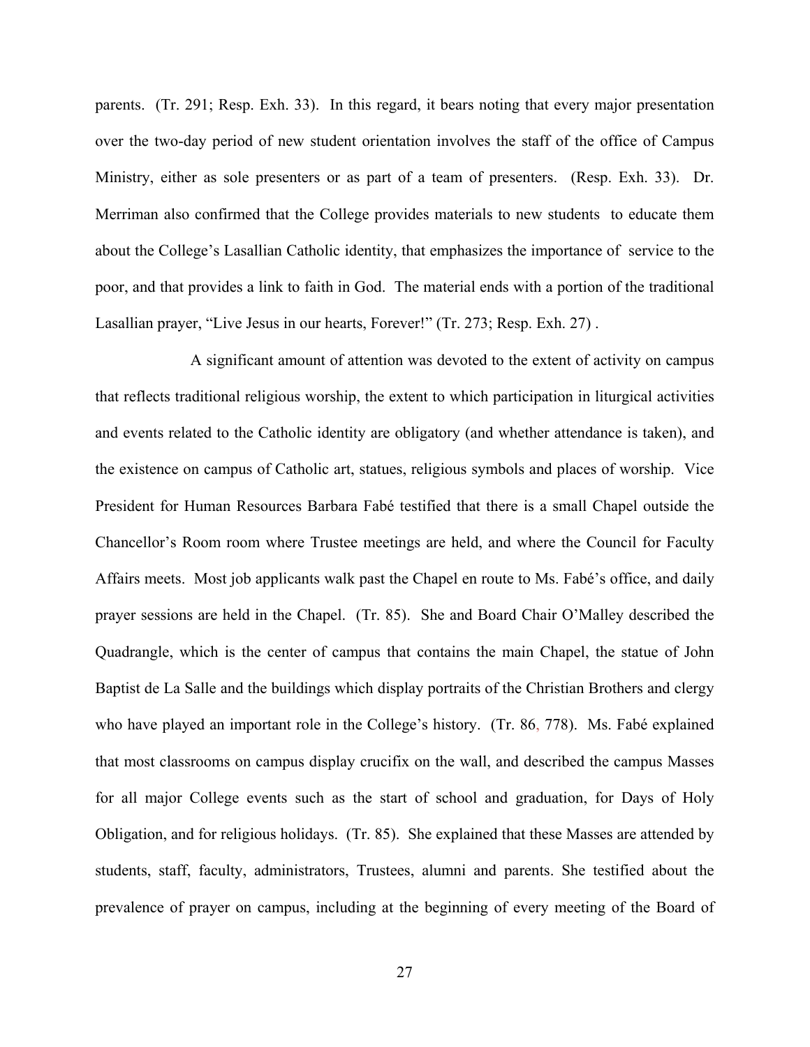parents. (Tr. 291; Resp. Exh. 33). In this regard, it bears noting that every major presentation over the two-day period of new student orientation involves the staff of the office of Campus Ministry, either as sole presenters or as part of a team of presenters. (Resp. Exh. 33). Dr. Merriman also confirmed that the College provides materials to new students to educate them about the College's Lasallian Catholic identity, that emphasizes the importance of service to the poor, and that provides a link to faith in God. The material ends with a portion of the traditional Lasallian prayer, "Live Jesus in our hearts, Forever!" (Tr. 273; Resp. Exh. 27) .

A significant amount of attention was devoted to the extent of activity on campus that reflects traditional religious worship, the extent to which participation in liturgical activities and events related to the Catholic identity are obligatory (and whether attendance is taken), and the existence on campus of Catholic art, statues, religious symbols and places of worship. Vice President for Human Resources Barbara Fabé testified that there is a small Chapel outside the Chancellor's Room room where Trustee meetings are held, and where the Council for Faculty Affairs meets. Most job applicants walk past the Chapel en route to Ms. Fabé's office, and daily prayer sessions are held in the Chapel. (Tr. 85). She and Board Chair O'Malley described the Quadrangle, which is the center of campus that contains the main Chapel, the statue of John Baptist de La Salle and the buildings which display portraits of the Christian Brothers and clergy who have played an important role in the College's history. (Tr. 86, 778). Ms. Fabé explained that most classrooms on campus display crucifix on the wall, and described the campus Masses for all major College events such as the start of school and graduation, for Days of Holy Obligation, and for religious holidays. (Tr. 85). She explained that these Masses are attended by students, staff, faculty, administrators, Trustees, alumni and parents. She testified about the prevalence of prayer on campus, including at the beginning of every meeting of the Board of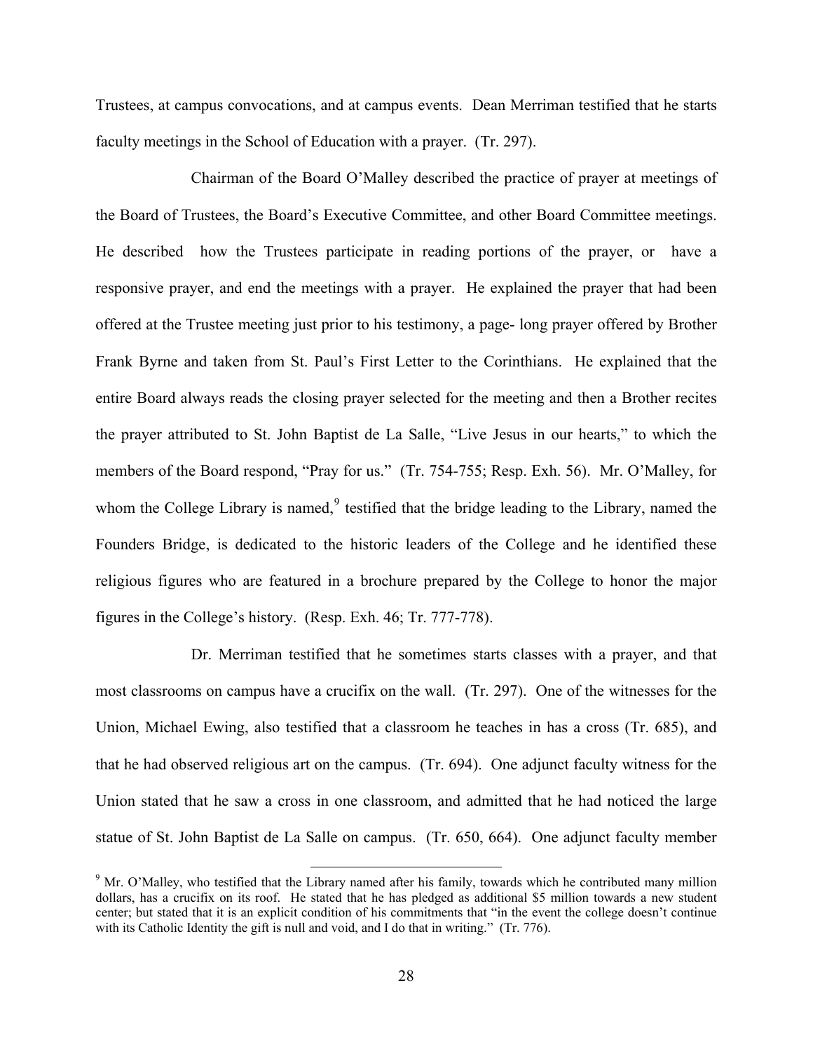Trustees, at campus convocations, and at campus events. Dean Merriman testified that he starts faculty meetings in the School of Education with a prayer. (Tr. 297).

Chairman of the Board O'Malley described the practice of prayer at meetings of the Board of Trustees, the Board's Executive Committee, and other Board Committee meetings. He described how the Trustees participate in reading portions of the prayer, or have a responsive prayer, and end the meetings with a prayer. He explained the prayer that had been offered at the Trustee meeting just prior to his testimony, a page- long prayer offered by Brother Frank Byrne and taken from St. Paul's First Letter to the Corinthians. He explained that the entire Board always reads the closing prayer selected for the meeting and then a Brother recites the prayer attributed to St. John Baptist de La Salle, "Live Jesus in our hearts," to which the members of the Board respond, "Pray for us." (Tr. 754-755; Resp. Exh. 56). Mr. O'Malley, for whom the College Library is named,[9] testified that the bridge leading to the Library, named the Founders Bridge, is dedicated to the historic leaders of the College and he identified these religious figures who are featured in a brochure prepared by the College to honor the major figures in the College's history. (Resp. Exh. 46; Tr. 777-778).

Dr. Merriman testified that he sometimes starts classes with a prayer, and that most classrooms on campus have a crucifix on the wall. (Tr. 297). One of the witnesses for the Union, Michael Ewing, also testified that a classroom he teaches in has a cross (Tr. 685), and that he had observed religious art on the campus. (Tr. 694). One adjunct faculty witness for the Union stated that he saw a cross in one classroom, and admitted that he had noticed the large statue of St. John Baptist de La Salle on campus. (Tr. 650, 664). One adjunct faculty member

---

[9] Mr. O'Malley, who testified that the Library named after his family, towards which he contributed many million dollars, has a crucifix on its roof. He stated that he has pledged as additional $5 million towards a new student center; but stated that it is an explicit condition of his commitments that "in the event the college doesn't continue with its Catholic Identity the gift is null and void, and I do that in writing." (Tr. 776).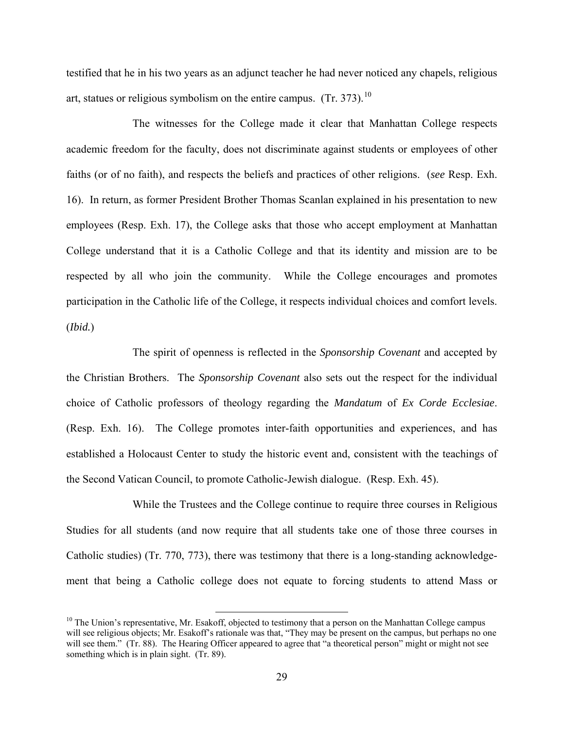testified that he in his two years as an adjunct teacher he had never noticed any chapels, religious art, statues or religious symbolism on the entire campus. (Tr. 373).[10]

The witnesses for the College made it clear that Manhattan College respects academic freedom for the faculty, does not discriminate against students or employees of other faiths (or of no faith), and respects the beliefs and practices of other religions. (*see* Resp. Exh. 16). In return, as former President Brother Thomas Scanlan explained in his presentation to new employees (Resp. Exh. 17), the College asks that those who accept employment at Manhattan College understand that it is a Catholic College and that its identity and mission are to be respected by all who join the community. While the College encourages and promotes participation in the Catholic life of the College, it respects individual choices and comfort levels. (*Ibid.*)

The spirit of openness is reflected in the *Sponsorship Covenant* and accepted by the Christian Brothers. The *Sponsorship Covenant* also sets out the respect for the individual choice of Catholic professors of theology regarding the *Mandatum* of *Ex Corde Ecclesiae*. (Resp. Exh. 16). The College promotes inter-faith opportunities and experiences, and has established a Holocaust Center to study the historic event and, consistent with the teachings of the Second Vatican Council, to promote Catholic-Jewish dialogue. (Resp. Exh. 45).

While the Trustees and the College continue to require three courses in Religious Studies for all students (and now require that all students take one of those three courses in Catholic studies) (Tr. 770, 773), there was testimony that there is a long-standing acknowledgement that being a Catholic college does not equate to forcing students to attend Mass or

---

[10] The Union's representative, Mr. Esakoff, objected to testimony that a person on the Manhattan College campus will see religious objects; Mr. Esakoff's rationale was that, "They may be present on the campus, but perhaps no one will see them." (Tr. 88). The Hearing Officer appeared to agree that "a theoretical person" might or might not see something which is in plain sight. (Tr. 89).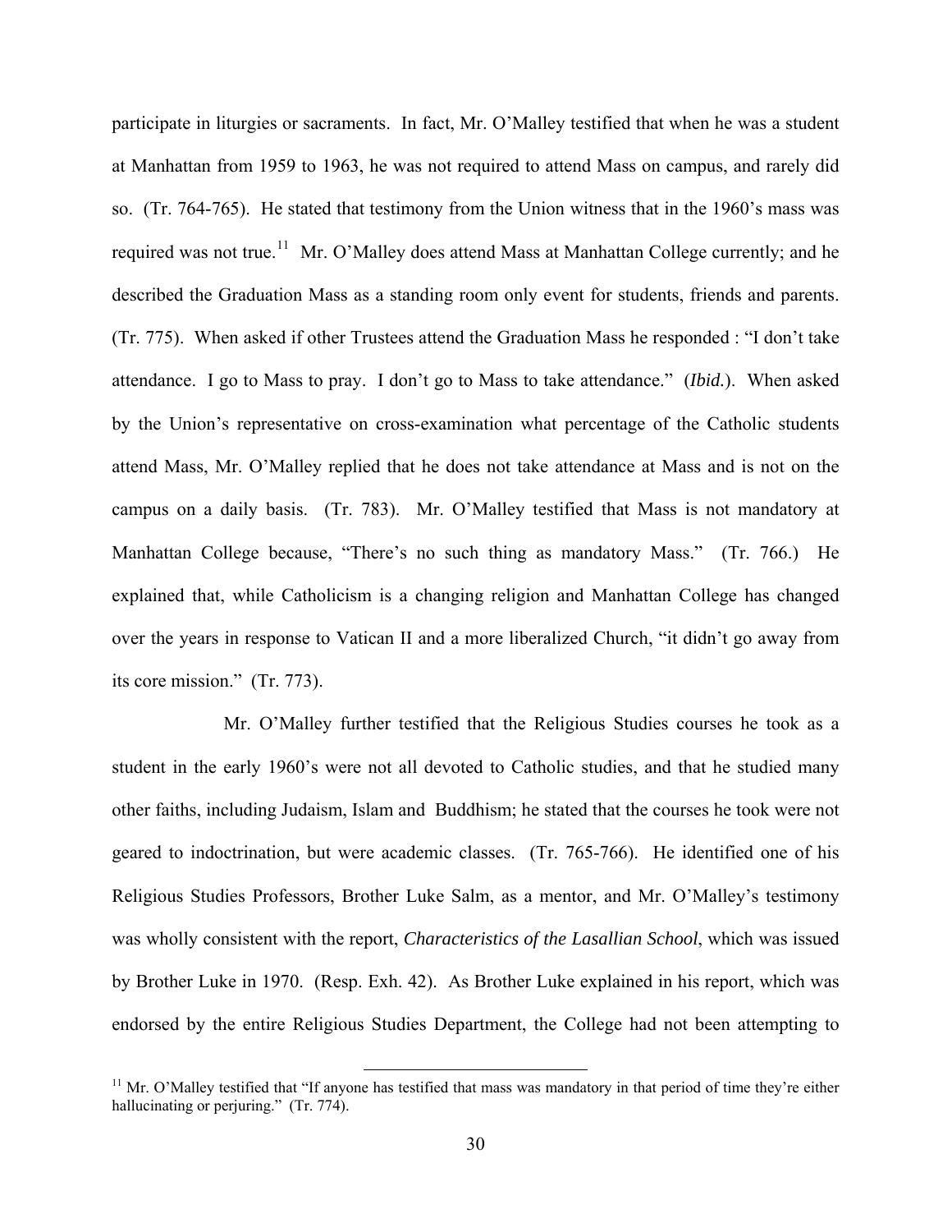participate in liturgies or sacraments. In fact, Mr. O'Malley testified that when he was a student at Manhattan from 1959 to 1963, he was not required to attend Mass on campus, and rarely did so. (Tr. 764-765). He stated that testimony from the Union witness that in the 1960's mass was required was not true.[11] Mr. O'Malley does attend Mass at Manhattan College currently; and he described the Graduation Mass as a standing room only event for students, friends and parents. (Tr. 775). When asked if other Trustees attend the Graduation Mass he responded : "I don't take attendance. I go to Mass to pray. I don't go to Mass to take attendance." (*Ibid.*). When asked by the Union's representative on cross-examination what percentage of the Catholic students attend Mass, Mr. O'Malley replied that he does not take attendance at Mass and is not on the campus on a daily basis. (Tr. 783). Mr. O'Malley testified that Mass is not mandatory at Manhattan College because, "There's no such thing as mandatory Mass." (Tr. 766.) He explained that, while Catholicism is a changing religion and Manhattan College has changed over the years in response to Vatican II and a more liberalized Church, "it didn't go away from its core mission." (Tr. 773).

Mr. O'Malley further testified that the Religious Studies courses he took as a student in the early 1960's were not all devoted to Catholic studies, and that he studied many other faiths, including Judaism, Islam and Buddhism; he stated that the courses he took were not geared to indoctrination, but were academic classes. (Tr. 765-766). He identified one of his Religious Studies Professors, Brother Luke Salm, as a mentor, and Mr. O'Malley's testimony was wholly consistent with the report, *Characteristics of the Lasallian School*, which was issued by Brother Luke in 1970. (Resp. Exh. 42). As Brother Luke explained in his report, which was endorsed by the entire Religious Studies Department, the College had not been attempting to

[11] Mr. O'Malley testified that "If anyone has testified that mass was mandatory in that period of time they're either hallucinating or perjuring." (Tr. 774).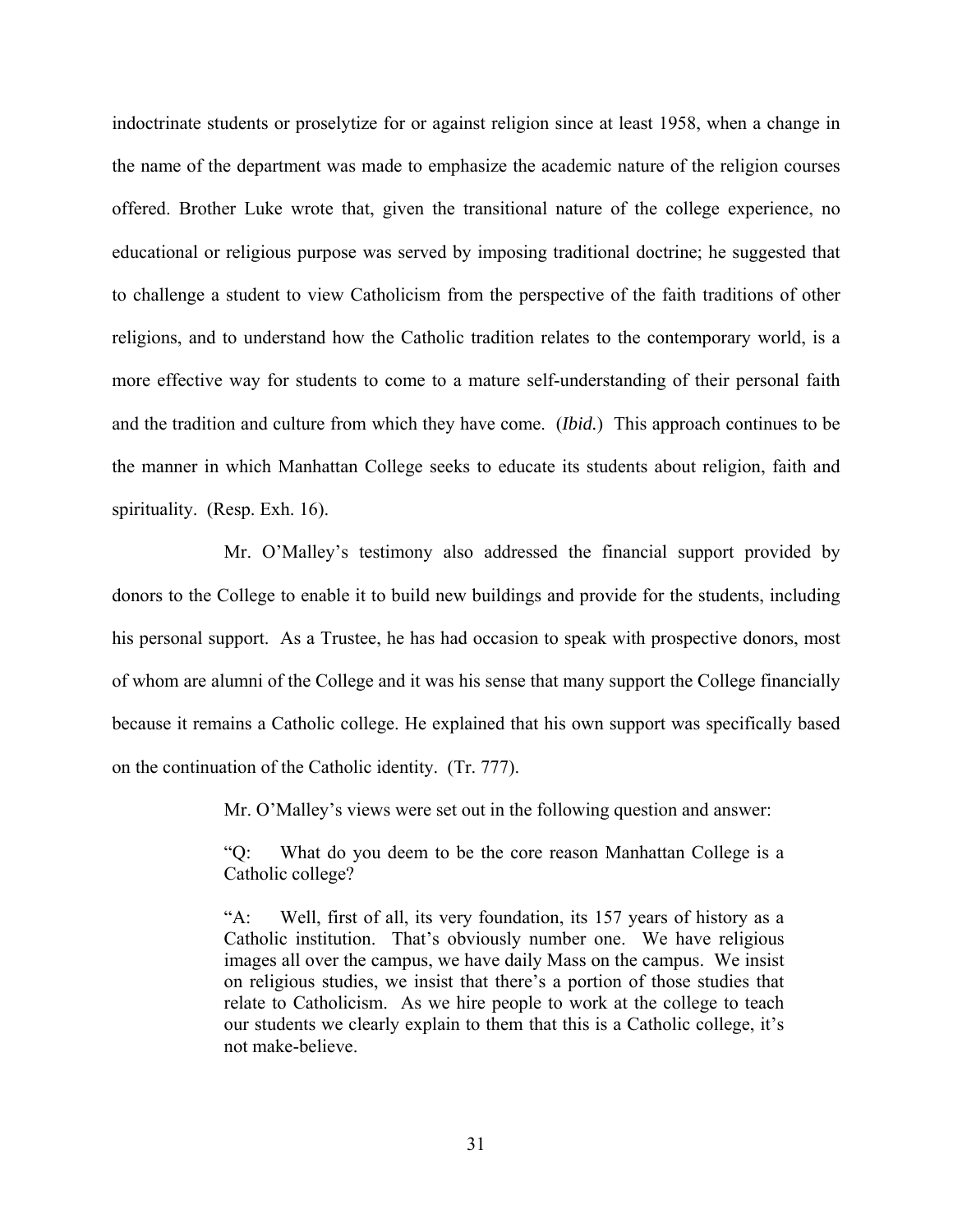indoctrinate students or proselytize for or against religion since at least 1958, when a change in the name of the department was made to emphasize the academic nature of the religion courses offered. Brother Luke wrote that, given the transitional nature of the college experience, no educational or religious purpose was served by imposing traditional doctrine; he suggested that to challenge a student to view Catholicism from the perspective of the faith traditions of other religions, and to understand how the Catholic tradition relates to the contemporary world, is a more effective way for students to come to a mature self-understanding of their personal faith and the tradition and culture from which they have come. (*Ibid.*) This approach continues to be the manner in which Manhattan College seeks to educate its students about religion, faith and spirituality. (Resp. Exh. 16).

Mr. O'Malley's testimony also addressed the financial support provided by donors to the College to enable it to build new buildings and provide for the students, including his personal support. As a Trustee, he has had occasion to speak with prospective donors, most of whom are alumni of the College and it was his sense that many support the College financially because it remains a Catholic college. He explained that his own support was specifically based on the continuation of the Catholic identity. (Tr. 777).

Mr. O'Malley's views were set out in the following question and answer:

> "Q: What do you deem to be the core reason Manhattan College is a Catholic college?
>
> "A: Well, first of all, its very foundation, its 157 years of history as a Catholic institution. That's obviously number one. We have religious images all over the campus, we have daily Mass on the campus. We insist on religious studies, we insist that there's a portion of those studies that relate to Catholicism. As we hire people to work at the college to teach our students we clearly explain to them that this is a Catholic college, it's not make-believe.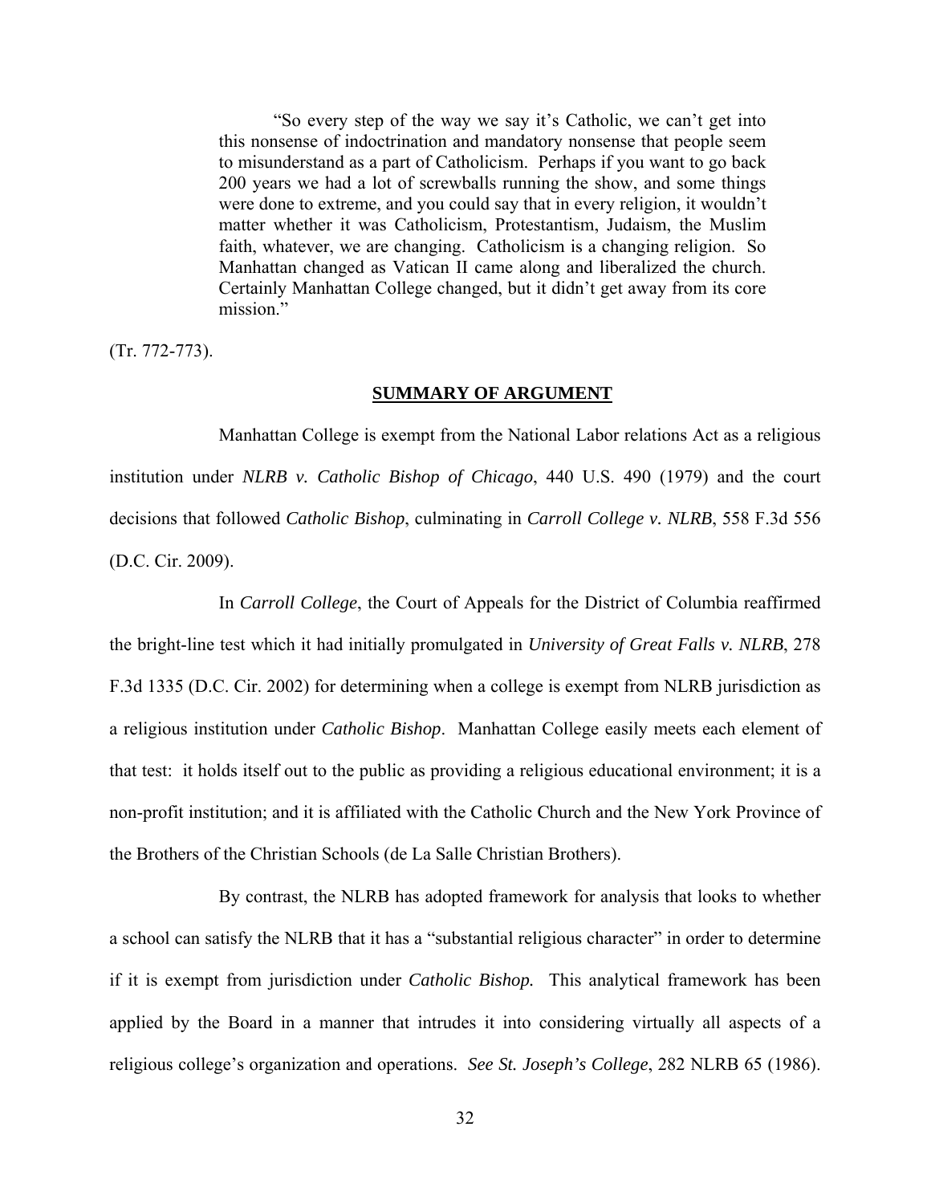> "So every step of the way we say it's Catholic, we can't get into this nonsense of indoctrination and mandatory nonsense that people seem to misunderstand as a part of Catholicism. Perhaps if you want to go back 200 years we had a lot of screwballs running the show, and some things were done to extreme, and you could say that in every religion, it wouldn't matter whether it was Catholicism, Protestantism, Judaism, the Muslim faith, whatever, we are changing. Catholicism is a changing religion. So Manhattan changed as Vatican II came along and liberalized the church. Certainly Manhattan College changed, but it didn't get away from its core mission."

(Tr. 772-773).

## SUMMARY OF ARGUMENT

Manhattan College is exempt from the National Labor relations Act as a religious institution under *NLRB v. Catholic Bishop of Chicago*, 440 U.S. 490 (1979) and the court decisions that followed *Catholic Bishop*, culminating in *Carroll College v. NLRB*, 558 F.3d 556 (D.C. Cir. 2009).

In *Carroll College*, the Court of Appeals for the District of Columbia reaffirmed the bright-line test which it had initially promulgated in *University of Great Falls v. NLRB*, 278 F.3d 1335 (D.C. Cir. 2002) for determining when a college is exempt from NLRB jurisdiction as a religious institution under *Catholic Bishop*. Manhattan College easily meets each element of that test: it holds itself out to the public as providing a religious educational environment; it is a non-profit institution; and it is affiliated with the Catholic Church and the New York Province of the Brothers of the Christian Schools (de La Salle Christian Brothers).

By contrast, the NLRB has adopted framework for analysis that looks to whether a school can satisfy the NLRB that it has a "substantial religious character" in order to determine if it is exempt from jurisdiction under *Catholic Bishop.* This analytical framework has been applied by the Board in a manner that intrudes it into considering virtually all aspects of a religious college's organization and operations. *See St. Joseph's College*, 282 NLRB 65 (1986).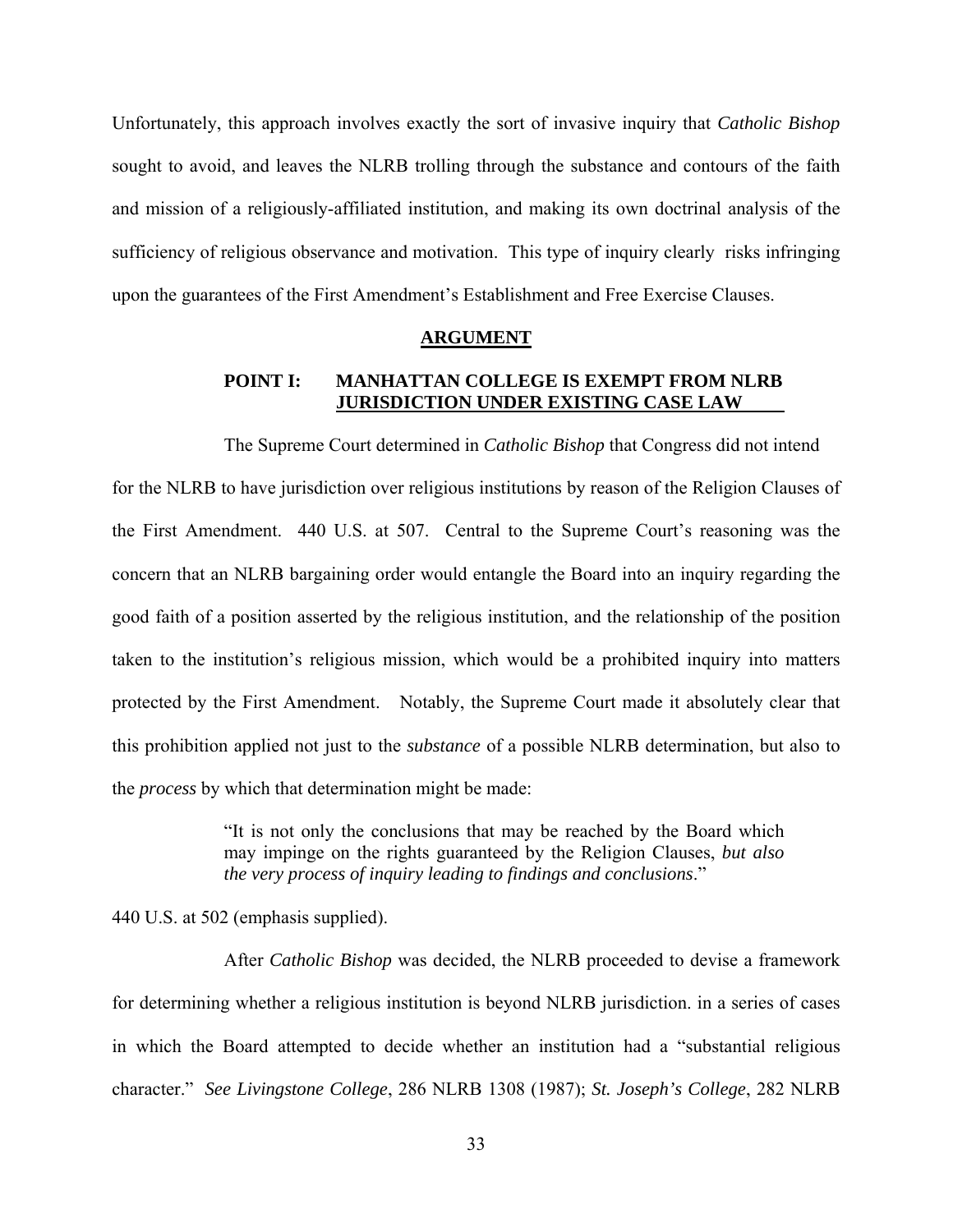Unfortunately, this approach involves exactly the sort of invasive inquiry that *Catholic Bishop* sought to avoid, and leaves the NLRB trolling through the substance and contours of the faith and mission of a religiously-affiliated institution, and making its own doctrinal analysis of the sufficiency of religious observance and motivation. This type of inquiry clearly risks infringing upon the guarantees of the First Amendment's Establishment and Free Exercise Clauses.

## ARGUMENT

### POINT I: MANHATTAN COLLEGE IS EXEMPT FROM NLRB JURISDICTION UNDER EXISTING CASE LAW

The Supreme Court determined in *Catholic Bishop* that Congress did not intend for the NLRB to have jurisdiction over religious institutions by reason of the Religion Clauses of the First Amendment. 440 U.S. at 507. Central to the Supreme Court's reasoning was the concern that an NLRB bargaining order would entangle the Board into an inquiry regarding the good faith of a position asserted by the religious institution, and the relationship of the position taken to the institution's religious mission, which would be a prohibited inquiry into matters protected by the First Amendment. Notably, the Supreme Court made it absolutely clear that this prohibition applied not just to the *substance* of a possible NLRB determination, but also to the *process* by which that determination might be made:

> "It is not only the conclusions that may be reached by the Board which may impinge on the rights guaranteed by the Religion Clauses, *but also the very process of inquiry leading to findings and conclusions*."

440 U.S. at 502 (emphasis supplied).

After *Catholic Bishop* was decided, the NLRB proceeded to devise a framework for determining whether a religious institution is beyond NLRB jurisdiction. in a series of cases in which the Board attempted to decide whether an institution had a "substantial religious character." *See Livingstone College*, 286 NLRB 1308 (1987); *St. Joseph's College*, 282 NLRB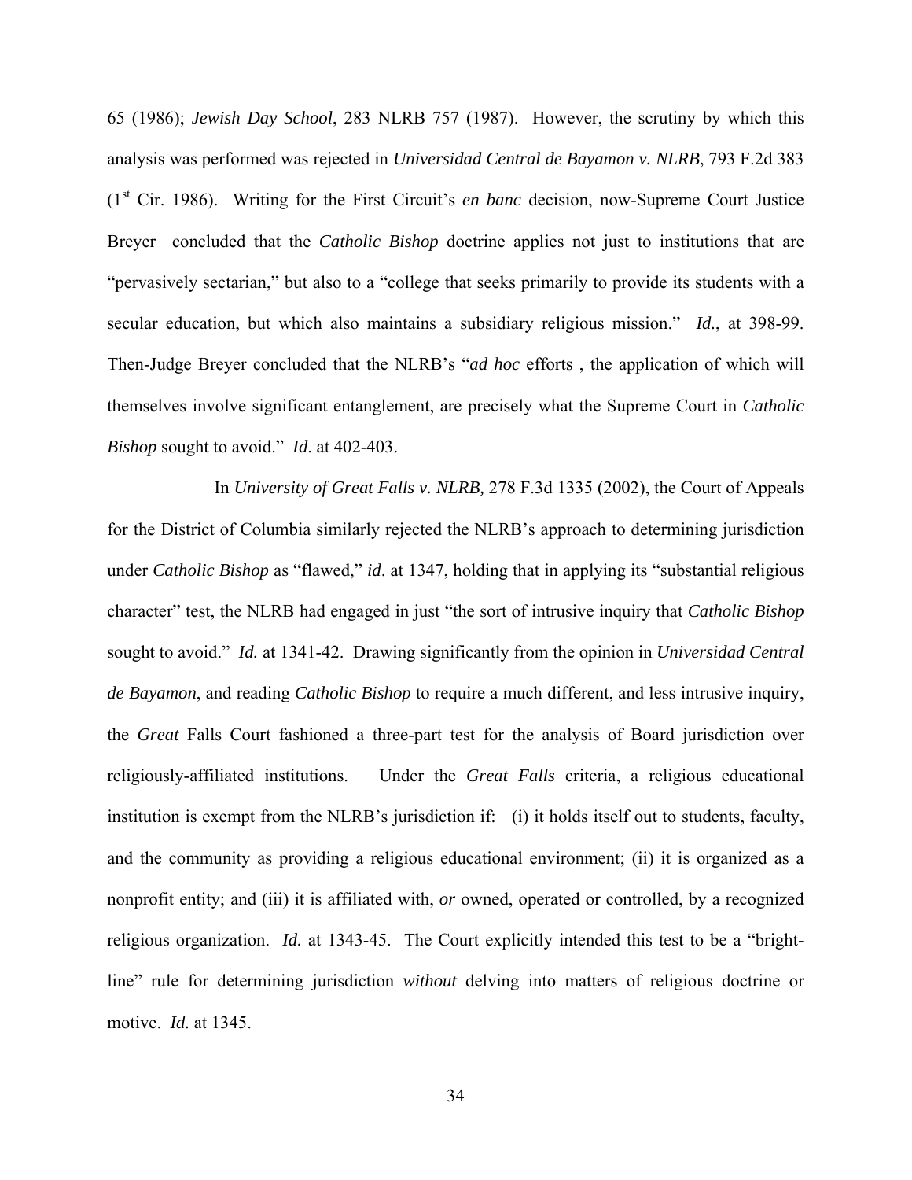65 (1986); *Jewish Day School*, 283 NLRB 757 (1987). However, the scrutiny by which this analysis was performed was rejected in *Universidad Central de Bayamon v. NLRB*, 793 F.2d 383 (1st Cir. 1986). Writing for the First Circuit's *en banc* decision, now-Supreme Court Justice Breyer concluded that the *Catholic Bishop* doctrine applies not just to institutions that are "pervasively sectarian," but also to a "college that seeks primarily to provide its students with a secular education, but which also maintains a subsidiary religious mission." *Id.*, at 398-99. Then-Judge Breyer concluded that the NLRB's "*ad hoc* efforts , the application of which will themselves involve significant entanglement, are precisely what the Supreme Court in *Catholic Bishop* sought to avoid." *Id.* at 402-403.

In *University of Great Falls v. NLRB,* 278 F.3d 1335 (2002), the Court of Appeals for the District of Columbia similarly rejected the NLRB's approach to determining jurisdiction under *Catholic Bishop* as "flawed," *id*. at 1347, holding that in applying its "substantial religious character" test, the NLRB had engaged in just "the sort of intrusive inquiry that *Catholic Bishop* sought to avoid." *Id.* at 1341-42. Drawing significantly from the opinion in *Universidad Central de Bayamon*, and reading *Catholic Bishop* to require a much different, and less intrusive inquiry, the *Great* Falls Court fashioned a three-part test for the analysis of Board jurisdiction over religiously-affiliated institutions. Under the *Great Falls* criteria, a religious educational institution is exempt from the NLRB's jurisdiction if: (i) it holds itself out to students, faculty, and the community as providing a religious educational environment; (ii) it is organized as a nonprofit entity; and (iii) it is affiliated with, *or* owned, operated or controlled, by a recognized religious organization. *Id.* at 1343-45. The Court explicitly intended this test to be a "bright-line" rule for determining jurisdiction *without* delving into matters of religious doctrine or motive. *Id.* at 1345.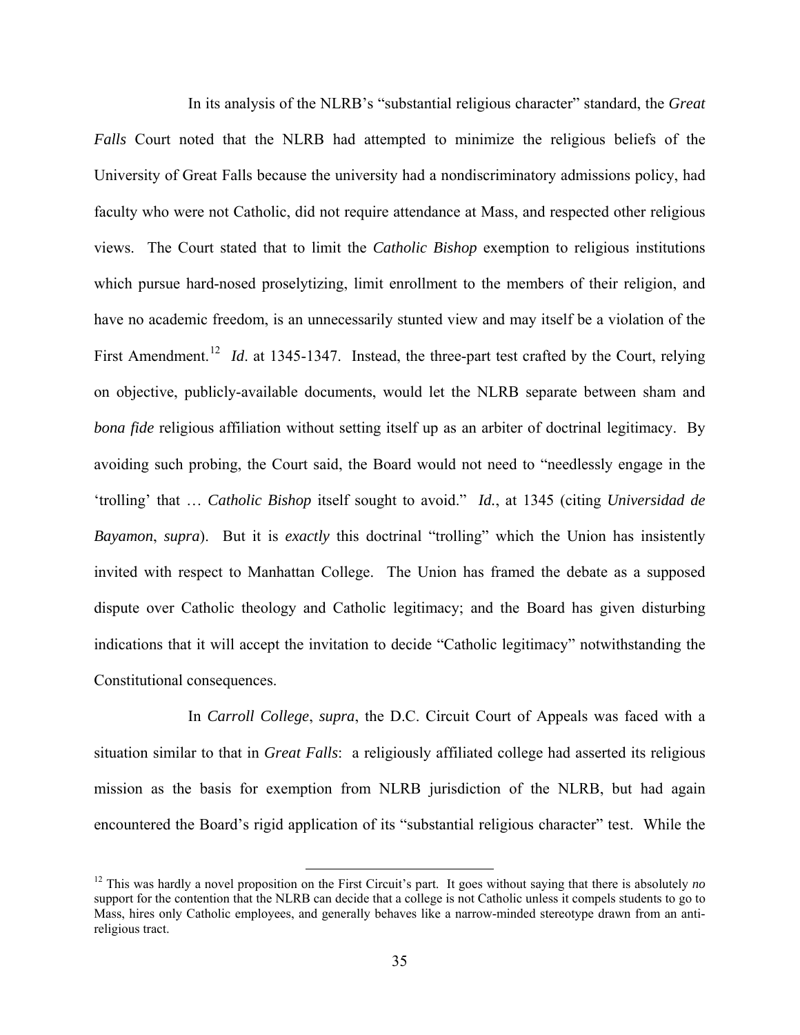In its analysis of the NLRB's "substantial religious character" standard, the *Great Falls* Court noted that the NLRB had attempted to minimize the religious beliefs of the University of Great Falls because the university had a nondiscriminatory admissions policy, had faculty who were not Catholic, did not require attendance at Mass, and respected other religious views. The Court stated that to limit the *Catholic Bishop* exemption to religious institutions which pursue hard-nosed proselytizing, limit enrollment to the members of their religion, and have no academic freedom, is an unnecessarily stunted view and may itself be a violation of the First Amendment.[12] *Id*. at 1345-1347. Instead, the three-part test crafted by the Court, relying on objective, publicly-available documents, would let the NLRB separate between sham and *bona fide* religious affiliation without setting itself up as an arbiter of doctrinal legitimacy. By avoiding such probing, the Court said, the Board would not need to "needlessly engage in the 'trolling' that … *Catholic Bishop* itself sought to avoid." *Id.*, at 1345 (citing *Universidad de Bayamon*, *supra*). But it is *exactly* this doctrinal "trolling" which the Union has insistently invited with respect to Manhattan College. The Union has framed the debate as a supposed dispute over Catholic theology and Catholic legitimacy; and the Board has given disturbing indications that it will accept the invitation to decide "Catholic legitimacy" notwithstanding the Constitutional consequences.

In *Carroll College*, *supra*, the D.C. Circuit Court of Appeals was faced with a situation similar to that in *Great Falls*: a religiously affiliated college had asserted its religious mission as the basis for exemption from NLRB jurisdiction of the NLRB, but had again encountered the Board's rigid application of its "substantial religious character" test. While the

---

[12] This was hardly a novel proposition on the First Circuit's part. It goes without saying that there is absolutely *no* support for the contention that the NLRB can decide that a college is not Catholic unless it compels students to go to Mass, hires only Catholic employees, and generally behaves like a narrow-minded stereotype drawn from an anti-religious tract.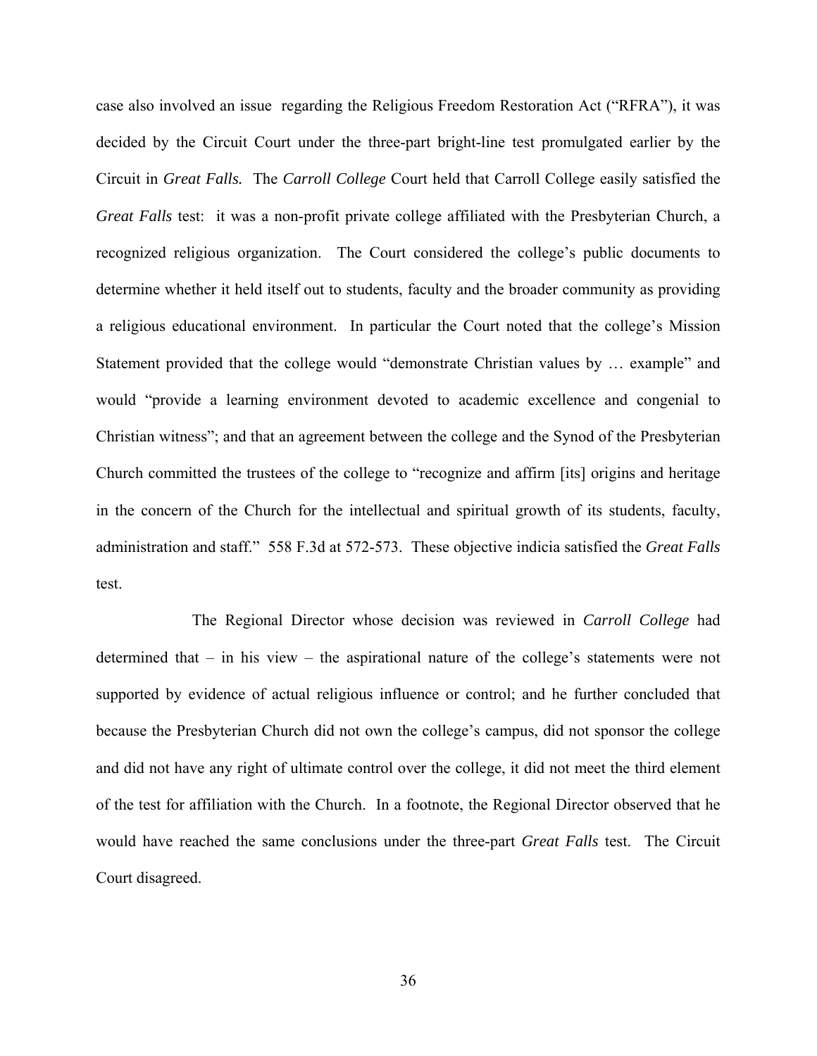case also involved an issue regarding the Religious Freedom Restoration Act ("RFRA"), it was decided by the Circuit Court under the three-part bright-line test promulgated earlier by the Circuit in *Great Falls.* The *Carroll College* Court held that Carroll College easily satisfied the *Great Falls* test: it was a non-profit private college affiliated with the Presbyterian Church, a recognized religious organization. The Court considered the college's public documents to determine whether it held itself out to students, faculty and the broader community as providing a religious educational environment. In particular the Court noted that the college's Mission Statement provided that the college would "demonstrate Christian values by … example" and would "provide a learning environment devoted to academic excellence and congenial to Christian witness"; and that an agreement between the college and the Synod of the Presbyterian Church committed the trustees of the college to "recognize and affirm [its] origins and heritage in the concern of the Church for the intellectual and spiritual growth of its students, faculty, administration and staff." 558 F.3d at 572-573. These objective indicia satisfied the *Great Falls* test.

The Regional Director whose decision was reviewed in *Carroll College* had determined that – in his view – the aspirational nature of the college's statements were not supported by evidence of actual religious influence or control; and he further concluded that because the Presbyterian Church did not own the college's campus, did not sponsor the college and did not have any right of ultimate control over the college, it did not meet the third element of the test for affiliation with the Church. In a footnote, the Regional Director observed that he would have reached the same conclusions under the three-part *Great Falls* test. The Circuit Court disagreed.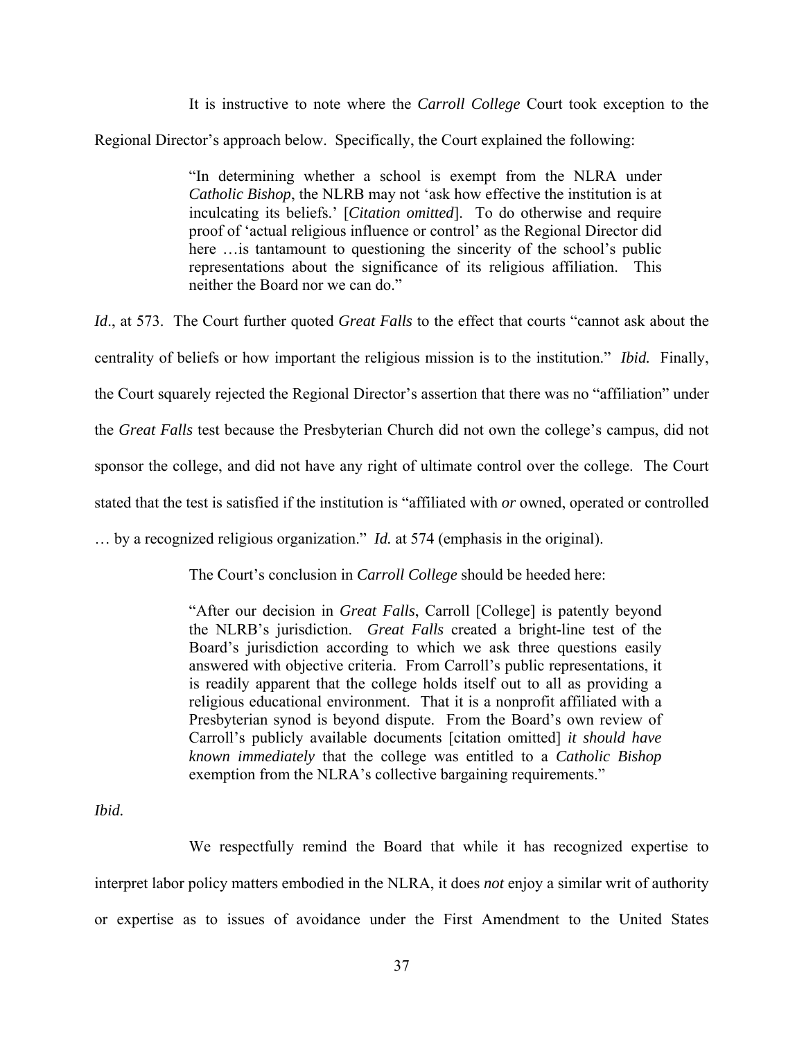It is instructive to note where the *Carroll College* Court took exception to the Regional Director's approach below. Specifically, the Court explained the following:

> "In determining whether a school is exempt from the NLRA under *Catholic Bishop*, the NLRB may not 'ask how effective the institution is at inculcating its beliefs.' [*Citation omitted*]. To do otherwise and require proof of 'actual religious influence or control' as the Regional Director did here …is tantamount to questioning the sincerity of the school's public representations about the significance of its religious affiliation. This neither the Board nor we can do."

*Id*., at 573. The Court further quoted *Great Falls* to the effect that courts "cannot ask about the centrality of beliefs or how important the religious mission is to the institution." *Ibid.* Finally, the Court squarely rejected the Regional Director's assertion that there was no "affiliation" under the *Great Falls* test because the Presbyterian Church did not own the college's campus, did not sponsor the college, and did not have any right of ultimate control over the college. The Court stated that the test is satisfied if the institution is "affiliated with *or* owned, operated or controlled … by a recognized religious organization." *Id.* at 574 (emphasis in the original).

The Court's conclusion in *Carroll College* should be heeded here:

> "After our decision in *Great Falls*, Carroll [College] is patently beyond the NLRB's jurisdiction. *Great Falls* created a bright-line test of the Board's jurisdiction according to which we ask three questions easily answered with objective criteria. From Carroll's public representations, it is readily apparent that the college holds itself out to all as providing a religious educational environment. That it is a nonprofit affiliated with a Presbyterian synod is beyond dispute. From the Board's own review of Carroll's publicly available documents [citation omitted] *it should have known immediately* that the college was entitled to a *Catholic Bishop* exemption from the NLRA's collective bargaining requirements."

*Ibid.*

We respectfully remind the Board that while it has recognized expertise to interpret labor policy matters embodied in the NLRA, it does *not* enjoy a similar writ of authority or expertise as to issues of avoidance under the First Amendment to the United States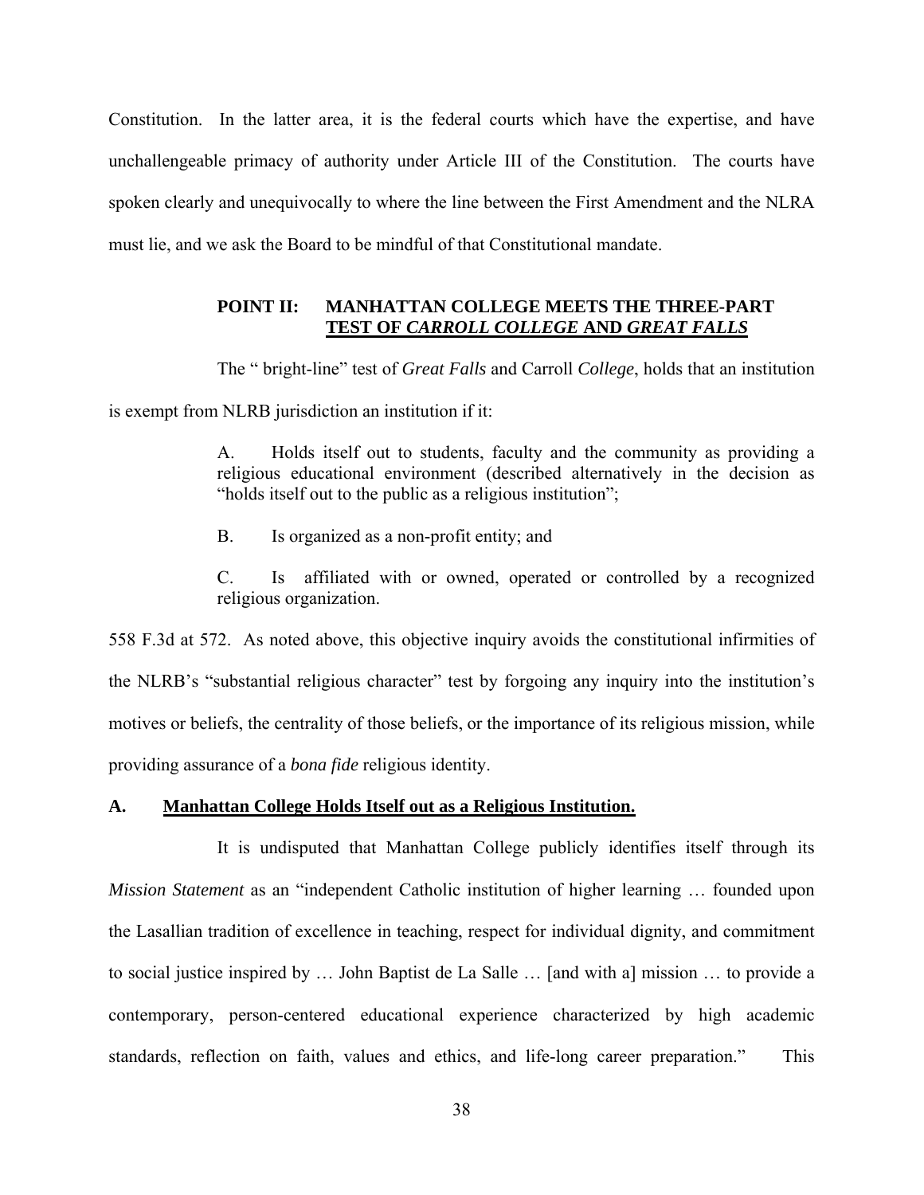Constitution. In the latter area, it is the federal courts which have the expertise, and have unchallengeable primacy of authority under Article III of the Constitution. The courts have spoken clearly and unequivocally to where the line between the First Amendment and the NLRA must lie, and we ask the Board to be mindful of that Constitutional mandate.

## POINT II: MANHATTAN COLLEGE MEETS THE THREE-PART TEST OF *CARROLL COLLEGE* AND *GREAT FALLS*

The " bright-line" test of *Great Falls* and Carroll *College*, holds that an institution is exempt from NLRB jurisdiction an institution if it:

> A. Holds itself out to students, faculty and the community as providing a religious educational environment (described alternatively in the decision as "holds itself out to the public as a religious institution";
>
> B. Is organized as a non-profit entity; and
>
> C. Is affiliated with or owned, operated or controlled by a recognized religious organization.

558 F.3d at 572. As noted above, this objective inquiry avoids the constitutional infirmities of the NLRB's "substantial religious character" test by forgoing any inquiry into the institution's motives or beliefs, the centrality of those beliefs, or the importance of its religious mission, while providing assurance of a *bona fide* religious identity.

### A. Manhattan College Holds Itself out as a Religious Institution.

It is undisputed that Manhattan College publicly identifies itself through its *Mission Statement* as an "independent Catholic institution of higher learning … founded upon the Lasallian tradition of excellence in teaching, respect for individual dignity, and commitment to social justice inspired by … John Baptist de La Salle … [and with a] mission … to provide a contemporary, person-centered educational experience characterized by high academic standards, reflection on faith, values and ethics, and life-long career preparation." This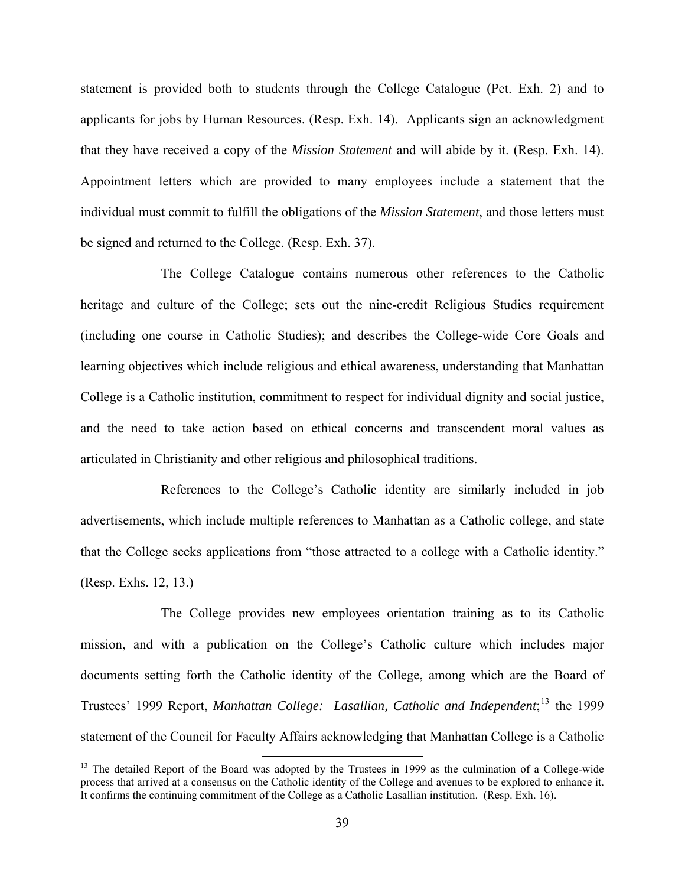statement is provided both to students through the College Catalogue (Pet. Exh. 2) and to applicants for jobs by Human Resources. (Resp. Exh. 14). Applicants sign an acknowledgment that they have received a copy of the *Mission Statement* and will abide by it. (Resp. Exh. 14). Appointment letters which are provided to many employees include a statement that the individual must commit to fulfill the obligations of the *Mission Statement*, and those letters must be signed and returned to the College. (Resp. Exh. 37).

The College Catalogue contains numerous other references to the Catholic heritage and culture of the College; sets out the nine-credit Religious Studies requirement (including one course in Catholic Studies); and describes the College-wide Core Goals and learning objectives which include religious and ethical awareness, understanding that Manhattan College is a Catholic institution, commitment to respect for individual dignity and social justice, and the need to take action based on ethical concerns and transcendent moral values as articulated in Christianity and other religious and philosophical traditions.

References to the College's Catholic identity are similarly included in job advertisements, which include multiple references to Manhattan as a Catholic college, and state that the College seeks applications from "those attracted to a college with a Catholic identity." (Resp. Exhs. 12, 13.)

The College provides new employees orientation training as to its Catholic mission, and with a publication on the College's Catholic culture which includes major documents setting forth the Catholic identity of the College, among which are the Board of Trustees' 1999 Report, *Manhattan College: Lasallian, Catholic and Independent*;[13] the 1999 statement of the Council for Faculty Affairs acknowledging that Manhattan College is a Catholic

[13] The detailed Report of the Board was adopted by the Trustees in 1999 as the culmination of a College-wide process that arrived at a consensus on the Catholic identity of the College and avenues to be explored to enhance it. It confirms the continuing commitment of the College as a Catholic Lasallian institution. (Resp. Exh. 16).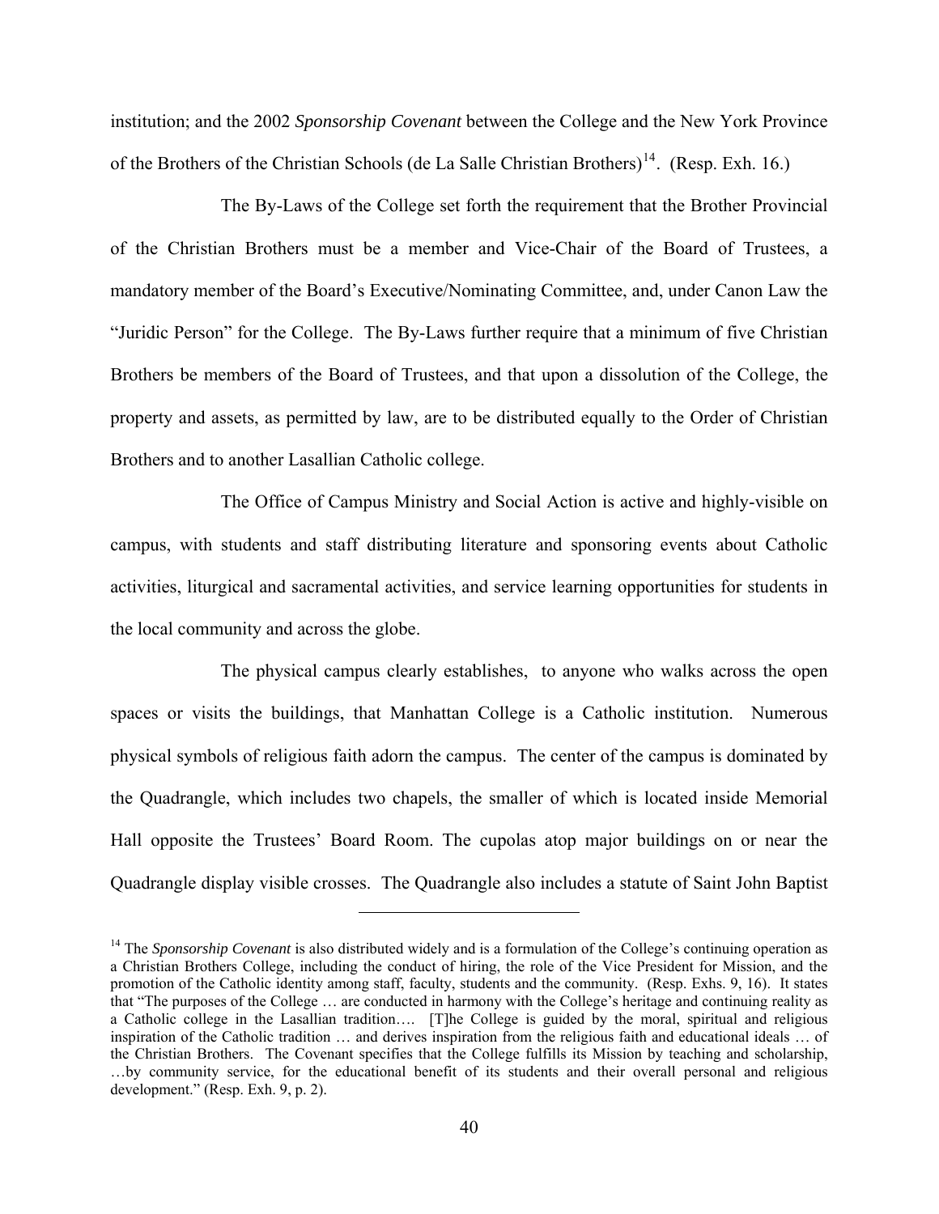institution; and the 2002 *Sponsorship Covenant* between the College and the New York Province of the Brothers of the Christian Schools (de La Salle Christian Brothers)[14]. (Resp. Exh. 16.)

The By-Laws of the College set forth the requirement that the Brother Provincial of the Christian Brothers must be a member and Vice-Chair of the Board of Trustees, a mandatory member of the Board's Executive/Nominating Committee, and, under Canon Law the "Juridic Person" for the College. The By-Laws further require that a minimum of five Christian Brothers be members of the Board of Trustees, and that upon a dissolution of the College, the property and assets, as permitted by law, are to be distributed equally to the Order of Christian Brothers and to another Lasallian Catholic college.

The Office of Campus Ministry and Social Action is active and highly-visible on campus, with students and staff distributing literature and sponsoring events about Catholic activities, liturgical and sacramental activities, and service learning opportunities for students in the local community and across the globe.

The physical campus clearly establishes, to anyone who walks across the open spaces or visits the buildings, that Manhattan College is a Catholic institution. Numerous physical symbols of religious faith adorn the campus. The center of the campus is dominated by the Quadrangle, which includes two chapels, the smaller of which is located inside Memorial Hall opposite the Trustees' Board Room. The cupolas atop major buildings on or near the Quadrangle display visible crosses. The Quadrangle also includes a statute of Saint John Baptist

---

[14] The *Sponsorship Covenant* is also distributed widely and is a formulation of the College's continuing operation as a Christian Brothers College, including the conduct of hiring, the role of the Vice President for Mission, and the promotion of the Catholic identity among staff, faculty, students and the community. (Resp. Exhs. 9, 16). It states that "The purposes of the College … are conducted in harmony with the College's heritage and continuing reality as a Catholic college in the Lasallian tradition…. [T]he College is guided by the moral, spiritual and religious inspiration of the Catholic tradition … and derives inspiration from the religious faith and educational ideals … of the Christian Brothers. The Covenant specifies that the College fulfills its Mission by teaching and scholarship, …by community service, for the educational benefit of its students and their overall personal and religious development." (Resp. Exh. 9, p. 2).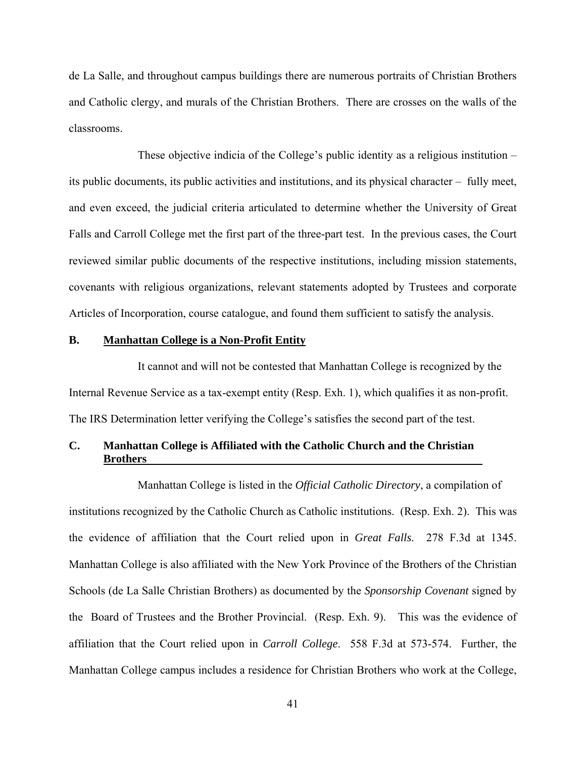de La Salle, and throughout campus buildings there are numerous portraits of Christian Brothers and Catholic clergy, and murals of the Christian Brothers. There are crosses on the walls of the classrooms.

These objective indicia of the College's public identity as a religious institution – its public documents, its public activities and institutions, and its physical character – fully meet, and even exceed, the judicial criteria articulated to determine whether the University of Great Falls and Carroll College met the first part of the three-part test. In the previous cases, the Court reviewed similar public documents of the respective institutions, including mission statements, covenants with religious organizations, relevant statements adopted by Trustees and corporate Articles of Incorporation, course catalogue, and found them sufficient to satisfy the analysis.

### B. Manhattan College is a Non-Profit Entity

It cannot and will not be contested that Manhattan College is recognized by the Internal Revenue Service as a tax-exempt entity (Resp. Exh. 1), which qualifies it as non-profit. The IRS Determination letter verifying the College's satisfies the second part of the test.

### C. Manhattan College is Affiliated with the Catholic Church and the Christian Brothers

Manhattan College is listed in the *Official Catholic Directory*, a compilation of institutions recognized by the Catholic Church as Catholic institutions. (Resp. Exh. 2). This was the evidence of affiliation that the Court relied upon in *Great Falls*. 278 F.3d at 1345. Manhattan College is also affiliated with the New York Province of the Brothers of the Christian Schools (de La Salle Christian Brothers) as documented by the *Sponsorship Covenant* signed by the Board of Trustees and the Brother Provincial. (Resp. Exh. 9). This was the evidence of affiliation that the Court relied upon in *Carroll College*. 558 F.3d at 573-574. Further, the Manhattan College campus includes a residence for Christian Brothers who work at the College,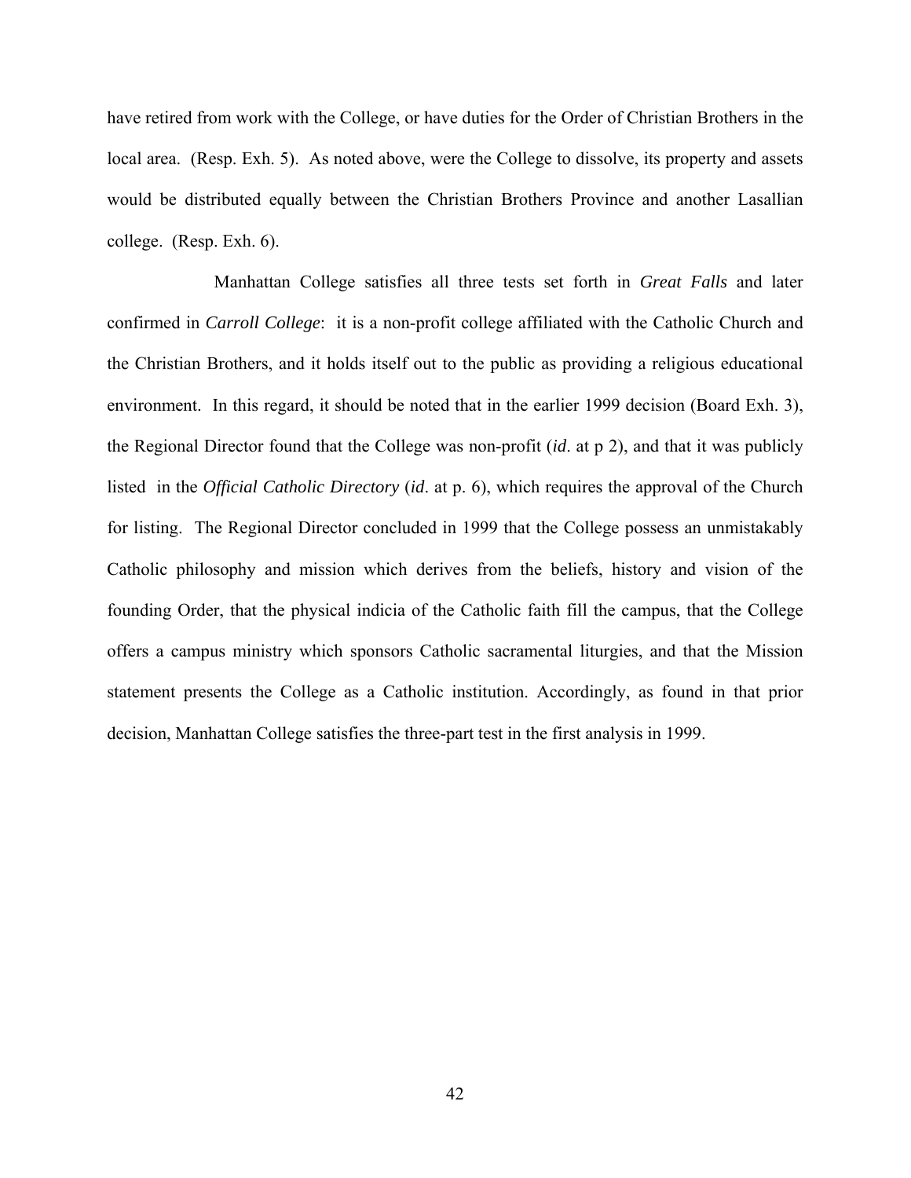have retired from work with the College, or have duties for the Order of Christian Brothers in the local area. (Resp. Exh. 5). As noted above, were the College to dissolve, its property and assets would be distributed equally between the Christian Brothers Province and another Lasallian college. (Resp. Exh. 6).

Manhattan College satisfies all three tests set forth in *Great Falls* and later confirmed in *Carroll College*: it is a non-profit college affiliated with the Catholic Church and the Christian Brothers, and it holds itself out to the public as providing a religious educational environment. In this regard, it should be noted that in the earlier 1999 decision (Board Exh. 3), the Regional Director found that the College was non-profit (*id*. at p 2), and that it was publicly listed in the *Official Catholic Directory* (*id*. at p. 6), which requires the approval of the Church for listing. The Regional Director concluded in 1999 that the College possess an unmistakably Catholic philosophy and mission which derives from the beliefs, history and vision of the founding Order, that the physical indicia of the Catholic faith fill the campus, that the College offers a campus ministry which sponsors Catholic sacramental liturgies, and that the Mission statement presents the College as a Catholic institution. Accordingly, as found in that prior decision, Manhattan College satisfies the three-part test in the first analysis in 1999.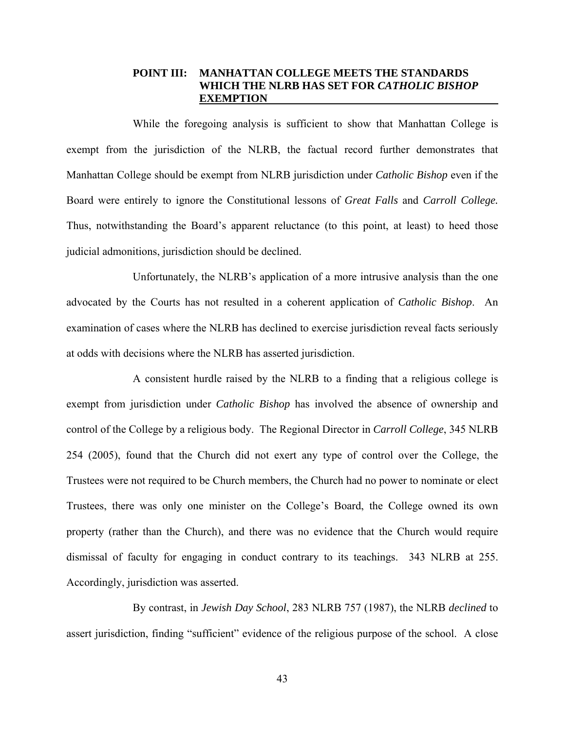## POINT III: MANHATTAN COLLEGE MEETS THE STANDARDS WHICH THE NLRB HAS SET FOR *CATHOLIC BISHOP* EXEMPTION

While the foregoing analysis is sufficient to show that Manhattan College is exempt from the jurisdiction of the NLRB, the factual record further demonstrates that Manhattan College should be exempt from NLRB jurisdiction under *Catholic Bishop* even if the Board were entirely to ignore the Constitutional lessons of *Great Falls* and *Carroll College.* Thus, notwithstanding the Board's apparent reluctance (to this point, at least) to heed those judicial admonitions, jurisdiction should be declined.

Unfortunately, the NLRB's application of a more intrusive analysis than the one advocated by the Courts has not resulted in a coherent application of *Catholic Bishop*. An examination of cases where the NLRB has declined to exercise jurisdiction reveal facts seriously at odds with decisions where the NLRB has asserted jurisdiction.

A consistent hurdle raised by the NLRB to a finding that a religious college is exempt from jurisdiction under *Catholic Bishop* has involved the absence of ownership and control of the College by a religious body. The Regional Director in *Carroll College*, 345 NLRB 254 (2005), found that the Church did not exert any type of control over the College, the Trustees were not required to be Church members, the Church had no power to nominate or elect Trustees, there was only one minister on the College's Board, the College owned its own property (rather than the Church), and there was no evidence that the Church would require dismissal of faculty for engaging in conduct contrary to its teachings. 343 NLRB at 255. Accordingly, jurisdiction was asserted.

By contrast, in *Jewish Day School*, 283 NLRB 757 (1987), the NLRB *declined* to assert jurisdiction, finding "sufficient" evidence of the religious purpose of the school. A close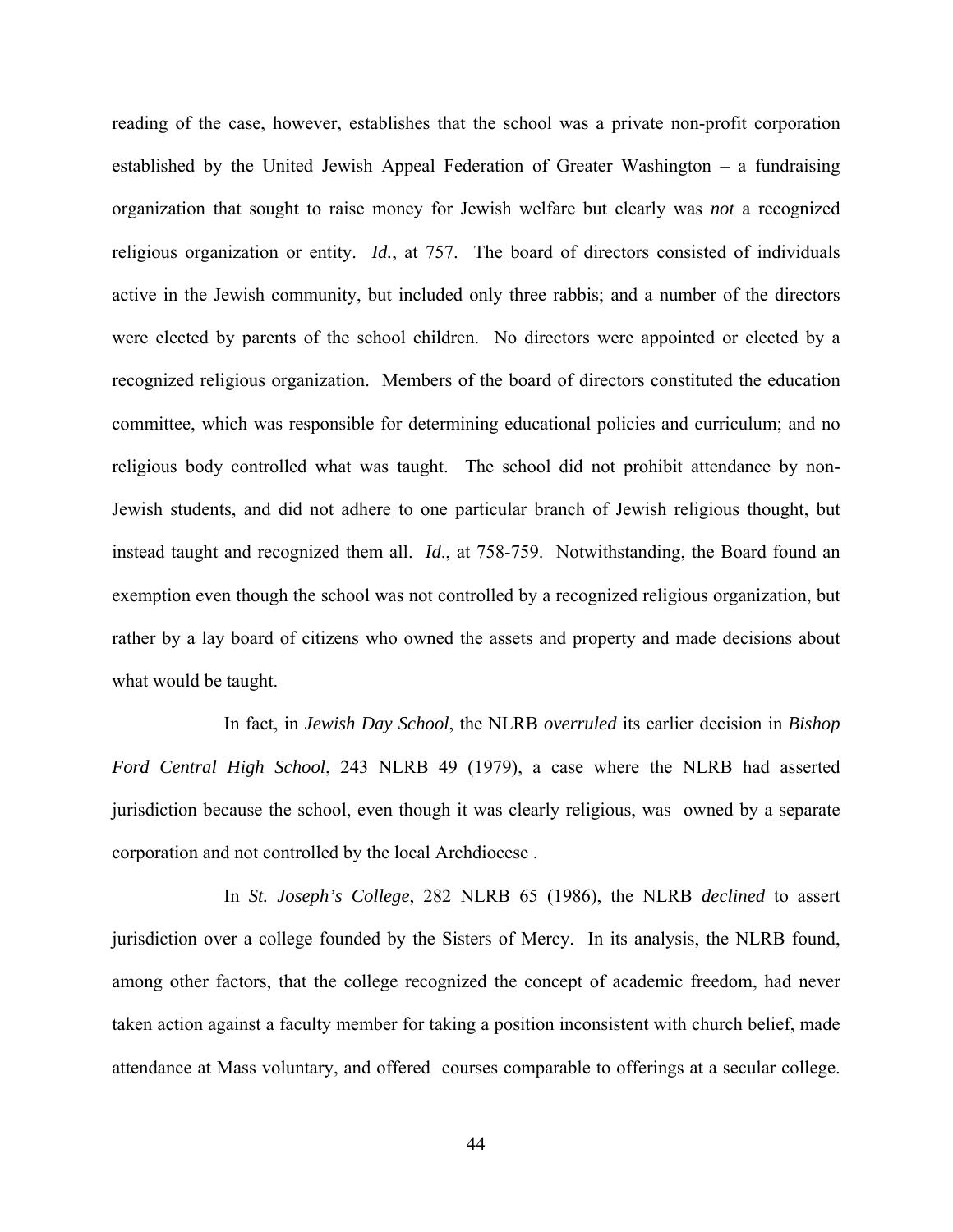reading of the case, however, establishes that the school was a private non-profit corporation established by the United Jewish Appeal Federation of Greater Washington – a fundraising organization that sought to raise money for Jewish welfare but clearly was *not* a recognized religious organization or entity. *Id.*, at 757. The board of directors consisted of individuals active in the Jewish community, but included only three rabbis; and a number of the directors were elected by parents of the school children. No directors were appointed or elected by a recognized religious organization. Members of the board of directors constituted the education committee, which was responsible for determining educational policies and curriculum; and no religious body controlled what was taught. The school did not prohibit attendance by non-Jewish students, and did not adhere to one particular branch of Jewish religious thought, but instead taught and recognized them all. *Id*., at 758-759. Notwithstanding, the Board found an exemption even though the school was not controlled by a recognized religious organization, but rather by a lay board of citizens who owned the assets and property and made decisions about what would be taught.

In fact, in *Jewish Day School*, the NLRB *overruled* its earlier decision in *Bishop Ford Central High School*, 243 NLRB 49 (1979), a case where the NLRB had asserted jurisdiction because the school, even though it was clearly religious, was owned by a separate corporation and not controlled by the local Archdiocese .

In *St. Joseph's College*, 282 NLRB 65 (1986), the NLRB *declined* to assert jurisdiction over a college founded by the Sisters of Mercy. In its analysis, the NLRB found, among other factors, that the college recognized the concept of academic freedom, had never taken action against a faculty member for taking a position inconsistent with church belief, made attendance at Mass voluntary, and offered courses comparable to offerings at a secular college.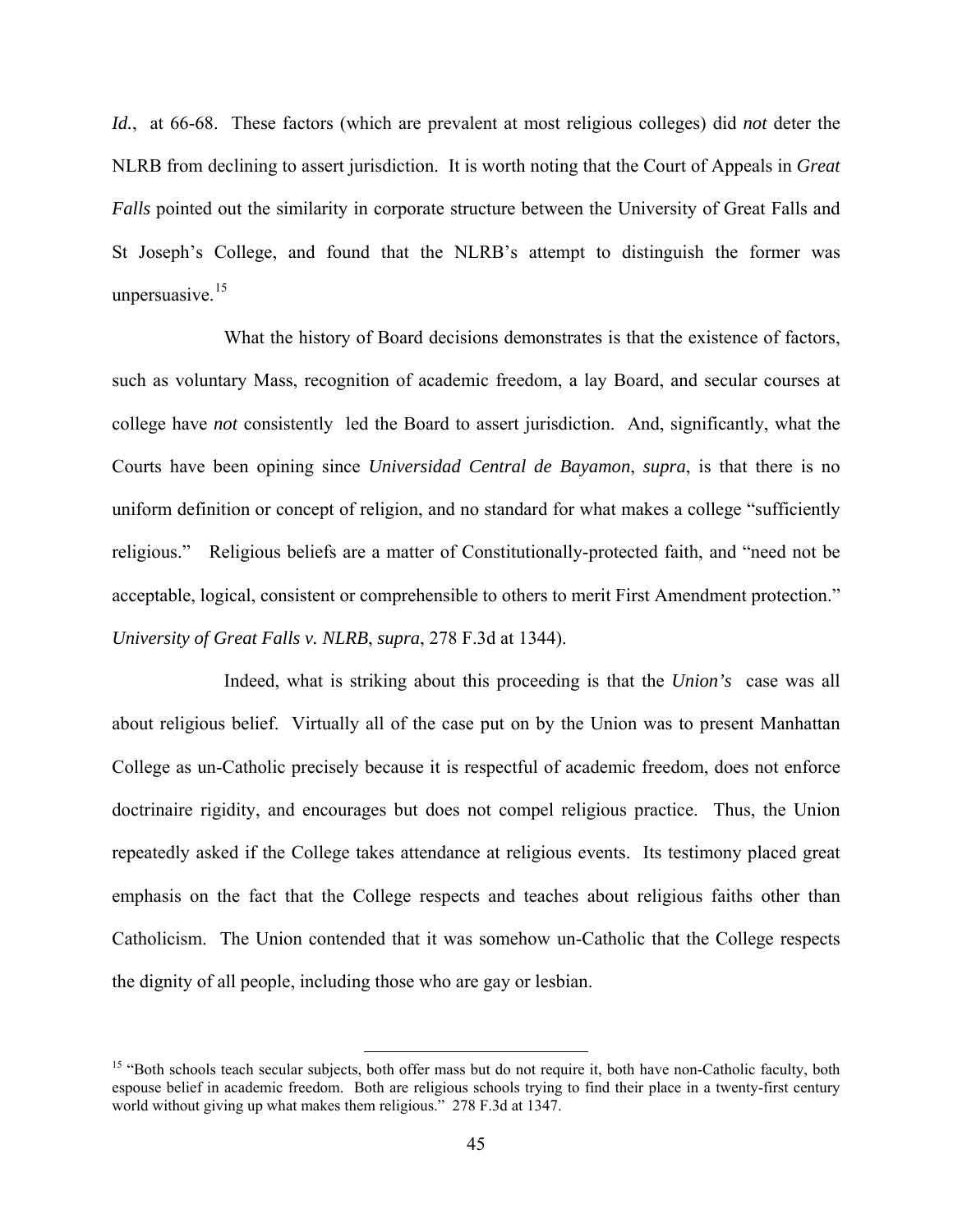*Id.*, at 66-68. These factors (which are prevalent at most religious colleges) did *not* deter the NLRB from declining to assert jurisdiction. It is worth noting that the Court of Appeals in *Great Falls* pointed out the similarity in corporate structure between the University of Great Falls and St Joseph's College, and found that the NLRB's attempt to distinguish the former was unpersuasive.[15]

What the history of Board decisions demonstrates is that the existence of factors, such as voluntary Mass, recognition of academic freedom, a lay Board, and secular courses at college have *not* consistently led the Board to assert jurisdiction. And, significantly, what the Courts have been opining since *Universidad Central de Bayamon*, *supra*, is that there is no uniform definition or concept of religion, and no standard for what makes a college "sufficiently religious." Religious beliefs are a matter of Constitutionally-protected faith, and "need not be acceptable, logical, consistent or comprehensible to others to merit First Amendment protection." *University of Great Falls v. NLRB*, *supra*, 278 F.3d at 1344).

Indeed, what is striking about this proceeding is that the *Union's* case was all about religious belief. Virtually all of the case put on by the Union was to present Manhattan College as un-Catholic precisely because it is respectful of academic freedom, does not enforce doctrinaire rigidity, and encourages but does not compel religious practice. Thus, the Union repeatedly asked if the College takes attendance at religious events. Its testimony placed great emphasis on the fact that the College respects and teaches about religious faiths other than Catholicism. The Union contended that it was somehow un-Catholic that the College respects the dignity of all people, including those who are gay or lesbian.

---

[15] "Both schools teach secular subjects, both offer mass but do not require it, both have non-Catholic faculty, both espouse belief in academic freedom. Both are religious schools trying to find their place in a twenty-first century world without giving up what makes them religious." 278 F.3d at 1347.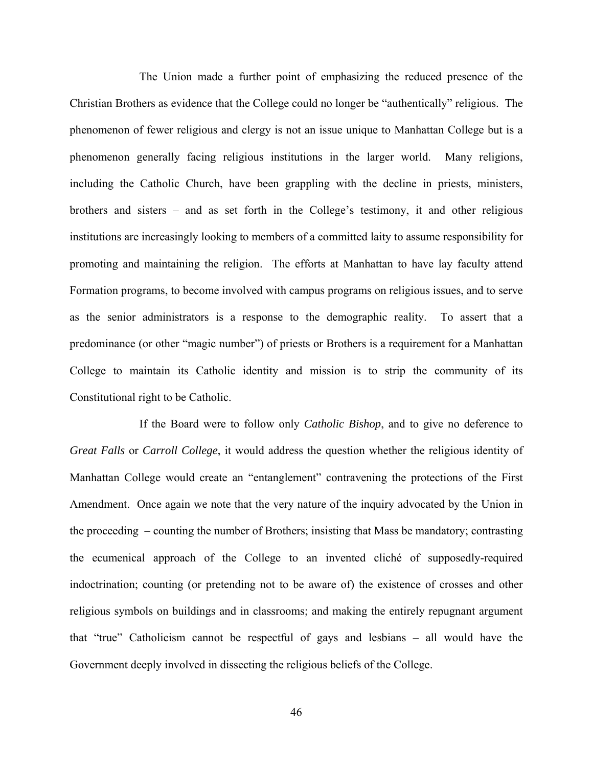The Union made a further point of emphasizing the reduced presence of the Christian Brothers as evidence that the College could no longer be "authentically" religious. The phenomenon of fewer religious and clergy is not an issue unique to Manhattan College but is a phenomenon generally facing religious institutions in the larger world. Many religions, including the Catholic Church, have been grappling with the decline in priests, ministers, brothers and sisters – and as set forth in the College's testimony, it and other religious institutions are increasingly looking to members of a committed laity to assume responsibility for promoting and maintaining the religion. The efforts at Manhattan to have lay faculty attend Formation programs, to become involved with campus programs on religious issues, and to serve as the senior administrators is a response to the demographic reality. To assert that a predominance (or other "magic number") of priests or Brothers is a requirement for a Manhattan College to maintain its Catholic identity and mission is to strip the community of its Constitutional right to be Catholic.

If the Board were to follow only *Catholic Bishop*, and to give no deference to *Great Falls* or *Carroll College*, it would address the question whether the religious identity of Manhattan College would create an "entanglement" contravening the protections of the First Amendment. Once again we note that the very nature of the inquiry advocated by the Union in the proceeding – counting the number of Brothers; insisting that Mass be mandatory; contrasting the ecumenical approach of the College to an invented cliché of supposedly-required indoctrination; counting (or pretending not to be aware of) the existence of crosses and other religious symbols on buildings and in classrooms; and making the entirely repugnant argument that "true" Catholicism cannot be respectful of gays and lesbians – all would have the Government deeply involved in dissecting the religious beliefs of the College.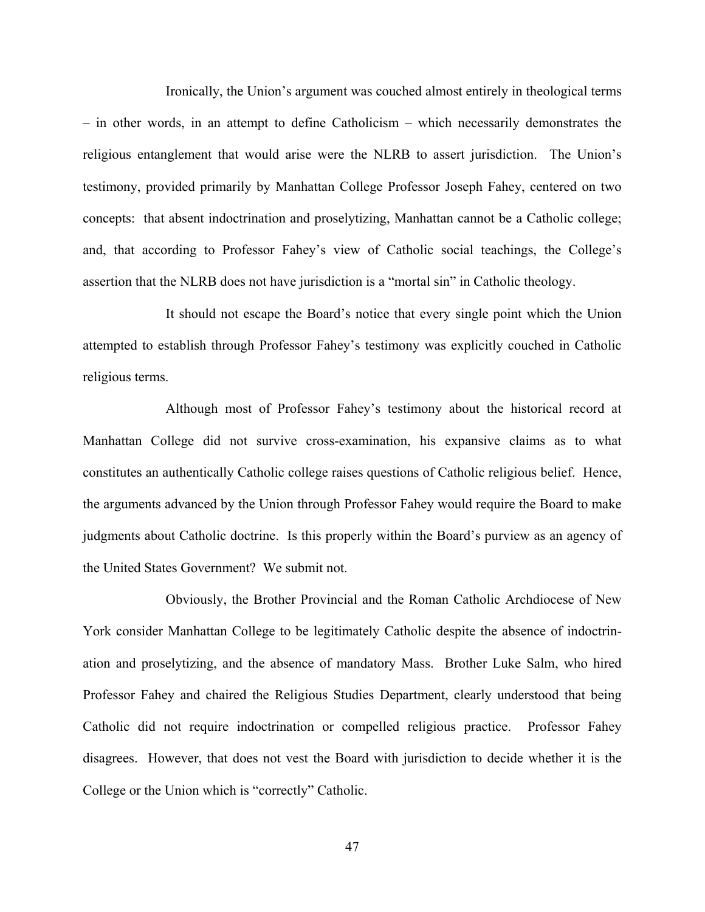Ironically, the Union's argument was couched almost entirely in theological terms – in other words, in an attempt to define Catholicism – which necessarily demonstrates the religious entanglement that would arise were the NLRB to assert jurisdiction. The Union's testimony, provided primarily by Manhattan College Professor Joseph Fahey, centered on two concepts: that absent indoctrination and proselytizing, Manhattan cannot be a Catholic college; and, that according to Professor Fahey's view of Catholic social teachings, the College's assertion that the NLRB does not have jurisdiction is a "mortal sin" in Catholic theology.

It should not escape the Board's notice that every single point which the Union attempted to establish through Professor Fahey's testimony was explicitly couched in Catholic religious terms.

Although most of Professor Fahey's testimony about the historical record at Manhattan College did not survive cross-examination, his expansive claims as to what constitutes an authentically Catholic college raises questions of Catholic religious belief. Hence, the arguments advanced by the Union through Professor Fahey would require the Board to make judgments about Catholic doctrine. Is this properly within the Board's purview as an agency of the United States Government? We submit not.

Obviously, the Brother Provincial and the Roman Catholic Archdiocese of New York consider Manhattan College to be legitimately Catholic despite the absence of indoctrination and proselytizing, and the absence of mandatory Mass. Brother Luke Salm, who hired Professor Fahey and chaired the Religious Studies Department, clearly understood that being Catholic did not require indoctrination or compelled religious practice. Professor Fahey disagrees. However, that does not vest the Board with jurisdiction to decide whether it is the College or the Union which is "correctly" Catholic.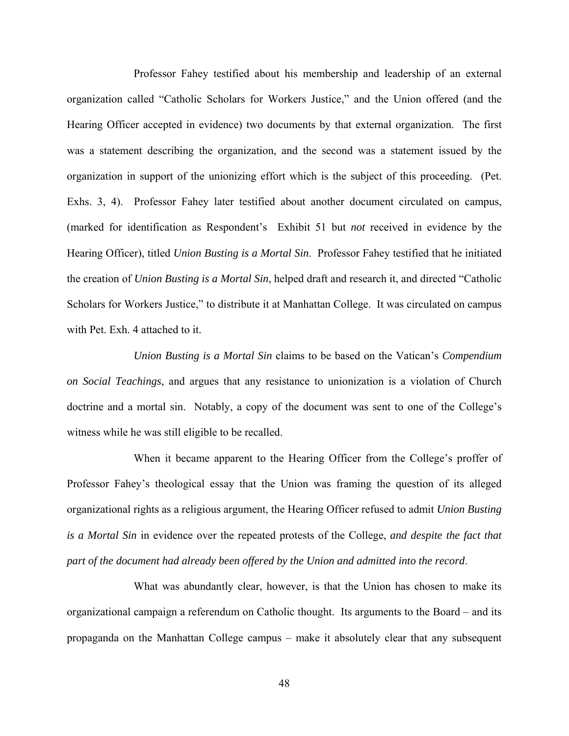Professor Fahey testified about his membership and leadership of an external organization called "Catholic Scholars for Workers Justice," and the Union offered (and the Hearing Officer accepted in evidence) two documents by that external organization. The first was a statement describing the organization, and the second was a statement issued by the organization in support of the unionizing effort which is the subject of this proceeding. (Pet. Exhs. 3, 4). Professor Fahey later testified about another document circulated on campus, (marked for identification as Respondent's Exhibit 51 but *not* received in evidence by the Hearing Officer), titled *Union Busting is a Mortal Sin*. Professor Fahey testified that he initiated the creation of *Union Busting is a Mortal Sin*, helped draft and research it, and directed "Catholic Scholars for Workers Justice," to distribute it at Manhattan College. It was circulated on campus with Pet. Exh. 4 attached to it.

*Union Busting is a Mortal Sin* claims to be based on the Vatican's *Compendium on Social Teachings*, and argues that any resistance to unionization is a violation of Church doctrine and a mortal sin. Notably, a copy of the document was sent to one of the College's witness while he was still eligible to be recalled.

When it became apparent to the Hearing Officer from the College's proffer of Professor Fahey's theological essay that the Union was framing the question of its alleged organizational rights as a religious argument, the Hearing Officer refused to admit *Union Busting is a Mortal Sin* in evidence over the repeated protests of the College, *and despite the fact that part of the document had already been offered by the Union and admitted into the record*.

What was abundantly clear, however, is that the Union has chosen to make its organizational campaign a referendum on Catholic thought. Its arguments to the Board – and its propaganda on the Manhattan College campus – make it absolutely clear that any subsequent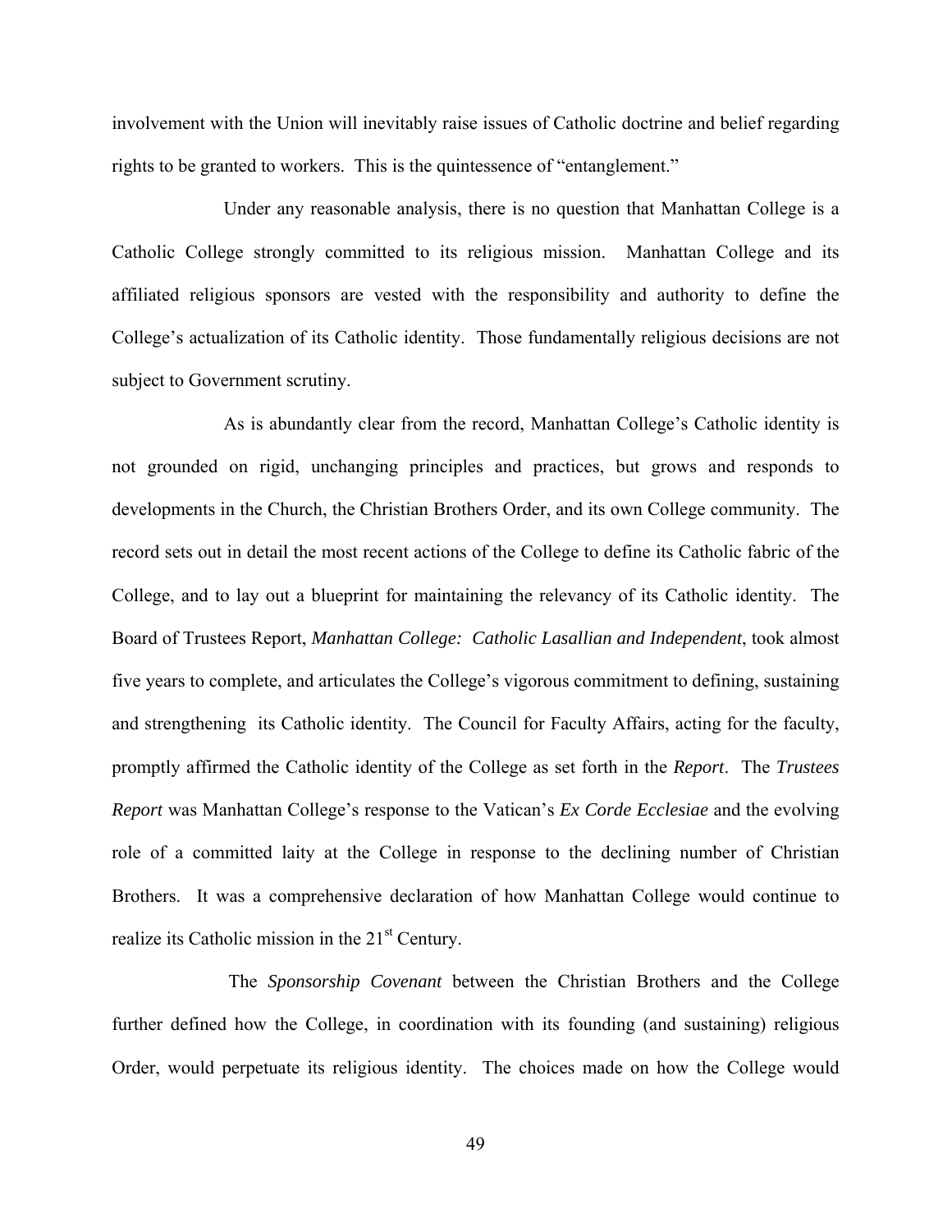involvement with the Union will inevitably raise issues of Catholic doctrine and belief regarding rights to be granted to workers. This is the quintessence of "entanglement."

Under any reasonable analysis, there is no question that Manhattan College is a Catholic College strongly committed to its religious mission. Manhattan College and its affiliated religious sponsors are vested with the responsibility and authority to define the College's actualization of its Catholic identity. Those fundamentally religious decisions are not subject to Government scrutiny.

As is abundantly clear from the record, Manhattan College's Catholic identity is not grounded on rigid, unchanging principles and practices, but grows and responds to developments in the Church, the Christian Brothers Order, and its own College community. The record sets out in detail the most recent actions of the College to define its Catholic fabric of the College, and to lay out a blueprint for maintaining the relevancy of its Catholic identity. The Board of Trustees Report, *Manhattan College: Catholic Lasallian and Independent*, took almost five years to complete, and articulates the College's vigorous commitment to defining, sustaining and strengthening its Catholic identity. The Council for Faculty Affairs, acting for the faculty, promptly affirmed the Catholic identity of the College as set forth in the *Report*. The *Trustees Report* was Manhattan College's response to the Vatican's *Ex Corde Ecclesiae* and the evolving role of a committed laity at the College in response to the declining number of Christian Brothers. It was a comprehensive declaration of how Manhattan College would continue to realize its Catholic mission in the 21st Century.

The *Sponsorship Covenant* between the Christian Brothers and the College further defined how the College, in coordination with its founding (and sustaining) religious Order, would perpetuate its religious identity. The choices made on how the College would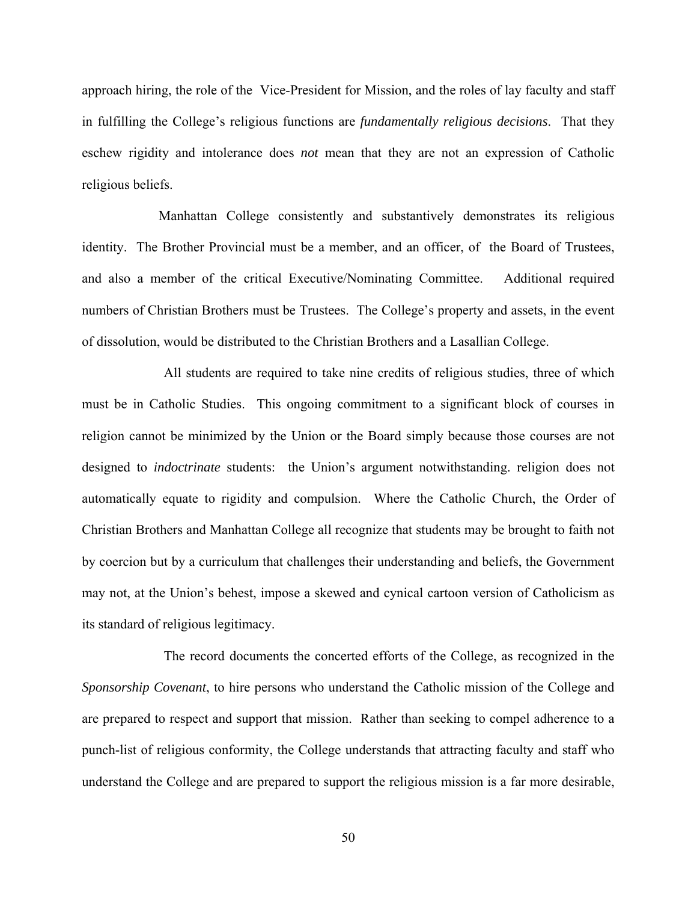approach hiring, the role of the Vice-President for Mission, and the roles of lay faculty and staff in fulfilling the College's religious functions are *fundamentally religious decisions*. That they eschew rigidity and intolerance does *not* mean that they are not an expression of Catholic religious beliefs.

Manhattan College consistently and substantively demonstrates its religious identity. The Brother Provincial must be a member, and an officer, of the Board of Trustees, and also a member of the critical Executive/Nominating Committee. Additional required numbers of Christian Brothers must be Trustees. The College's property and assets, in the event of dissolution, would be distributed to the Christian Brothers and a Lasallian College.

All students are required to take nine credits of religious studies, three of which must be in Catholic Studies. This ongoing commitment to a significant block of courses in religion cannot be minimized by the Union or the Board simply because those courses are not designed to *indoctrinate* students: the Union's argument notwithstanding. religion does not automatically equate to rigidity and compulsion. Where the Catholic Church, the Order of Christian Brothers and Manhattan College all recognize that students may be brought to faith not by coercion but by a curriculum that challenges their understanding and beliefs, the Government may not, at the Union's behest, impose a skewed and cynical cartoon version of Catholicism as its standard of religious legitimacy.

The record documents the concerted efforts of the College, as recognized in the *Sponsorship Covenant*, to hire persons who understand the Catholic mission of the College and are prepared to respect and support that mission. Rather than seeking to compel adherence to a punch-list of religious conformity, the College understands that attracting faculty and staff who understand the College and are prepared to support the religious mission is a far more desirable,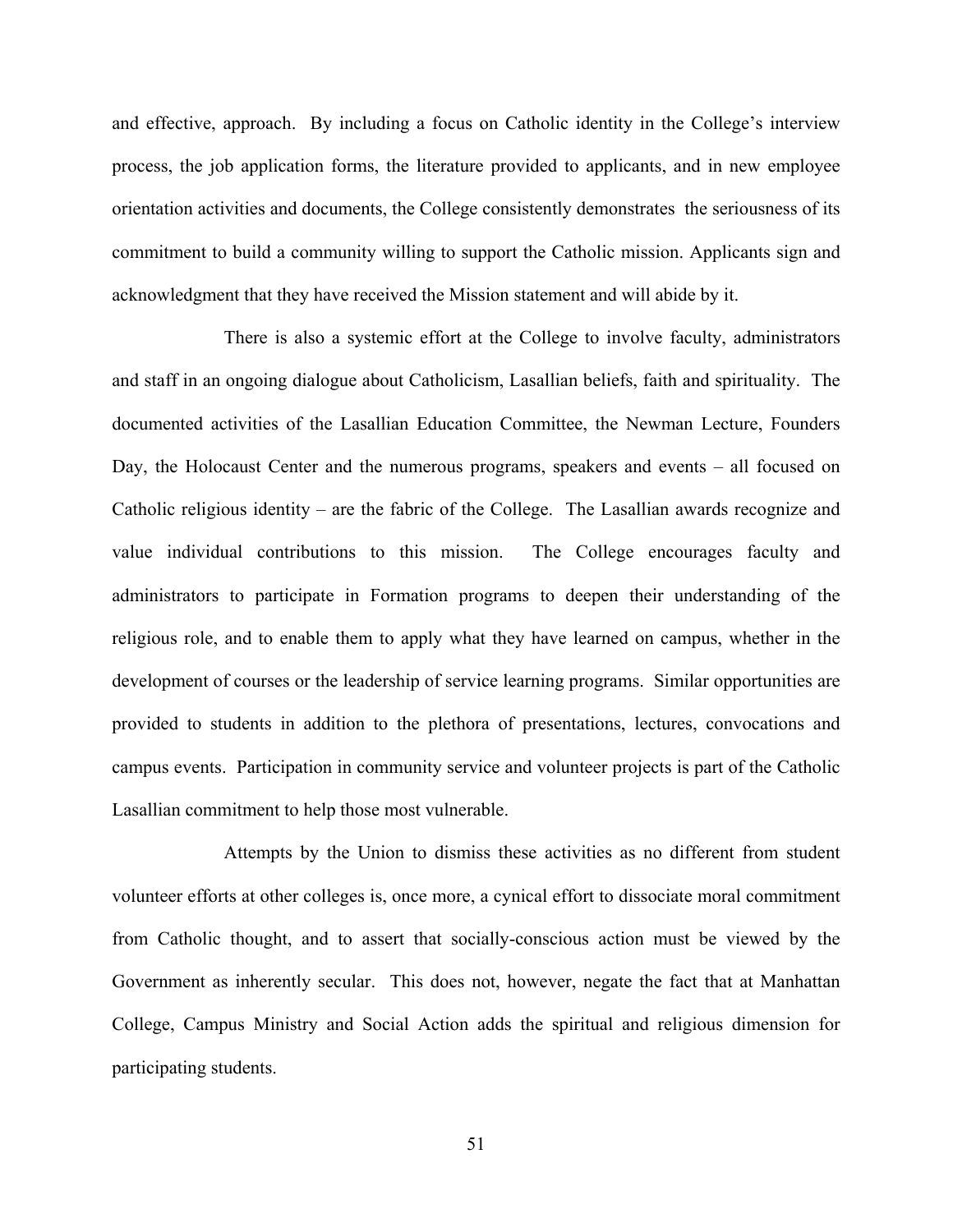and effective, approach. By including a focus on Catholic identity in the College's interview process, the job application forms, the literature provided to applicants, and in new employee orientation activities and documents, the College consistently demonstrates the seriousness of its commitment to build a community willing to support the Catholic mission. Applicants sign and acknowledgment that they have received the Mission statement and will abide by it.

There is also a systemic effort at the College to involve faculty, administrators and staff in an ongoing dialogue about Catholicism, Lasallian beliefs, faith and spirituality. The documented activities of the Lasallian Education Committee, the Newman Lecture, Founders Day, the Holocaust Center and the numerous programs, speakers and events – all focused on Catholic religious identity – are the fabric of the College. The Lasallian awards recognize and value individual contributions to this mission. The College encourages faculty and administrators to participate in Formation programs to deepen their understanding of the religious role, and to enable them to apply what they have learned on campus, whether in the development of courses or the leadership of service learning programs. Similar opportunities are provided to students in addition to the plethora of presentations, lectures, convocations and campus events. Participation in community service and volunteer projects is part of the Catholic Lasallian commitment to help those most vulnerable.

Attempts by the Union to dismiss these activities as no different from student volunteer efforts at other colleges is, once more, a cynical effort to dissociate moral commitment from Catholic thought, and to assert that socially-conscious action must be viewed by the Government as inherently secular. This does not, however, negate the fact that at Manhattan College, Campus Ministry and Social Action adds the spiritual and religious dimension for participating students.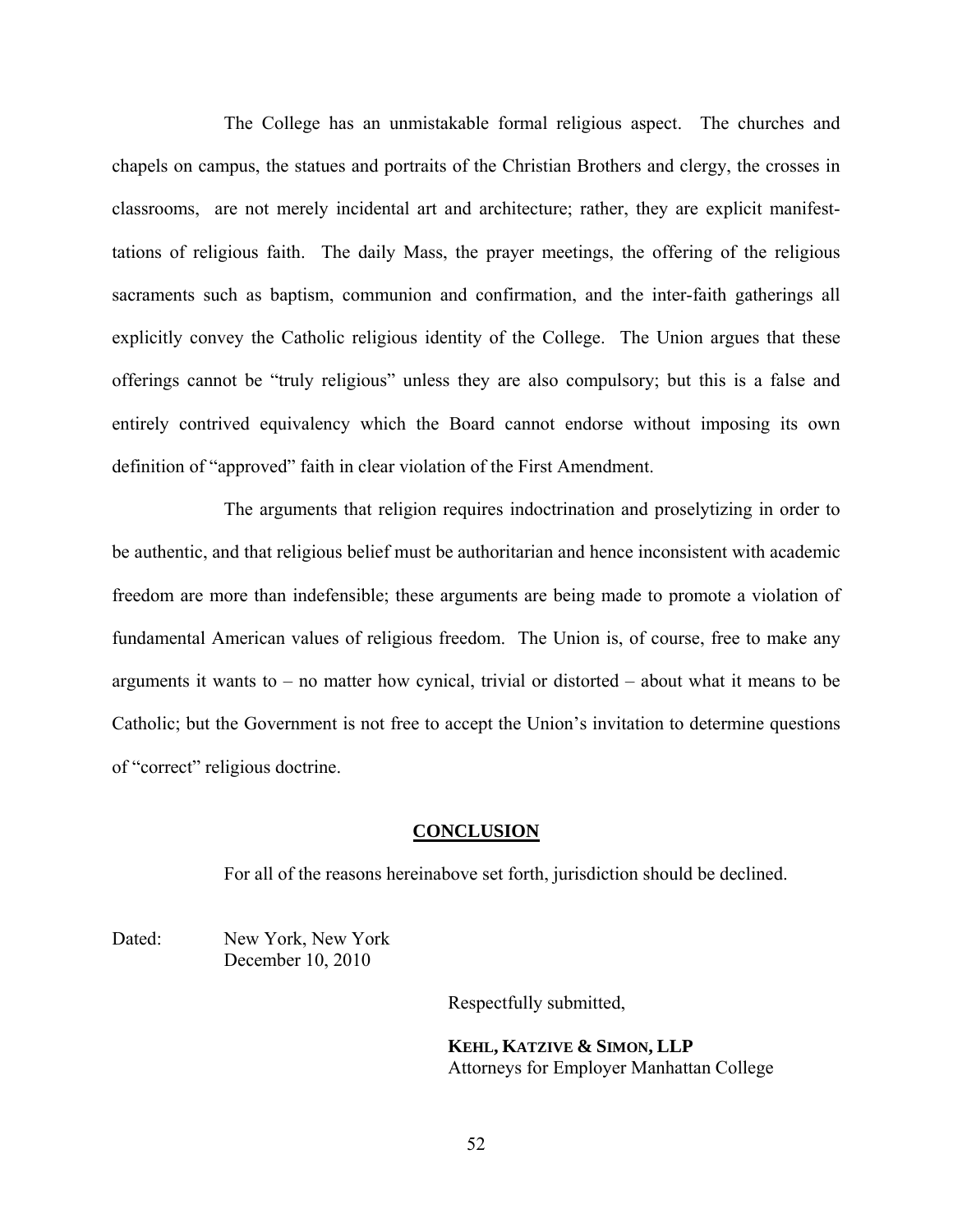The College has an unmistakable formal religious aspect. The churches and chapels on campus, the statues and portraits of the Christian Brothers and clergy, the crosses in classrooms, are not merely incidental art and architecture; rather, they are explicit manifesttations of religious faith. The daily Mass, the prayer meetings, the offering of the religious sacraments such as baptism, communion and confirmation, and the inter-faith gatherings all explicitly convey the Catholic religious identity of the College. The Union argues that these offerings cannot be "truly religious" unless they are also compulsory; but this is a false and entirely contrived equivalency which the Board cannot endorse without imposing its own definition of "approved" faith in clear violation of the First Amendment.

The arguments that religion requires indoctrination and proselytizing in order to be authentic, and that religious belief must be authoritarian and hence inconsistent with academic freedom are more than indefensible; these arguments are being made to promote a violation of fundamental American values of religious freedom. The Union is, of course, free to make any arguments it wants to – no matter how cynical, trivial or distorted – about what it means to be Catholic; but the Government is not free to accept the Union's invitation to determine questions of "correct" religious doctrine.

## CONCLUSION

For all of the reasons hereinabove set forth, jurisdiction should be declined.

Dated: New York, New York
December 10, 2010

Respectfully submitted,

**KEHL, KATZIVE & SIMON, LLP**
Attorneys for Employer Manhattan College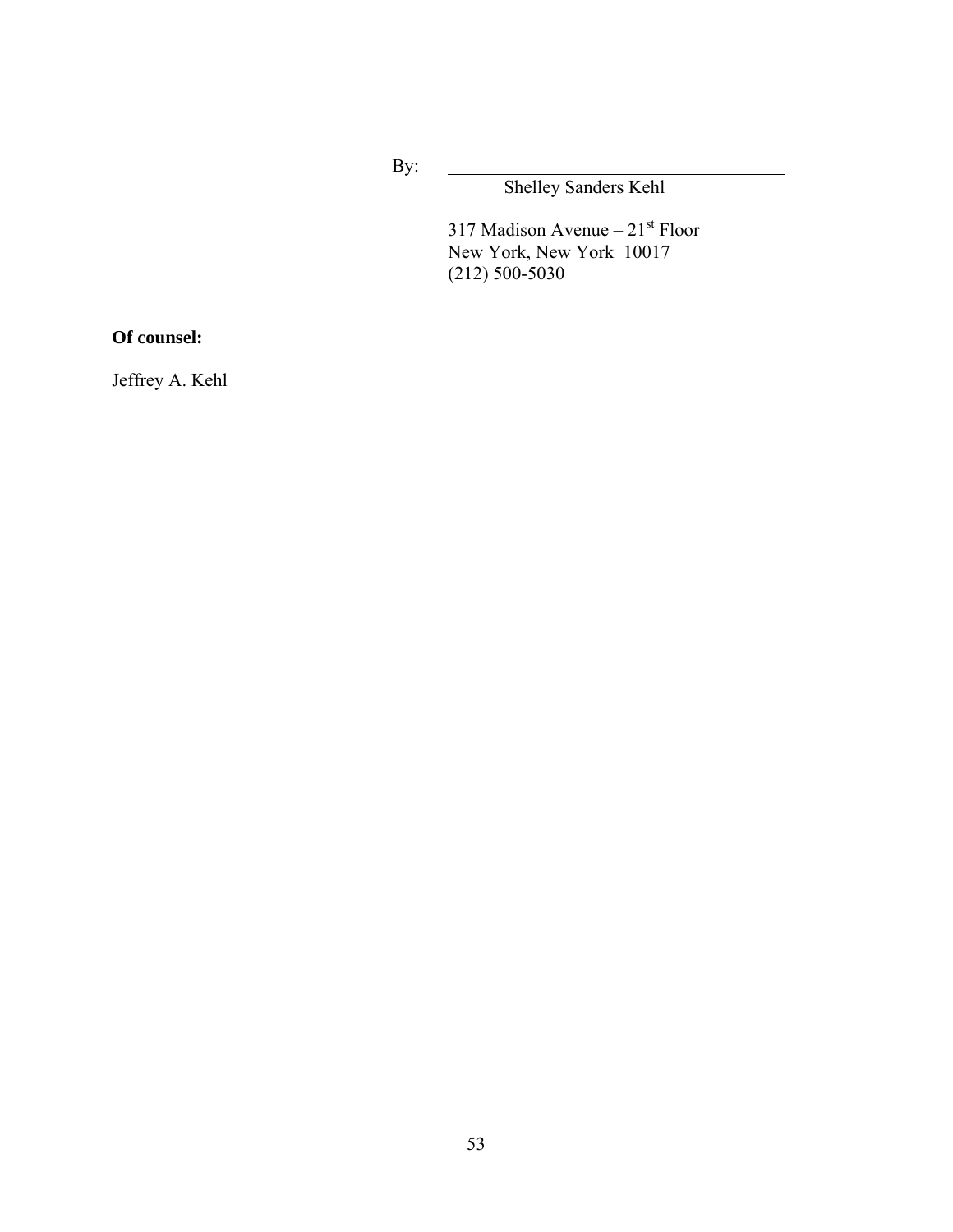By: \_\_\_\_\_\_\_\_\_\_\_\_\_\_\_\_\_\_\_\_\_\_\_\_\_\_\_\_\_\_\_\_\_\_\_\_

Shelley Sanders Kehl

317 Madison Avenue – 21st Floor
New York, New York 10017
(212) 500-5030

**Of counsel:**

Jeffrey A. Kehl